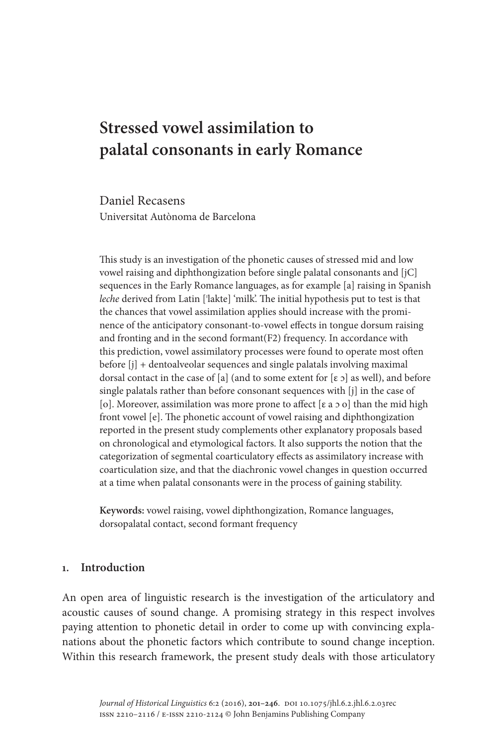# Stressed vowel assimilation to palatal consonants in early Romance

Daniel Recasens
Universitat Autònoma de Barcelona

This study is an investigation of the phonetic causes of stressed mid and low vowel raising and diphthongization before single palatal consonants and [jC] sequences in the Early Romance languages, as for example [a] raising in Spanish *leche* derived from Latin [ˈlakte] 'milk'. The initial hypothesis put to test is that the chances that vowel assimilation applies should increase with the prominence of the anticipatory consonant-to-vowel effects in tongue dorsum raising and fronting and in the second formant(F2) frequency. In accordance with this prediction, vowel assimilatory processes were found to operate most often before [j] + dentoalveolar sequences and single palatals involving maximal dorsal contact in the case of [a] (and to some extent for [ɛ ɔ] as well), and before single palatals rather than before consonant sequences with [j] in the case of [o]. Moreover, assimilation was more prone to affect [ɛ a ɔ o] than the mid high front vowel [e]. The phonetic account of vowel raising and diphthongization reported in the present study complements other explanatory proposals based on chronological and etymological factors. It also supports the notion that the categorization of segmental coarticulatory effects as assimilatory increase with coarticulation size, and that the diachronic vowel changes in question occurred at a time when palatal consonants were in the process of gaining stability.

**Keywords:** vowel raising, vowel diphthongization, Romance languages, dorsopalatal contact, second formant frequency

## 1. Introduction

An open area of linguistic research is the investigation of the articulatory and acoustic causes of sound change. A promising strategy in this respect involves paying attention to phonetic detail in order to come up with convincing explanations about the phonetic factors which contribute to sound change inception. Within this research framework, the present study deals with those articulatory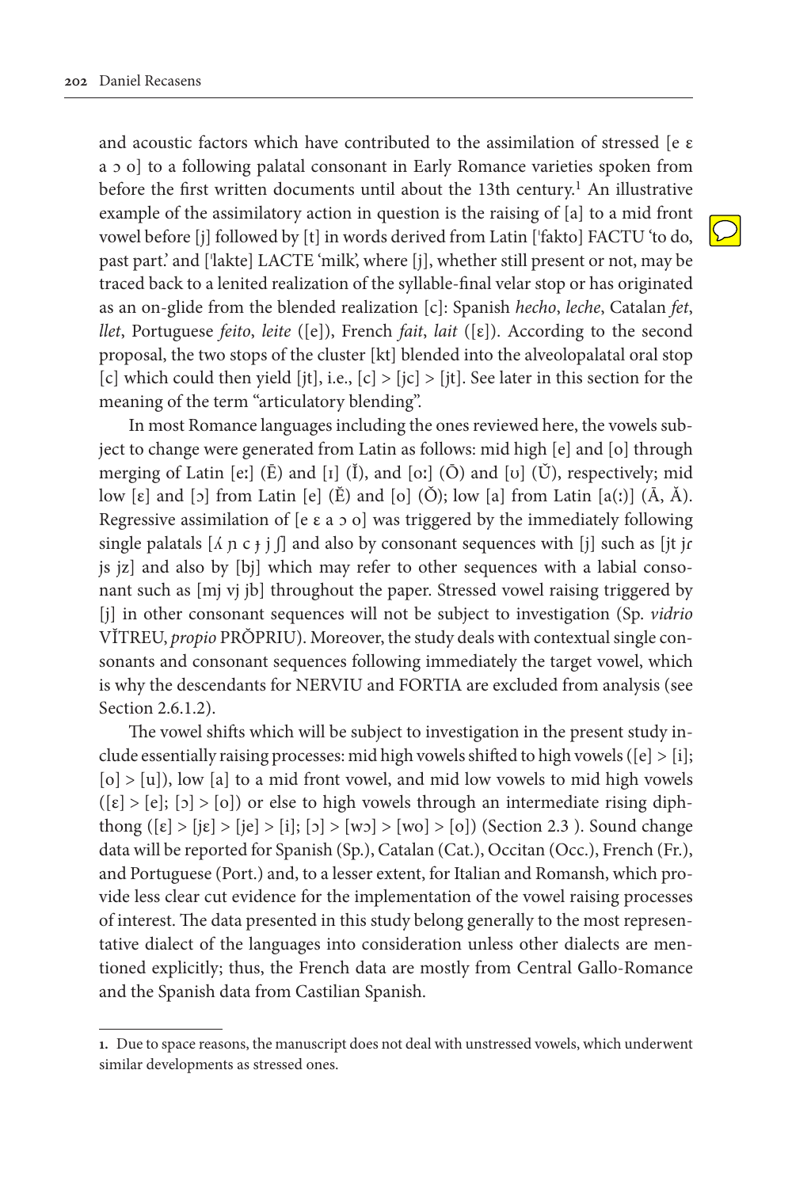and acoustic factors which have contributed to the assimilation of stressed [e ɛ a ɔ o] to a following palatal consonant in Early Romance varieties spoken from before the first written documents until about the 13th century.[1] An illustrative example of the assimilatory action in question is the raising of [a] to a mid front vowel before [j] followed by [t] in words derived from Latin [ˈfakto] FACTU 'to do, past part.' and [ˈlakte] LACTE 'milk', where [j], whether still present or not, may be traced back to a lenited realization of the syllable-final velar stop or has originated as an on-glide from the blended realization [c]: Spanish *hecho*, *leche*, Catalan *fet*, *llet*, Portuguese *feito*, *leite* ([e]), French *fait*, *lait* ([ɛ]). According to the second proposal, the two stops of the cluster [kt] blended into the alveolopalatal oral stop [c] which could then yield [jt], i.e., [c] > [jc] > [jt]. See later in this section for the meaning of the term "articulatory blending".

In most Romance languages including the ones reviewed here, the vowels subject to change were generated from Latin as follows: mid high [e] and [o] through merging of Latin [eː] (Ē) and [ɪ] (Ĭ), and [oː] (Ō) and [ʊ] (Ŭ), respectively; mid low [ɛ] and [ɔ] from Latin [e] (Ĕ) and [o] (Ŏ); low [a] from Latin [a(ː)] (Ā, Ă). Regressive assimilation of [e ɛ a ɔ o] was triggered by the immediately following single palatals [ʎ ɲ c ɟ j ʃ] and also by consonant sequences with [j] such as [jt jɾ js jz] and also by [bj] which may refer to other sequences with a labial consonant such as [mj vj jb] throughout the paper. Stressed vowel raising triggered by [j] in other consonant sequences will not be subject to investigation (Sp. *vidrio* VĬTREU, *propio* PRŎPRIU). Moreover, the study deals with contextual single consonants and consonant sequences following immediately the target vowel, which is why the descendants for NERVIU and FORTIA are excluded from analysis (see Section 2.6.1.2).

The vowel shifts which will be subject to investigation in the present study include essentially raising processes: mid high vowels shifted to high vowels ([e] > [i]; [o] > [u]), low [a] to a mid front vowel, and mid low vowels to mid high vowels ([ɛ] > [e]; [ɔ] > [o]) or else to high vowels through an intermediate rising diphthong ([ɛ] > [jɛ] > [je] > [i]; [ɔ] > [wɔ] > [wo] > [o]) (Section 2.3 ). Sound change data will be reported for Spanish (Sp.), Catalan (Cat.), Occitan (Occ.), French (Fr.), and Portuguese (Port.) and, to a lesser extent, for Italian and Romansh, which provide less clear cut evidence for the implementation of the vowel raising processes of interest. The data presented in this study belong generally to the most representative dialect of the languages into consideration unless other dialects are mentioned explicitly; thus, the French data are mostly from Central Gallo-Romance and the Spanish data from Castilian Spanish.

---

1. Due to space reasons, the manuscript does not deal with unstressed vowels, which underwent similar developments as stressed ones.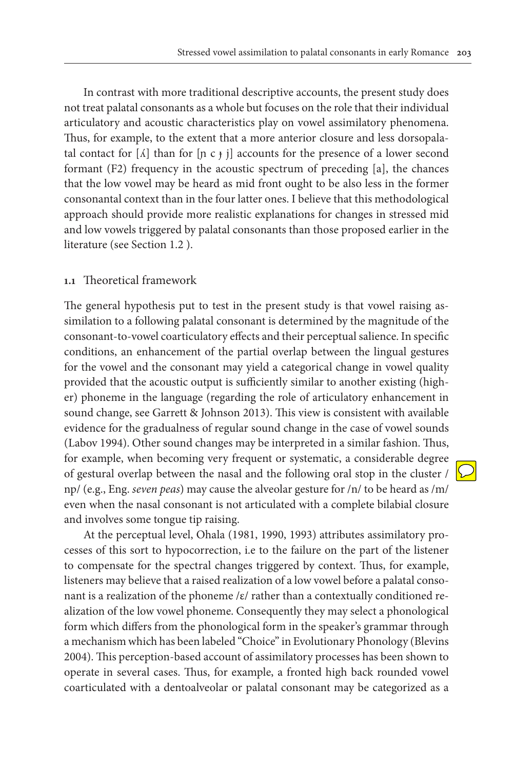In contrast with more traditional descriptive accounts, the present study does not treat palatal consonants as a whole but focuses on the role that their individual articulatory and acoustic characteristics play on vowel assimilatory phenomena. Thus, for example, to the extent that a more anterior closure and less dorsopalatal contact for [ʎ] than for [ɲ c ɟ j] accounts for the presence of a lower second formant (F2) frequency in the acoustic spectrum of preceding [a], the chances that the low vowel may be heard as mid front ought to be also less in the former consonantal context than in the four latter ones. I believe that this methodological approach should provide more realistic explanations for changes in stressed mid and low vowels triggered by palatal consonants than those proposed earlier in the literature (see Section 1.2 ).

## 1.1 Theoretical framework

The general hypothesis put to test in the present study is that vowel raising assimilation to a following palatal consonant is determined by the magnitude of the consonant-to-vowel coarticulatory effects and their perceptual salience. In specific conditions, an enhancement of the partial overlap between the lingual gestures for the vowel and the consonant may yield a categorical change in vowel quality provided that the acoustic output is sufficiently similar to another existing (higher) phoneme in the language (regarding the role of articulatory enhancement in sound change, see Garrett & Johnson 2013). This view is consistent with available evidence for the gradualness of regular sound change in the case of vowel sounds (Labov 1994). Other sound changes may be interpreted in a similar fashion. Thus, for example, when becoming very frequent or systematic, a considerable degree of gestural overlap between the nasal and the following oral stop in the cluster /np/ (e.g., Eng. *seven peas*) may cause the alveolar gesture for /n/ to be heard as /m/ even when the nasal consonant is not articulated with a complete bilabial closure and involves some tongue tip raising.

At the perceptual level, Ohala (1981, 1990, 1993) attributes assimilatory processes of this sort to hypocorrection, i.e to the failure on the part of the listener to compensate for the spectral changes triggered by context. Thus, for example, listeners may believe that a raised realization of a low vowel before a palatal consonant is a realization of the phoneme /ɛ/ rather than a contextually conditioned realization of the low vowel phoneme. Consequently they may select a phonological form which differs from the phonological form in the speaker's grammar through a mechanism which has been labeled "Choice" in Evolutionary Phonology (Blevins 2004). This perception-based account of assimilatory processes has been shown to operate in several cases. Thus, for example, a fronted high back rounded vowel coarticulated with a dentoalveolar or palatal consonant may be categorized as a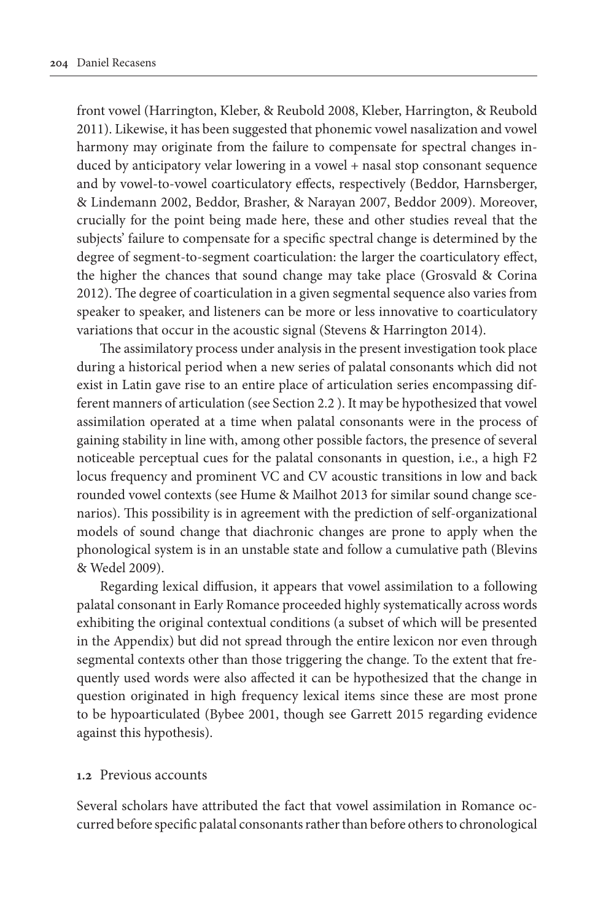front vowel (Harrington, Kleber, & Reubold 2008, Kleber, Harrington, & Reubold 2011). Likewise, it has been suggested that phonemic vowel nasalization and vowel harmony may originate from the failure to compensate for spectral changes induced by anticipatory velar lowering in a vowel + nasal stop consonant sequence and by vowel-to-vowel coarticulatory effects, respectively (Beddor, Harnsberger, & Lindemann 2002, Beddor, Brasher, & Narayan 2007, Beddor 2009). Moreover, crucially for the point being made here, these and other studies reveal that the subjects' failure to compensate for a specific spectral change is determined by the degree of segment-to-segment coarticulation: the larger the coarticulatory effect, the higher the chances that sound change may take place (Grosvald & Corina 2012). The degree of coarticulation in a given segmental sequence also varies from speaker to speaker, and listeners can be more or less innovative to coarticulatory variations that occur in the acoustic signal (Stevens & Harrington 2014).

The assimilatory process under analysis in the present investigation took place during a historical period when a new series of palatal consonants which did not exist in Latin gave rise to an entire place of articulation series encompassing different manners of articulation (see Section 2.2 ). It may be hypothesized that vowel assimilation operated at a time when palatal consonants were in the process of gaining stability in line with, among other possible factors, the presence of several noticeable perceptual cues for the palatal consonants in question, i.e., a high F2 locus frequency and prominent VC and CV acoustic transitions in low and back rounded vowel contexts (see Hume & Mailhot 2013 for similar sound change scenarios). This possibility is in agreement with the prediction of self-organizational models of sound change that diachronic changes are prone to apply when the phonological system is in an unstable state and follow a cumulative path (Blevins & Wedel 2009).

Regarding lexical diffusion, it appears that vowel assimilation to a following palatal consonant in Early Romance proceeded highly systematically across words exhibiting the original contextual conditions (a subset of which will be presented in the Appendix) but did not spread through the entire lexicon nor even through segmental contexts other than those triggering the change. To the extent that frequently used words were also affected it can be hypothesized that the change in question originated in high frequency lexical items since these are most prone to be hypoarticulated (Bybee 2001, though see Garrett 2015 regarding evidence against this hypothesis).

### 1.2 Previous accounts

Several scholars have attributed the fact that vowel assimilation in Romance occurred before specific palatal consonants rather than before others to chronological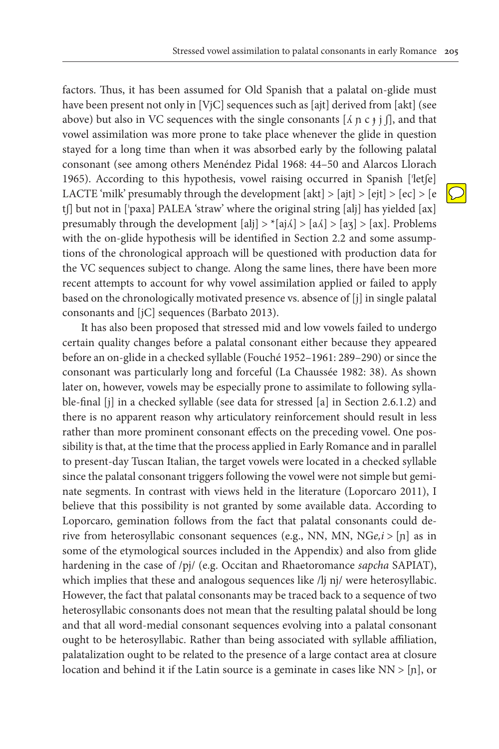factors. Thus, it has been assumed for Old Spanish that a palatal on-glide must have been present not only in [VjC] sequences such as [ajt] derived from [akt] (see above) but also in VC sequences with the single consonants [ʎ ɲ c ɟ j ʃ], and that vowel assimilation was more prone to take place whenever the glide in question stayed for a long time than when it was absorbed early by the following palatal consonant (see among others Menéndez Pidal 1968: 44–50 and Alarcos Llorach 1965). According to this hypothesis, vowel raising occurred in Spanish [ˈletʃe] LACTE 'milk' presumably through the development [akt] > [ajt] > [ejt] > [ec] > [e tʃ] but not in [ˈpaxa] PALEA 'straw' where the original string [alj] has yielded [ax] presumably through the development [alj] > *[ajʎ] > [aʎ] > [aʒ] > [ax]. Problems with the on-glide hypothesis will be identified in Section 2.2 and some assumptions of the chronological approach will be questioned with production data for the VC sequences subject to change. Along the same lines, there have been more recent attempts to account for why vowel assimilation applied or failed to apply based on the chronologically motivated presence vs. absence of [j] in single palatal consonants and [jC] sequences (Barbato 2013).

It has also been proposed that stressed mid and low vowels failed to undergo certain quality changes before a palatal consonant either because they appeared before an on-glide in a checked syllable (Fouché 1952–1961: 289–290) or since the consonant was particularly long and forceful (La Chaussée 1982: 38). As shown later on, however, vowels may be especially prone to assimilate to following syllable-final [j] in a checked syllable (see data for stressed [a] in Section 2.6.1.2) and there is no apparent reason why articulatory reinforcement should result in less rather than more prominent consonant effects on the preceding vowel. One possibility is that, at the time that the process applied in Early Romance and in parallel to present-day Tuscan Italian, the target vowels were located in a checked syllable since the palatal consonant triggers following the vowel were not simple but geminate segments. In contrast with views held in the literature (Loporcaro 2011), I believe that this possibility is not granted by some available data. According to Loporcaro, gemination follows from the fact that palatal consonants could derive from heterosyllabic consonant sequences (e.g., NN, MN, NG*e,i* > [ɲ] as in some of the etymological sources included in the Appendix) and also from glide hardening in the case of /pj/ (e.g. Occitan and Rhaetoromance *sapcha* SAPIAT), which implies that these and analogous sequences like /lj nj/ were heterosyllabic. However, the fact that palatal consonants may be traced back to a sequence of two heterosyllabic consonants does not mean that the resulting palatal should be long and that all word-medial consonant sequences evolving into a palatal consonant ought to be heterosyllabic. Rather than being associated with syllable affiliation, palatalization ought to be related to the presence of a large contact area at closure location and behind it if the Latin source is a geminate in cases like NN > [ɲ], or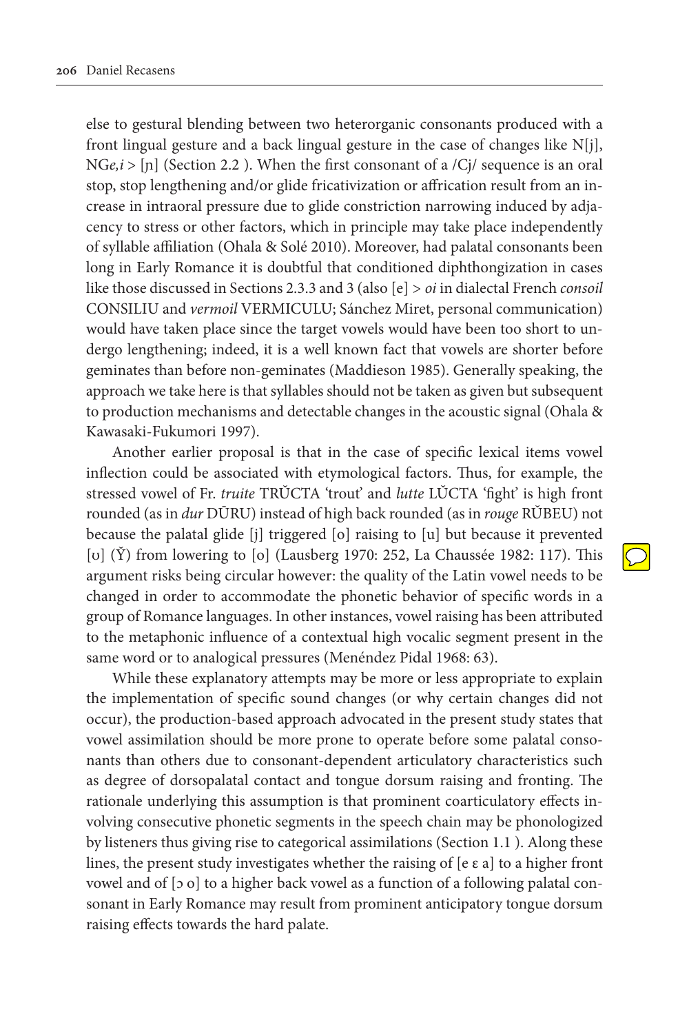else to gestural blending between two heterorganic consonants produced with a front lingual gesture and a back lingual gesture in the case of changes like N[j], NG*e,i* > [ɲ] (Section 2.2 ). When the first consonant of a /Cj/ sequence is an oral stop, stop lengthening and/or glide fricativization or affrication result from an increase in intraoral pressure due to glide constriction narrowing induced by adjacency to stress or other factors, which in principle may take place independently of syllable affiliation (Ohala & Solé 2010). Moreover, had palatal consonants been long in Early Romance it is doubtful that conditioned diphthongization in cases like those discussed in Sections 2.3.3 and 3 (also [e] > *oi* in dialectal French *consoil* CONSILIU and *vermoil* VERMICULU; Sánchez Miret, personal communication) would have taken place since the target vowels would have been too short to undergo lengthening; indeed, it is a well known fact that vowels are shorter before geminates than before non-geminates (Maddieson 1985). Generally speaking, the approach we take here is that syllables should not be taken as given but subsequent to production mechanisms and detectable changes in the acoustic signal (Ohala & Kawasaki-Fukumori 1997).

Another earlier proposal is that in the case of specific lexical items vowel inflection could be associated with etymological factors. Thus, for example, the stressed vowel of Fr. *truite* TRŬCTA 'trout' and *lutte* LŬCTA 'fight' is high front rounded (as in *dur* DŪRU) instead of high back rounded (as in *rouge* RŬBEU) not because the palatal glide [j] triggered [o] raising to [u] but because it prevented [ʊ] (Ŷ) from lowering to [o] (Lausberg 1970: 252, La Chaussée 1982: 117). This argument risks being circular however: the quality of the Latin vowel needs to be changed in order to accommodate the phonetic behavior of specific words in a group of Romance languages. In other instances, vowel raising has been attributed to the metaphonic influence of a contextual high vocalic segment present in the same word or to analogical pressures (Menéndez Pidal 1968: 63).

While these explanatory attempts may be more or less appropriate to explain the implementation of specific sound changes (or why certain changes did not occur), the production-based approach advocated in the present study states that vowel assimilation should be more prone to operate before some palatal consonants than others due to consonant-dependent articulatory characteristics such as degree of dorsopalatal contact and tongue dorsum raising and fronting. The rationale underlying this assumption is that prominent coarticulatory effects involving consecutive phonetic segments in the speech chain may be phonologized by listeners thus giving rise to categorical assimilations (Section 1.1 ). Along these lines, the present study investigates whether the raising of [e ɛ a] to a higher front vowel and of [ɔ o] to a higher back vowel as a function of a following palatal consonant in Early Romance may result from prominent anticipatory tongue dorsum raising effects towards the hard palate.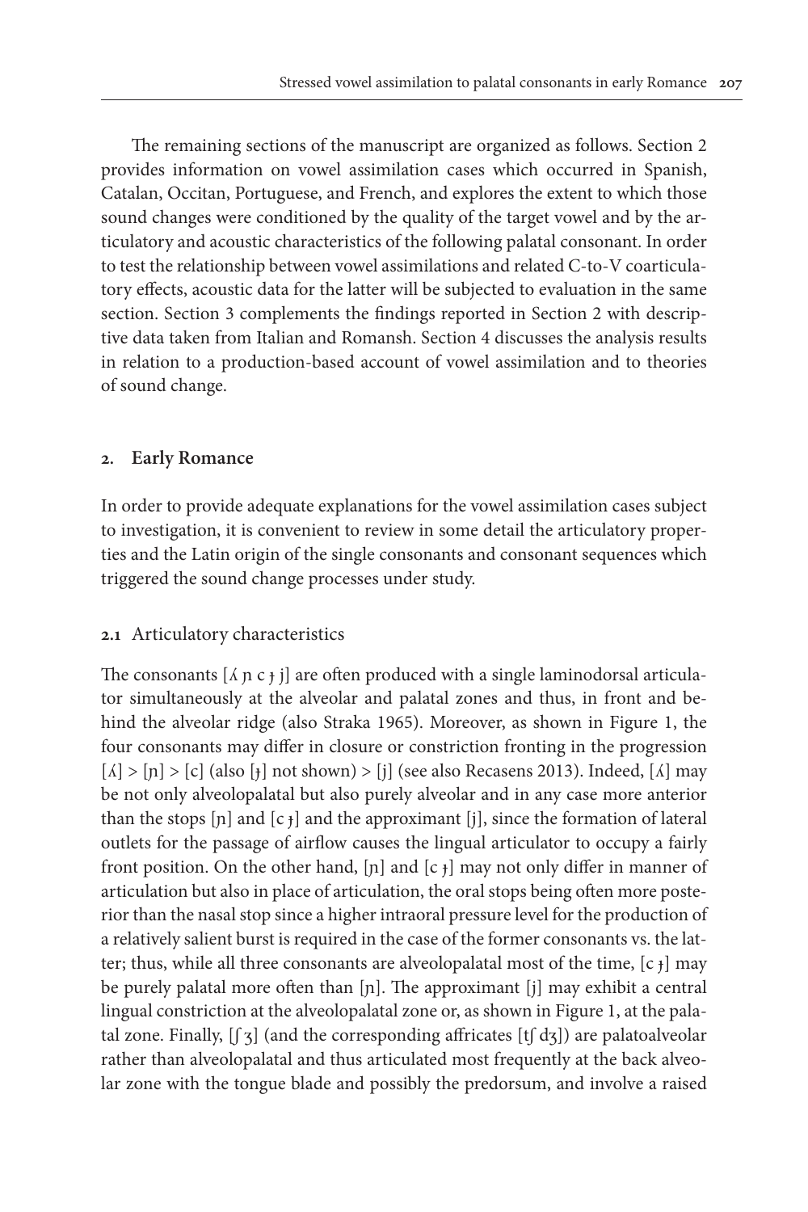The remaining sections of the manuscript are organized as follows. Section 2 provides information on vowel assimilation cases which occurred in Spanish, Catalan, Occitan, Portuguese, and French, and explores the extent to which those sound changes were conditioned by the quality of the target vowel and by the articulatory and acoustic characteristics of the following palatal consonant. In order to test the relationship between vowel assimilations and related C-to-V coarticulatory effects, acoustic data for the latter will be subjected to evaluation in the same section. Section 3 complements the findings reported in Section 2 with descriptive data taken from Italian and Romansh. Section 4 discusses the analysis results in relation to a production-based account of vowel assimilation and to theories of sound change.

## 2. Early Romance

In order to provide adequate explanations for the vowel assimilation cases subject to investigation, it is convenient to review in some detail the articulatory properties and the Latin origin of the single consonants and consonant sequences which triggered the sound change processes under study.

### 2.1 Articulatory characteristics

The consonants [ʎ ɲ c ɟ j] are often produced with a single laminodorsal articulator simultaneously at the alveolar and palatal zones and thus, in front and behind the alveolar ridge (also Straka 1965). Moreover, as shown in Figure 1, the four consonants may differ in closure or constriction fronting in the progression [ʎ] > [ɲ] > [c] (also [ɟ] not shown) > [j] (see also Recasens 2013). Indeed, [ʎ] may be not only alveolopalatal but also purely alveolar and in any case more anterior than the stops [ɲ] and [c ɟ] and the approximant [j], since the formation of lateral outlets for the passage of airflow causes the lingual articulator to occupy a fairly front position. On the other hand, [ɲ] and [c ɟ] may not only differ in manner of articulation but also in place of articulation, the oral stops being often more posterior than the nasal stop since a higher intraoral pressure level for the production of a relatively salient burst is required in the case of the former consonants vs. the latter; thus, while all three consonants are alveolopalatal most of the time, [c ɟ] may be purely palatal more often than [ɲ]. The approximant [j] may exhibit a central lingual constriction at the alveolopalatal zone or, as shown in Figure 1, at the palatal zone. Finally, [ʃ ʒ] (and the corresponding affricates [tʃ dʒ]) are palatoalveolar rather than alveolopalatal and thus articulated most frequently at the back alveolar zone with the tongue blade and possibly the predorsum, and involve a raised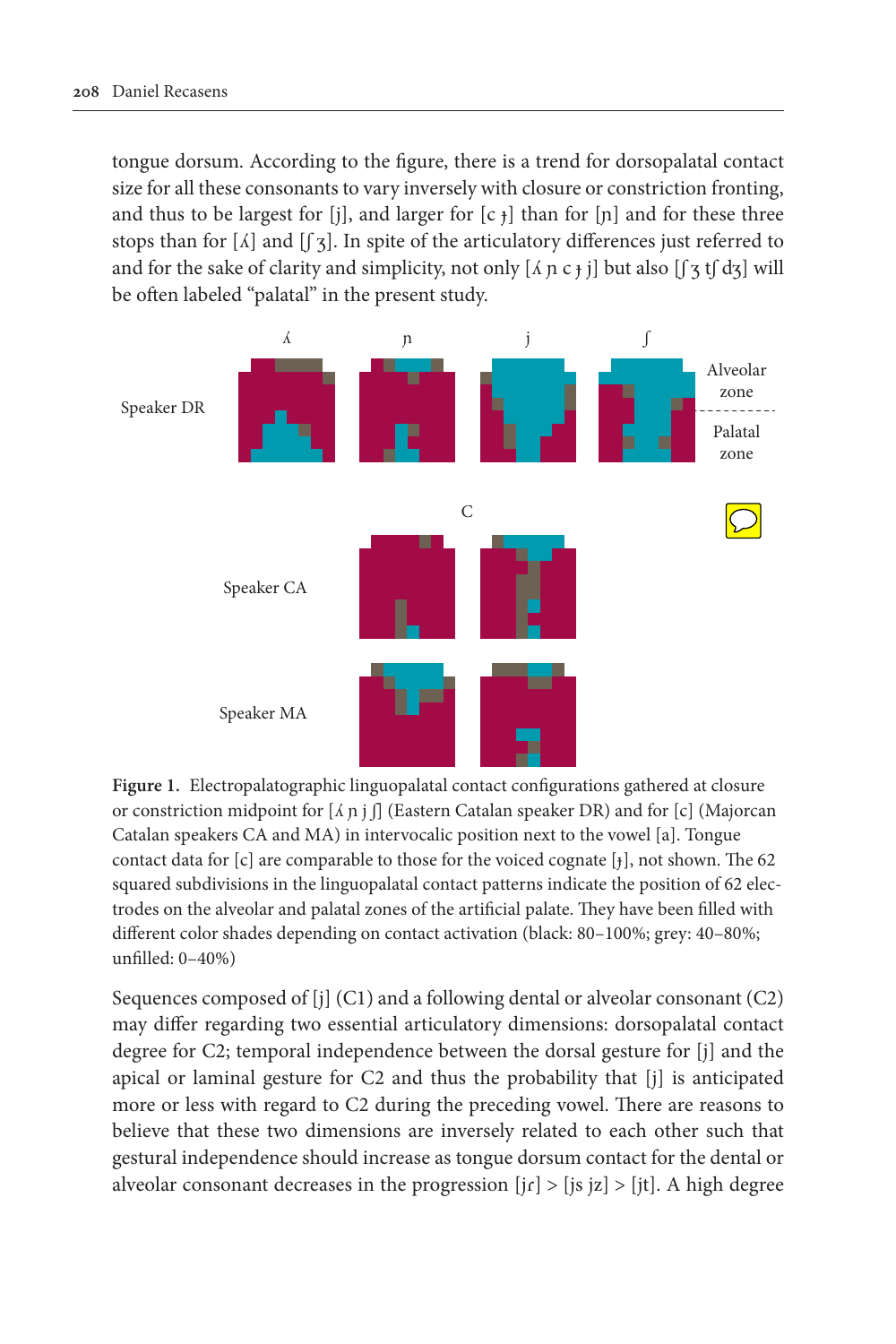tongue dorsum. According to the figure, there is a trend for dorsopalatal contact size for all these consonants to vary inversely with closure or constriction fronting, and thus to be largest for [j], and larger for [c ɟ] than for [ɲ] and for these three stops than for [ʎ] and [ʃ ʒ]. In spite of the articulatory differences just referred to and for the sake of clarity and simplicity, not only [ʎ ɲ c ɟ j] but also [ʃ ʒ tʃ dʒ] will be often labeled "palatal" in the present study.

**Figure 1.** Electropalatographic linguopalatal contact configurations gathered at closure or constriction midpoint for [ʎ ɲ j ʃ] (Eastern Catalan speaker DR) and for [c] (Majorcan Catalan speakers CA and MA) in intervocalic position next to the vowel [a]. Tongue contact data for [c] are comparable to those for the voiced cognate [ɟ], not shown. The 62 squared subdivisions in the linguopalatal contact patterns indicate the position of 62 electrodes on the alveolar and palatal zones of the artificial palate. They have been filled with different color shades depending on contact activation (black: 80–100%; grey: 40–80%; unfilled: 0–40%)

Sequences composed of [j] (C1) and a following dental or alveolar consonant (C2) may differ regarding two essential articulatory dimensions: dorsopalatal contact degree for C2; temporal independence between the dorsal gesture for [j] and the apical or laminal gesture for C2 and thus the probability that [j] is anticipated more or less with regard to C2 during the preceding vowel. There are reasons to believe that these two dimensions are inversely related to each other such that gestural independence should increase as tongue dorsum contact for the dental or alveolar consonant decreases in the progression [jɾ] > [js jz] > [jt]. A high degree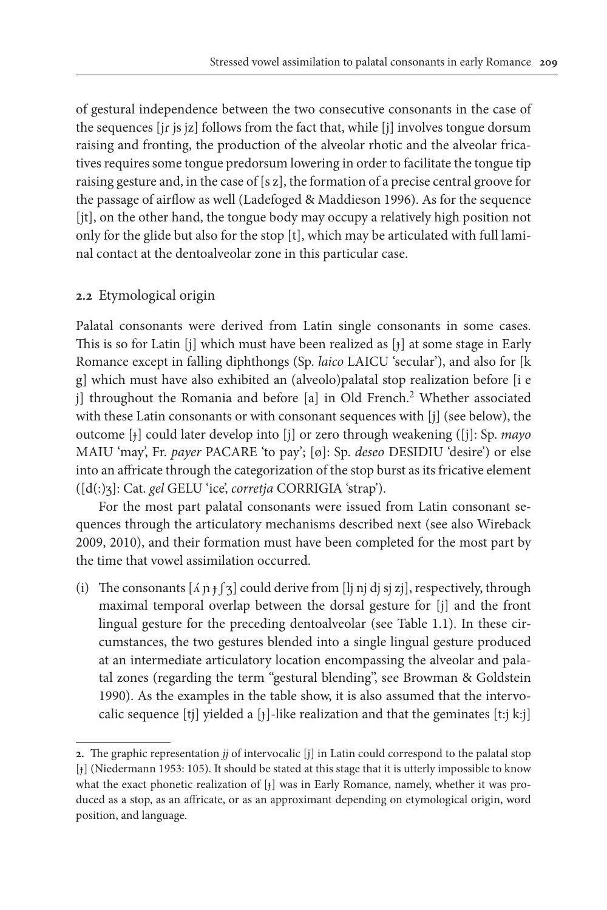of gestural independence between the two consecutive consonants in the case of the sequences [jɾ js jz] follows from the fact that, while [j] involves tongue dorsum raising and fronting, the production of the alveolar rhotic and the alveolar fricatives requires some tongue predorsum lowering in order to facilitate the tongue tip raising gesture and, in the case of [s z], the formation of a precise central groove for the passage of airflow as well (Ladefoged & Maddieson 1996). As for the sequence [jt], on the other hand, the tongue body may occupy a relatively high position not only for the glide but also for the stop [t], which may be articulated with full laminal contact at the dentoalveolar zone in this particular case.

### 2.2 Etymological origin

Palatal consonants were derived from Latin single consonants in some cases. This is so for Latin [j] which must have been realized as [ɟ] at some stage in Early Romance except in falling diphthongs (Sp. *laico* LAICU 'secular'), and also for [k g] which must have also exhibited an (alveolo)palatal stop realization before [i e j] throughout the Romania and before [a] in Old French.[2] Whether associated with these Latin consonants or with consonant sequences with [j] (see below), the outcome [ɟ] could later develop into [j] or zero through weakening ([j]: Sp. *mayo* MAIU 'may', Fr. *payer* PACARE 'to pay'; [ø]: Sp. *deseo* DESIDIU 'desire') or else into an affricate through the categorization of the stop burst as its fricative element ([d(:)ʒ]: Cat. *gel* GELU 'ice', *corretja* CORRIGIA 'strap').

For the most part palatal consonants were issued from Latin consonant sequences through the articulatory mechanisms described next (see also Wireback 2009, 2010), and their formation must have been completed for the most part by the time that vowel assimilation occurred.

(i) The consonants [ʎ ɲ ɟ ʃ ʒ] could derive from [lj nj dj sj zj], respectively, through maximal temporal overlap between the dorsal gesture for [j] and the front lingual gesture for the preceding dentoalveolar (see Table 1.1). In these circumstances, the two gestures blended into a single lingual gesture produced at an intermediate articulatory location encompassing the alveolar and palatal zones (regarding the term "gestural blending", see Browman & Goldstein 1990). As the examples in the table show, it is also assumed that the intervocalic sequence [tj] yielded a [ɟ]-like realization and that the geminates [t:j k:j]

---

2. The graphic representation *jj* of intervocalic [j] in Latin could correspond to the palatal stop [ɟ] (Niedermann 1953: 105). It should be stated at this stage that it is utterly impossible to know what the exact phonetic realization of [ɟ] was in Early Romance, namely, whether it was produced as a stop, as an affricate, or as an approximant depending on etymological origin, word position, and language.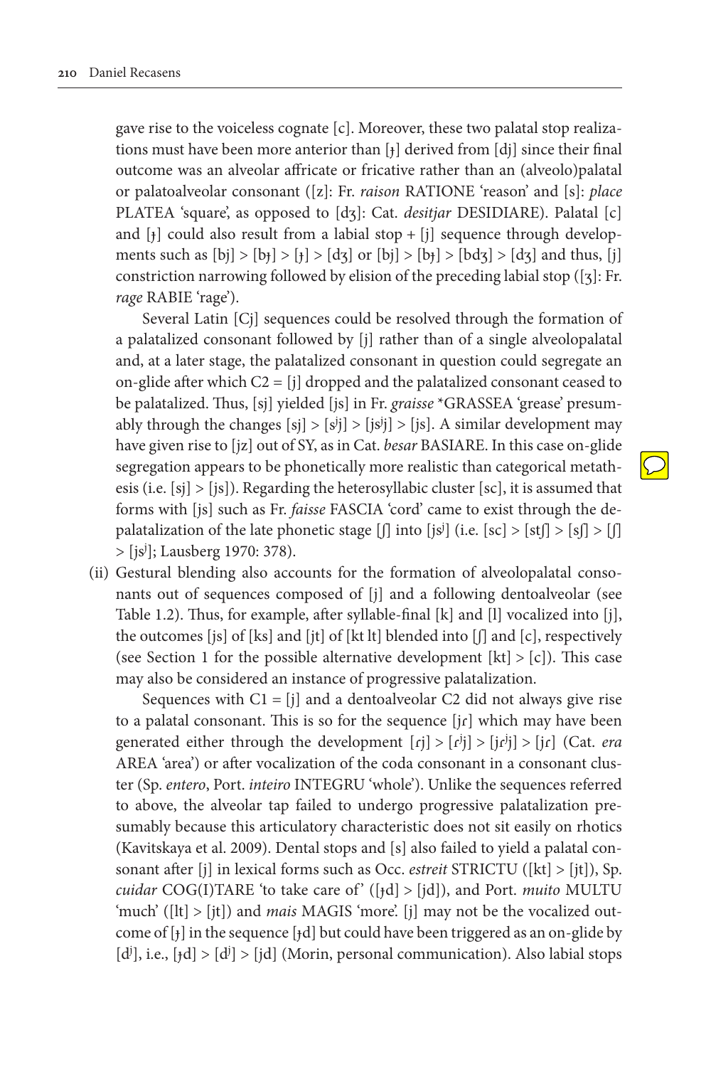gave rise to the voiceless cognate [c]. Moreover, these two palatal stop realizations must have been more anterior than [ɟ] derived from [dj] since their final outcome was an alveolar affricate or fricative rather than an (alveolo)palatal or palatoalveolar consonant ([z]: Fr. *raison* RATIONE 'reason' and [s]: *place* PLATEA 'square', as opposed to [dʒ]: Cat. *desitjar* DESIDIARE). Palatal [c] and [ɟ] could also result from a labial stop + [j] sequence through developments such as [bj] > [bɟ] > [ɟ] > [dʒ] or [bj] > [bɟ] > [bdʒ] > [dʒ] and thus, [j] constriction narrowing followed by elision of the preceding labial stop ([ʒ]: Fr. *rage* RABIE 'rage').

Several Latin [Cj] sequences could be resolved through the formation of a palatalized consonant followed by [j] rather than of a single alveolopalatal and, at a later stage, the palatalized consonant in question could segregate an on-glide after which C2 = [j] dropped and the palatalized consonant ceased to be palatalized. Thus, [sj] yielded [js] in Fr. *graisse* *GRASSEA 'grease' presumably through the changes [sj] > [sʲj] > [jsʲj] > [js]. A similar development may have given rise to [jz] out of SY, as in Cat. *besar* BASIARE. In this case on-glide segregation appears to be phonetically more realistic than categorical metathesis (i.e. [sj] > [js]). Regarding the heterosyllabic cluster [sc], it is assumed that forms with [js] such as Fr. *faisse* FASCIA 'cord' came to exist through the depalatalization of the late phonetic stage [ʃ] into [jsʲ] (i.e. [sc] > [stʃ] > [sʃ] > [ʃ] > [jsʲ]; Lausberg 1970: 378).

(ii) Gestural blending also accounts for the formation of alveolopalatal consonants out of sequences composed of [j] and a following dentoalveolar (see Table 1.2). Thus, for example, after syllable-final [k] and [l] vocalized into [j], the outcomes [js] of [ks] and [jt] of [kt lt] blended into [ʃ] and [c], respectively (see Section 1 for the possible alternative development [kt] > [c]). This case may also be considered an instance of progressive palatalization.

Sequences with C1 = [j] and a dentoalveolar C2 did not always give rise to a palatal consonant. This is so for the sequence [jɾ] which may have been generated either through the development [ɾj] > [ɾʲj] > [jɾʲj] > [jɾ] (Cat. *era* AREA 'area') or after vocalization of the coda consonant in a consonant cluster (Sp. *entero*, Port. *inteiro* INTEGRU 'whole'). Unlike the sequences referred to above, the alveolar tap failed to undergo progressive palatalization presumably because this articulatory characteristic does not sit easily on rhotics (Kavitskaya et al. 2009). Dental stops and [s] also failed to yield a palatal consonant after [j] in lexical forms such as Occ. *estreit* STRICTU ([kt] > [jt]), Sp. *cuidar* COG(I)TARE 'to take care of' ([ɟd] > [jd]), and Port. *muito* MULTU 'much' ([lt] > [jt]) and *mais* MAGIS 'more'. [j] may not be the vocalized outcome of [ɟ] in the sequence [ɟd] but could have been triggered as an on-glide by [dʲ], i.e., [ɟd] > [dʲ] > [jd] (Morin, personal communication). Also labial stops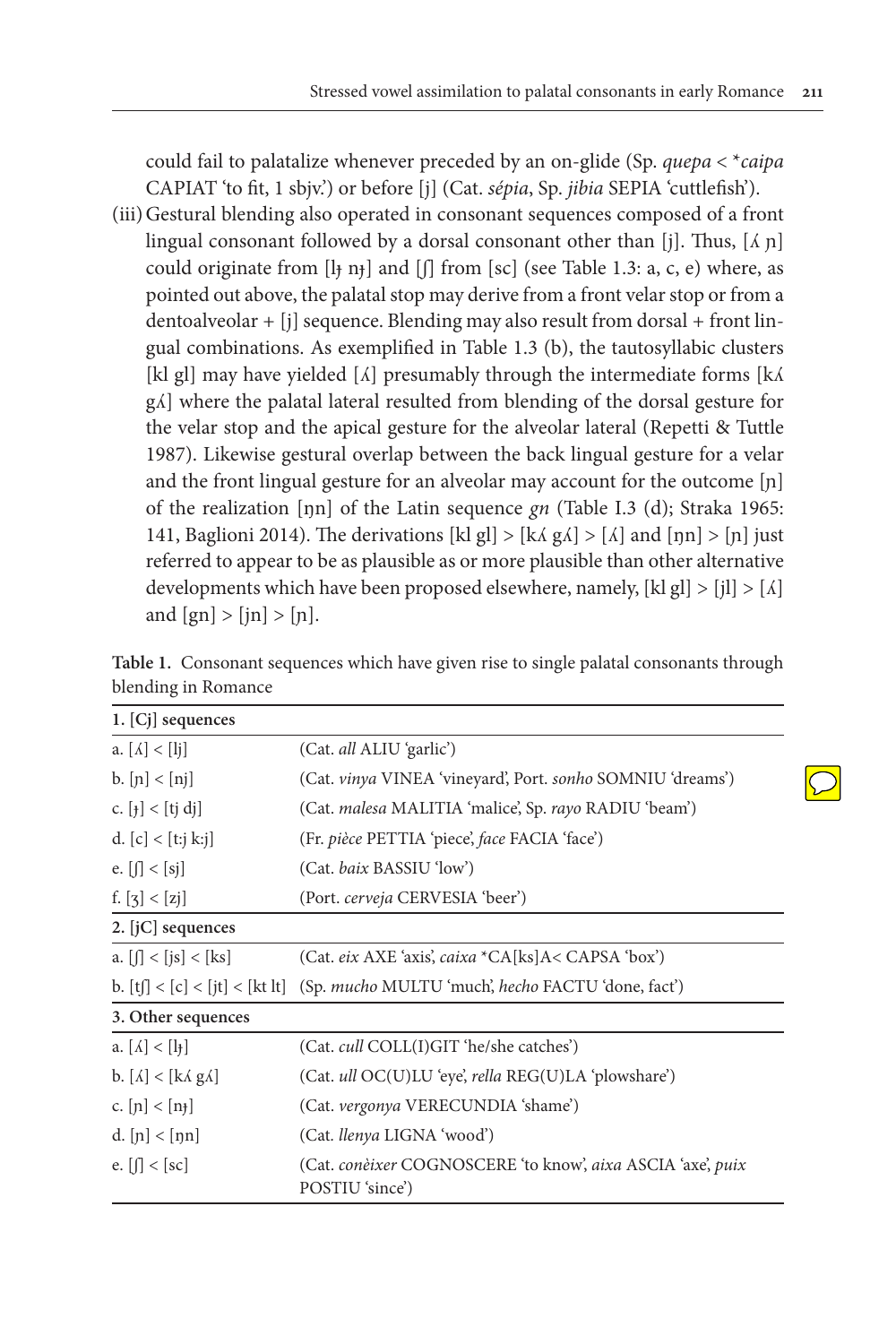could fail to palatalize whenever preceded by an on-glide (Sp. *quepa* < \**caipa* CAPIAT 'to fit, 1 sbjv.') or before [j] (Cat. *sépia*, Sp. *jibia* SEPIA 'cuttlefish').

(iii) Gestural blending also operated in consonant sequences composed of a front lingual consonant followed by a dorsal consonant other than [j]. Thus, [ʎ ɲ] could originate from [lɟ nɟ] and [ʃ] from [sc] (see Table 1.3: a, c, e) where, as pointed out above, the palatal stop may derive from a front velar stop or from a dentoalveolar + [j] sequence. Blending may also result from dorsal + front lingual combinations. As exemplified in Table 1.3 (b), the tautosyllabic clusters [kl gl] may have yielded [ʎ] presumably through the intermediate forms [kʎ gʎ] where the palatal lateral resulted from blending of the dorsal gesture for the velar stop and the apical gesture for the alveolar lateral (Repetti & Tuttle 1987). Likewise gestural overlap between the back lingual gesture for a velar and the front lingual gesture for an alveolar may account for the outcome [ɲ] of the realization [ŋn] of the Latin sequence *gn* (Table I.3 (d); Straka 1965: 141, Baglioni 2014). The derivations [kl gl] > [kʎ gʎ] > [ʎ] and [ŋn] > [ɲ] just referred to appear to be as plausible as or more plausible than other alternative developments which have been proposed elsewhere, namely, [kl gl] > [jl] > [ʎ] and [gn] > [jn] > [ɲ].

**Table 1.** Consonant sequences which have given rise to single palatal consonants through blending in Romance

| **1. [Cj] sequences** | |
|---|---|
| a. [ʎ] < [lj] | (Cat. *all* ALIU 'garlic') |
| b. [ɲ] < [nj] | (Cat. *vinya* VINEA 'vineyard', Port. *sonho* SOMNIU 'dreams') |
| c. [ɟ] < [tj dj] | (Cat. *malesa* MALITIA 'malice', Sp. *rayo* RADIU 'beam') |
| d. [c] < [t:j k:j] | (Fr. *pièce* PETTIA 'piece', *face* FACIA 'face') |
| e. [ʃ] < [sj] | (Cat. *baix* BASSIU 'low') |
| f. [ʒ] < [zj] | (Port. *cerveja* CERVESIA 'beer') |
| **2. [jC] sequences** | |
| a. [ʃ] < [js] < [ks] | (Cat. *eix* AXE 'axis', *caixa* \*CA[ks]A< CAPSA 'box') |
| b. [tʃ] < [c] < [jt] < [kt lt] | (Sp. *mucho* MULTU 'much', *hecho* FACTU 'done, fact') |
| **3. Other sequences** | |
| a. [ʎ] < [lɟ] | (Cat. *cull* COLL(I)GIT 'he/she catches') |
| b. [ʎ] < [kʎ gʎ] | (Cat. *ull* OC(U)LU 'eye', *rella* REG(U)LA 'plowshare') |
| c. [ɲ] < [nɟ] | (Cat. *vergonya* VERECUNDIA 'shame') |
| d. [ɲ] < [ŋn] | (Cat. *llenya* LIGNA 'wood') |
| e. [ʃ] < [sc] | (Cat. *conèixer* COGNOSCERE 'to know', *aixa* ASCIA 'axe', *puix* POSTIU 'since') |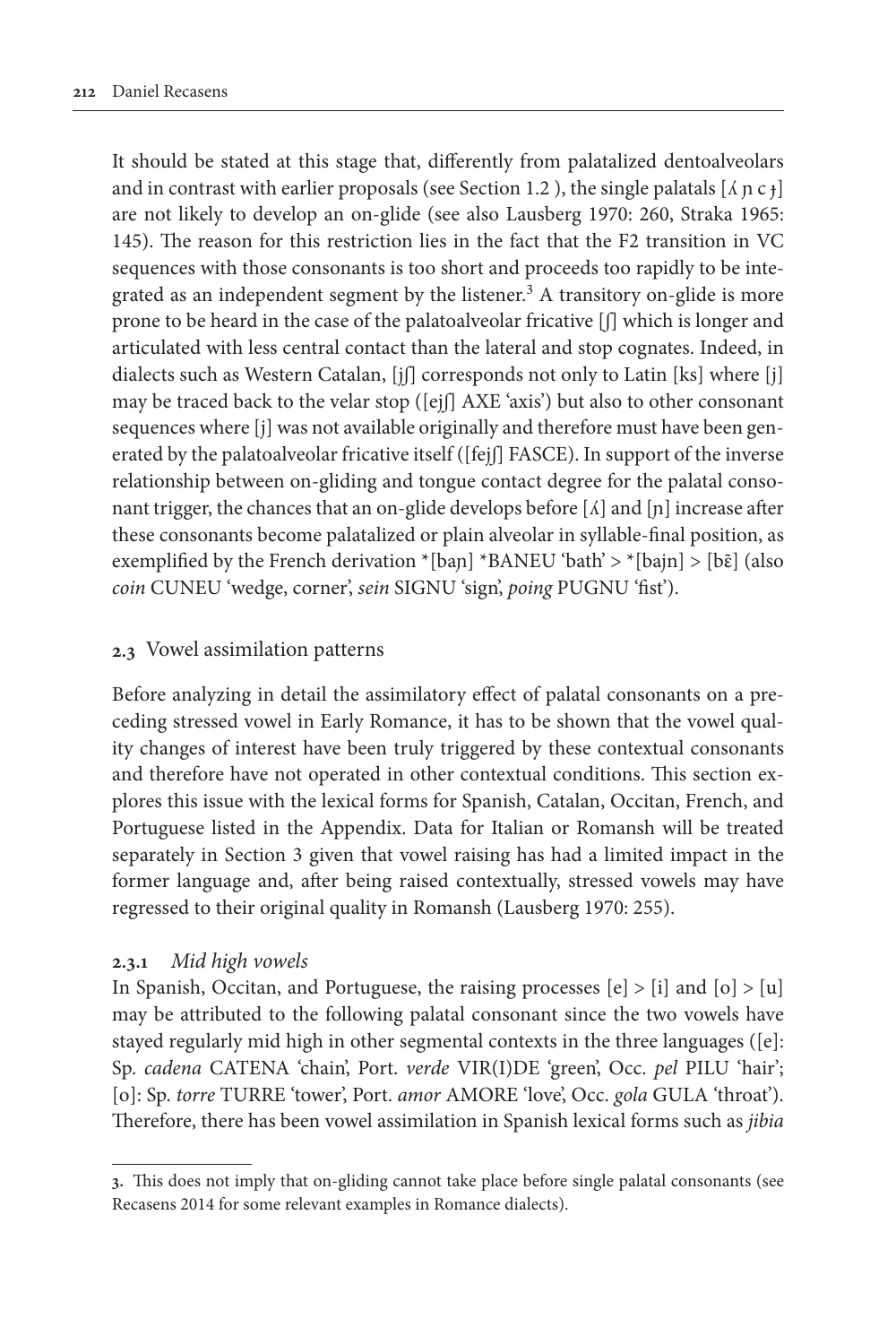It should be stated at this stage that, differently from palatalized dentoalveolars and in contrast with earlier proposals (see Section 1.2 ), the single palatals [ʎ ɲ c ɟ] are not likely to develop an on-glide (see also Lausberg 1970: 260, Straka 1965: 145). The reason for this restriction lies in the fact that the F2 transition in VC sequences with those consonants is too short and proceeds too rapidly to be integrated as an independent segment by the listener.[3] A transitory on-glide is more prone to be heard in the case of the palatoalveolar fricative [ʃ] which is longer and articulated with less central contact than the lateral and stop cognates. Indeed, in dialects such as Western Catalan, [jʃ] corresponds not only to Latin [ks] where [j] may be traced back to the velar stop ([ejʃ] AXE 'axis') but also to other consonant sequences where [j] was not available originally and therefore must have been generated by the palatoalveolar fricative itself ([fejʃ] FASCE). In support of the inverse relationship between on-gliding and tongue contact degree for the palatal consonant trigger, the chances that an on-glide develops before [ʎ] and [ɲ] increase after these consonants become palatalized or plain alveolar in syllable-final position, as exemplified by the French derivation *[baɲ] *BANEU 'bath' > *[bajn] > [bɛ̃] (also *coin* CUNEU 'wedge, corner', *sein* SIGNU 'sign', *poing* PUGNU 'fist').

## 2.3 Vowel assimilation patterns

Before analyzing in detail the assimilatory effect of palatal consonants on a preceding stressed vowel in Early Romance, it has to be shown that the vowel quality changes of interest have been truly triggered by these contextual consonants and therefore have not operated in other contextual conditions. This section explores this issue with the lexical forms for Spanish, Catalan, Occitan, French, and Portuguese listed in the Appendix. Data for Italian or Romansh will be treated separately in Section 3 given that vowel raising has had a limited impact in the former language and, after being raised contextually, stressed vowels may have regressed to their original quality in Romansh (Lausberg 1970: 255).

### 2.3.1 *Mid high vowels*

In Spanish, Occitan, and Portuguese, the raising processes [e] > [i] and [o] > [u] may be attributed to the following palatal consonant since the two vowels have stayed regularly mid high in other segmental contexts in the three languages ([e]: Sp. *cadena* CATENA 'chain', Port. *verde* VIR(I)DE 'green', Occ. *pel* PILU 'hair'; [o]: Sp. *torre* TURRE 'tower', Port. *amor* AMORE 'love', Occ. *gola* GULA 'throat'). Therefore, there has been vowel assimilation in Spanish lexical forms such as *jibia*

---

3. This does not imply that on-gliding cannot take place before single palatal consonants (see Recasens 2014 for some relevant examples in Romance dialects).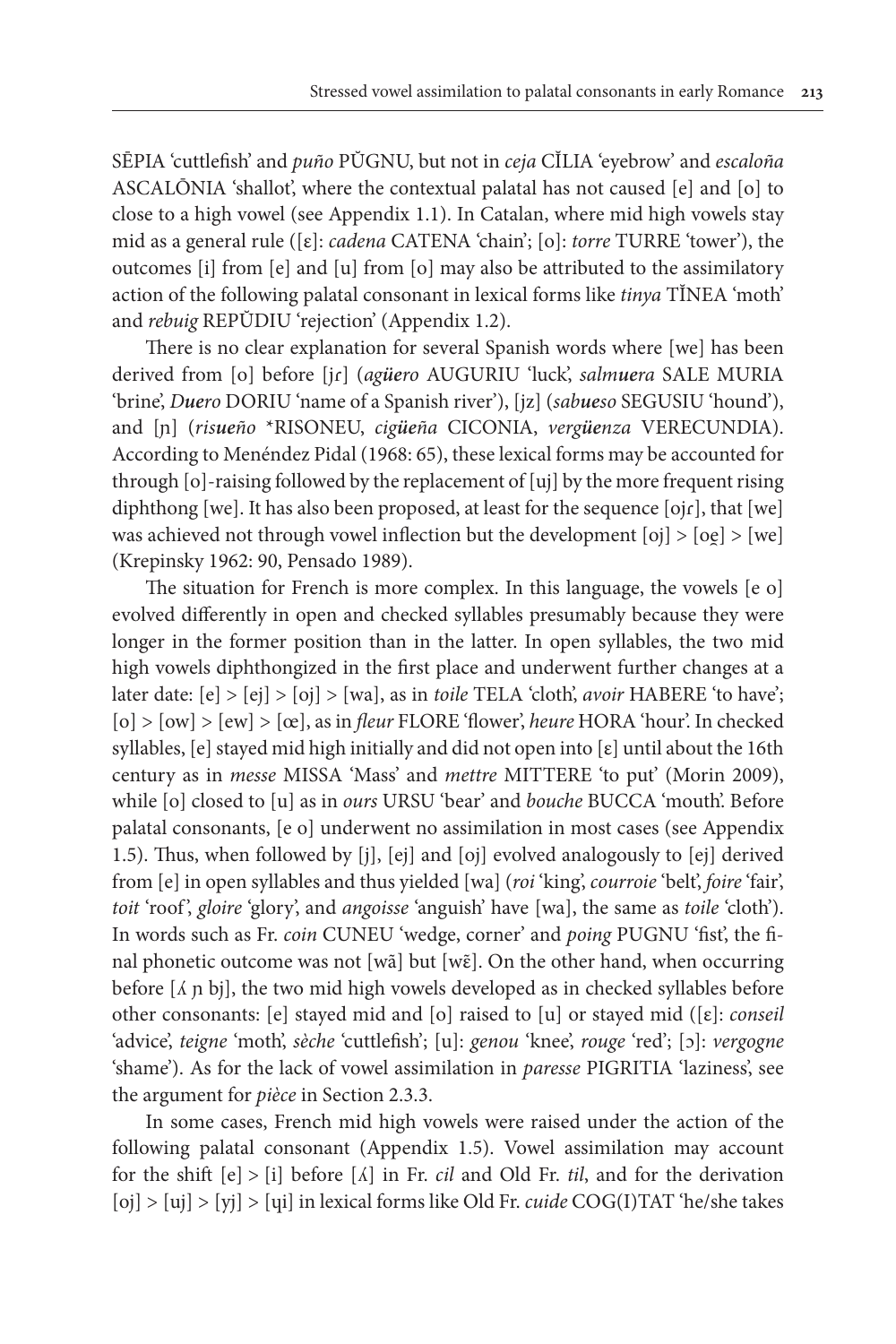SĒPIA 'cuttlefish' and *puño* PŬGNU, but not in *ceja* CĬLIA 'eyebrow' and *escaloña* ASCALŌNIA 'shallot', where the contextual palatal has not caused [e] and [o] to close to a high vowel (see Appendix 1.1). In Catalan, where mid high vowels stay mid as a general rule ([ɛ]: *cadena* CATENA 'chain'; [o]: *torre* TURRE 'tower'), the outcomes [i] from [e] and [u] from [o] may also be attributed to the assimilatory action of the following palatal consonant in lexical forms like *tinya* TĬNEA 'moth' and *rebuig* REPŬDIU 'rejection' (Appendix 1.2).

There is no clear explanation for several Spanish words where [we] has been derived from [o] before [jɾ] (*agüero* AUGURIU 'luck', *salmuera* SALE MURIA 'brine', *Duero* DORIU 'name of a Spanish river'), [jz] (*sabueso* SEGUSIU 'hound'), and [ɲ] (*risueño* *RISONEU, *cigüeña* CICONIA, *vergüenza* VERECUNDIA). According to Menéndez Pidal (1968: 65), these lexical forms may be accounted for through [o]-raising followed by the replacement of [uj] by the more frequent rising diphthong [we]. It has also been proposed, at least for the sequence [ojɾ], that [we] was achieved not through vowel inflection but the development [oj] > [oe̯] > [we] (Krepinsky 1962: 90, Pensado 1989).

The situation for French is more complex. In this language, the vowels [e o] evolved differently in open and checked syllables presumably because they were longer in the former position than in the latter. In open syllables, the two mid high vowels diphthongized in the first place and underwent further changes at a later date: [e] > [ej] > [oj] > [wa], as in *toile* TELA 'cloth', *avoir* HABERE 'to have'; [o] > [ow] > [ew] > [œ], as in *fleur* FLORE 'flower', *heure* HORA 'hour'. In checked syllables, [e] stayed mid high initially and did not open into [ɛ] until about the 16th century as in *messe* MISSA 'Mass' and *mettre* MITTERE 'to put' (Morin 2009), while [o] closed to [u] as in *ours* URSU 'bear' and *bouche* BUCCA 'mouth'. Before palatal consonants, [e o] underwent no assimilation in most cases (see Appendix 1.5). Thus, when followed by [j], [ej] and [oj] evolved analogously to [ej] derived from [e] in open syllables and thus yielded [wa] (*roi* 'king', *courroie* 'belt', *foire* 'fair', *toit* 'roof', *gloire* 'glory', and *angoisse* 'anguish' have [wa], the same as *toile* 'cloth'). In words such as Fr. *coin* CUNEU 'wedge, corner' and *poing* PUGNU 'fist', the final phonetic outcome was not [wã] but [wɛ̃]. On the other hand, when occurring before [ʎ ɲ bj], the two mid high vowels developed as in checked syllables before other consonants: [e] stayed mid and [o] raised to [u] or stayed mid ([ɛ]: *conseil* 'advice', *teigne* 'moth', *sèche* 'cuttlefish'; [u]: *genou* 'knee', *rouge* 'red'; [ɔ]: *vergogne* 'shame'). As for the lack of vowel assimilation in *paresse* PIGRITIA 'laziness', see the argument for *pièce* in Section 2.3.3.

In some cases, French mid high vowels were raised under the action of the following palatal consonant (Appendix 1.5). Vowel assimilation may account for the shift [e] > [i] before [ʎ] in Fr. *cil* and Old Fr. *til*, and for the derivation [oj] > [uj] > [yj] > [ɥi] in lexical forms like Old Fr. *cuide* COG(I)TAT 'he/she takes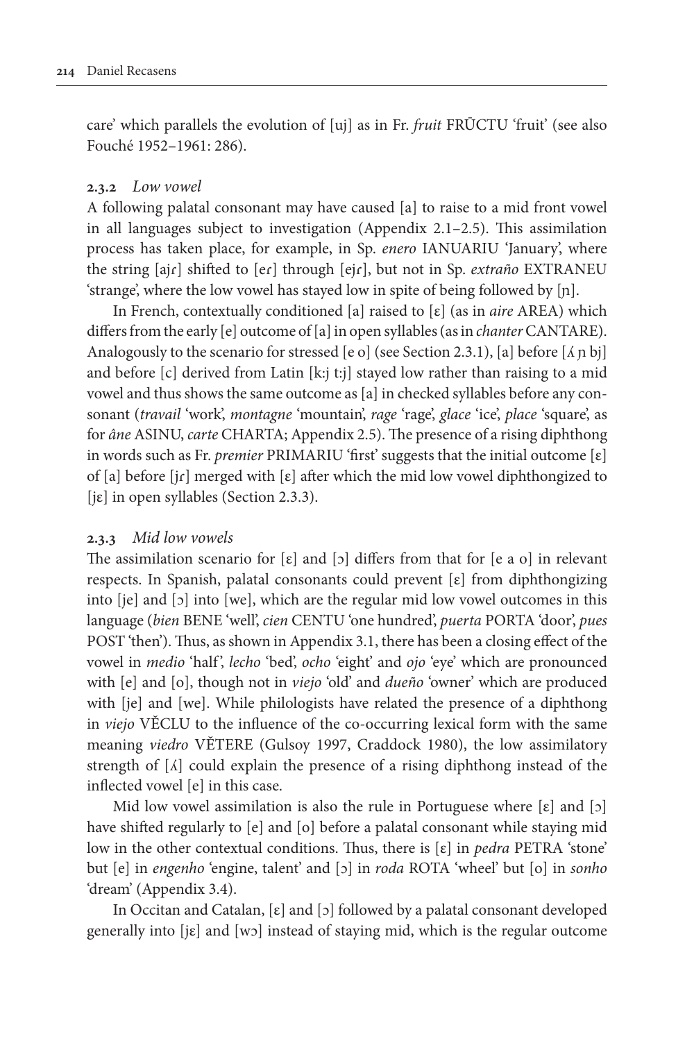care' which parallels the evolution of [uj] as in Fr. *fruit* FRŪCTU 'fruit' (see also Fouché 1952–1961: 286).

### 2.3.2 *Low vowel*

A following palatal consonant may have caused [a] to raise to a mid front vowel in all languages subject to investigation (Appendix 2.1–2.5). This assimilation process has taken place, for example, in Sp. *enero* IANUARIU 'January', where the string [ajɾ] shifted to [eɾ] through [ejɾ], but not in Sp. *extraño* EXTRANEU 'strange', where the low vowel has stayed low in spite of being followed by [ɲ].

In French, contextually conditioned [a] raised to [ɛ] (as in *aire* AREA) which differs from the early [e] outcome of [a] in open syllables (as in *chanter* CANTARE). Analogously to the scenario for stressed [e o] (see Section 2.3.1), [a] before [ʎ ɲ bj] and before [c] derived from Latin [k:j t:j] stayed low rather than raising to a mid vowel and thus shows the same outcome as [a] in checked syllables before any consonant (*travail* 'work', *montagne* 'mountain', *rage* 'rage', *glace* 'ice', *place* 'square', as for *âne* ASINU, *carte* CHARTA; Appendix 2.5). The presence of a rising diphthong in words such as Fr. *premier* PRIMARIU 'first' suggests that the initial outcome [ɛ] of [a] before [jɾ] merged with [ɛ] after which the mid low vowel diphthongized to [jɛ] in open syllables (Section 2.3.3).

### 2.3.3 *Mid low vowels*

The assimilation scenario for [ɛ] and [ɔ] differs from that for [e a o] in relevant respects. In Spanish, palatal consonants could prevent [ɛ] from diphthongizing into [je] and [ɔ] into [we], which are the regular mid low vowel outcomes in this language (*bien* BENE 'well', *cien* CENTU 'one hundred', *puerta* PORTA 'door', *pues* POST 'then'). Thus, as shown in Appendix 3.1, there has been a closing effect of the vowel in *medio* 'half', *lecho* 'bed', *ocho* 'eight' and *ojo* 'eye' which are pronounced with [e] and [o], though not in *viejo* 'old' and *dueño* 'owner' which are produced with [je] and [we]. While philologists have related the presence of a diphthong in *viejo* VĔCLU to the influence of the co-occurring lexical form with the same meaning *viedro* VĔTERE (Gulsoy 1997, Craddock 1980), the low assimilatory strength of [ʎ] could explain the presence of a rising diphthong instead of the inflected vowel [e] in this case.

Mid low vowel assimilation is also the rule in Portuguese where [ɛ] and [ɔ] have shifted regularly to [e] and [o] before a palatal consonant while staying mid low in the other contextual conditions. Thus, there is [ɛ] in *pedra* PETRA 'stone' but [e] in *engenho* 'engine, talent' and [ɔ] in *roda* ROTA 'wheel' but [o] in *sonho* 'dream' (Appendix 3.4).

In Occitan and Catalan, [ɛ] and [ɔ] followed by a palatal consonant developed generally into [jɛ] and [wɔ] instead of staying mid, which is the regular outcome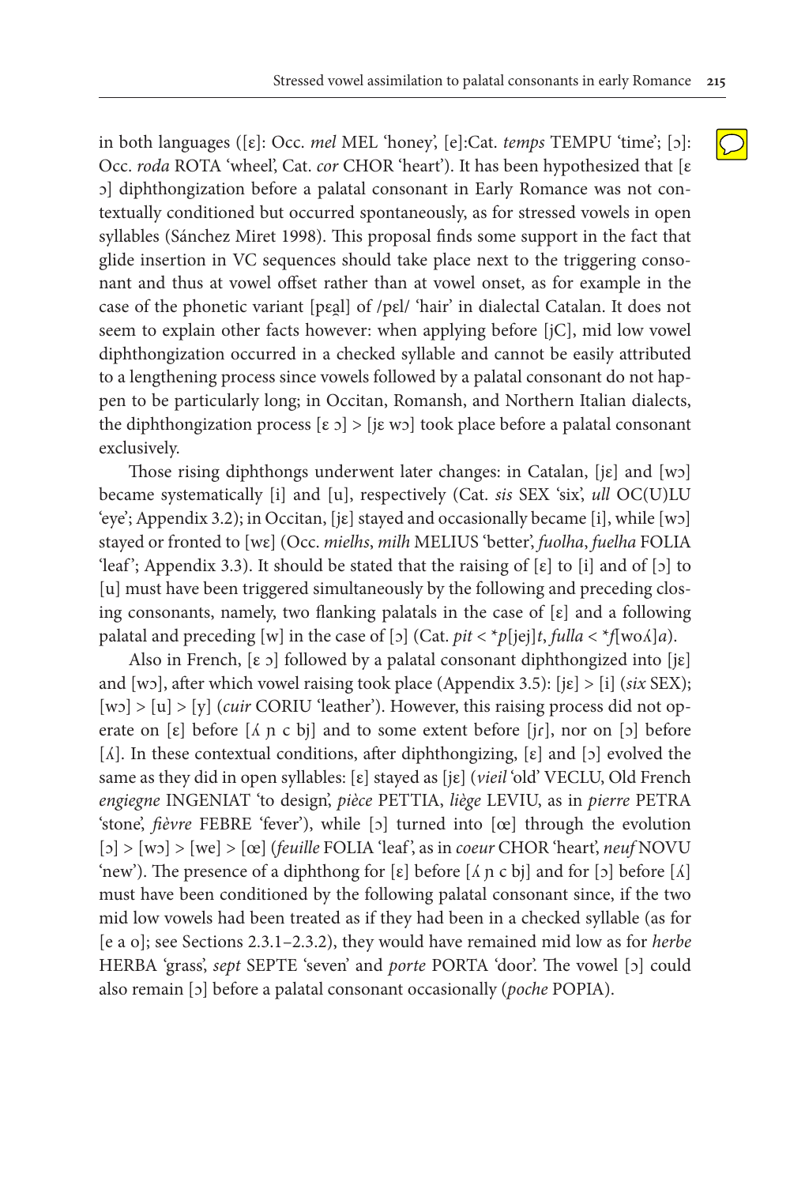in both languages ([ɛ]: Occ. *mel* MEL 'honey', [e]:Cat. *temps* TEMPU 'time'; [ɔ]: Occ. *roda* ROTA 'wheel', Cat. *cor* CHOR 'heart'). It has been hypothesized that [ɛ ɔ] diphthongization before a palatal consonant in Early Romance was not contextually conditioned but occurred spontaneously, as for stressed vowels in open syllables (Sánchez Miret 1998). This proposal finds some support in the fact that glide insertion in VC sequences should take place next to the triggering consonant and thus at vowel offset rather than at vowel onset, as for example in the case of the phonetic variant [pɛa̯l] of /pɛl/ 'hair' in dialectal Catalan. It does not seem to explain other facts however: when applying before [jC], mid low vowel diphthongization occurred in a checked syllable and cannot be easily attributed to a lengthening process since vowels followed by a palatal consonant do not happen to be particularly long; in Occitan, Romansh, and Northern Italian dialects, the diphthongization process [ɛ ɔ] > [jɛ wɔ] took place before a palatal consonant exclusively.

Those rising diphthongs underwent later changes: in Catalan, [jɛ] and [wɔ] became systematically [i] and [u], respectively (Cat. *sis* SEX 'six', *ull* OC(U)LU 'eye'; Appendix 3.2); in Occitan, [jɛ] stayed and occasionally became [i], while [wɔ] stayed or fronted to [wɛ] (Occ. *mielhs*, *milh* MELIUS 'better', *fuolha*, *fuelha* FOLIA 'leaf'; Appendix 3.3). It should be stated that the raising of [ɛ] to [i] and of [ɔ] to [u] must have been triggered simultaneously by the following and preceding closing consonants, namely, two flanking palatals in the case of [ɛ] and a following palatal and preceding [w] in the case of [ɔ] (Cat. *pit* < \**p*[jej]*t*, *fulla* < \**f*[woʎ]*a*).

Also in French, [ɛ ɔ] followed by a palatal consonant diphthongized into [jɛ] and [wɔ], after which vowel raising took place (Appendix 3.5): [jɛ] > [i] (*six* SEX); [wɔ] > [u] > [y] (*cuir* CORIU 'leather'). However, this raising process did not operate on [ɛ] before [ʎ ɲ c bj] and to some extent before [jɾ], nor on [ɔ] before [ʎ]. In these contextual conditions, after diphthongizing, [ɛ] and [ɔ] evolved the same as they did in open syllables: [ɛ] stayed as [jɛ] (*vieil* 'old' VECLU, Old French *engiegne* INGENIAT 'to design', *pièce* PETTIA, *liège* LEVIU, as in *pierre* PETRA 'stone', *fièvre* FEBRE 'fever'), while [ɔ] turned into [œ] through the evolution [ɔ] > [wɔ] > [we] > [œ] (*feuille* FOLIA 'leaf', as in *coeur* CHOR 'heart', *neuf* NOVU 'new'). The presence of a diphthong for [ɛ] before [ʎ ɲ c bj] and for [ɔ] before [ʎ] must have been conditioned by the following palatal consonant since, if the two mid low vowels had been treated as if they had been in a checked syllable (as for [e a o]; see Sections 2.3.1–2.3.2), they would have remained mid low as for *herbe* HERBA 'grass', *sept* SEPTE 'seven' and *porte* PORTA 'door'. The vowel [ɔ] could also remain [ɔ] before a palatal consonant occasionally (*poche* POPIA).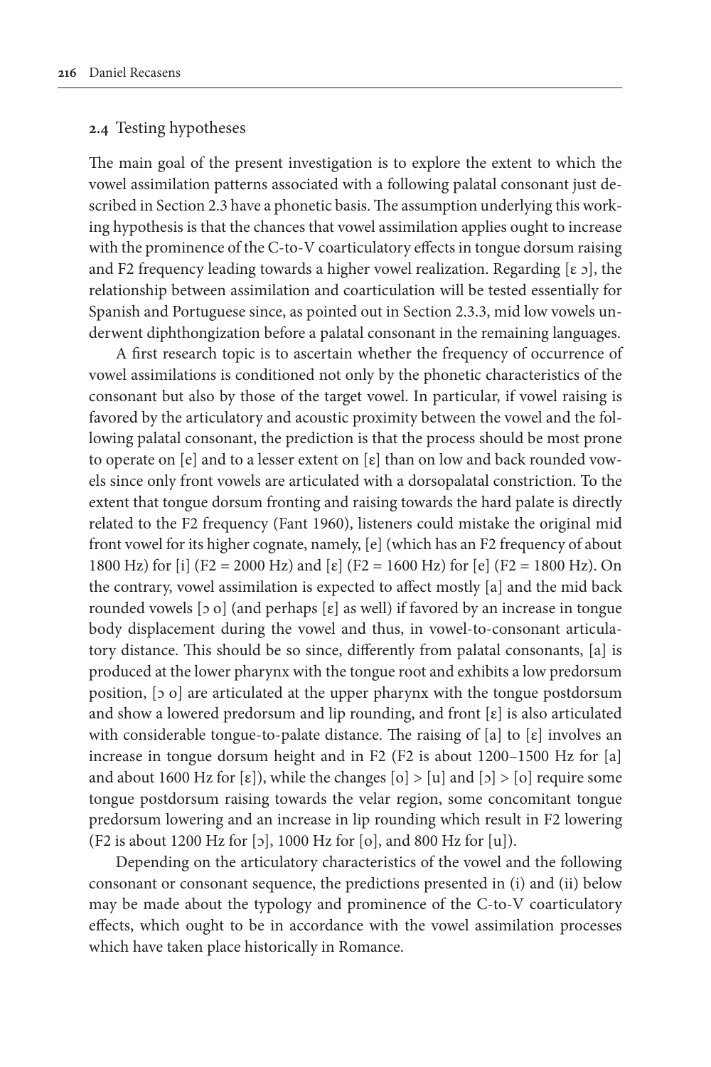## 2.4 Testing hypotheses

The main goal of the present investigation is to explore the extent to which the vowel assimilation patterns associated with a following palatal consonant just described in Section 2.3 have a phonetic basis. The assumption underlying this working hypothesis is that the chances that vowel assimilation applies ought to increase with the prominence of the C-to-V coarticulatory effects in tongue dorsum raising and F2 frequency leading towards a higher vowel realization. Regarding [ɛ ɔ], the relationship between assimilation and coarticulation will be tested essentially for Spanish and Portuguese since, as pointed out in Section 2.3.3, mid low vowels underwent diphthongization before a palatal consonant in the remaining languages.

A first research topic is to ascertain whether the frequency of occurrence of vowel assimilations is conditioned not only by the phonetic characteristics of the consonant but also by those of the target vowel. In particular, if vowel raising is favored by the articulatory and acoustic proximity between the vowel and the following palatal consonant, the prediction is that the process should be most prone to operate on [e] and to a lesser extent on [ɛ] than on low and back rounded vowels since only front vowels are articulated with a dorsopalatal constriction. To the extent that tongue dorsum fronting and raising towards the hard palate is directly related to the F2 frequency (Fant 1960), listeners could mistake the original mid front vowel for its higher cognate, namely, [e] (which has an F2 frequency of about 1800 Hz) for [i] (F2 = 2000 Hz) and [ɛ] (F2 = 1600 Hz) for [e] (F2 = 1800 Hz). On the contrary, vowel assimilation is expected to affect mostly [a] and the mid back rounded vowels [ɔ o] (and perhaps [ɛ] as well) if favored by an increase in tongue body displacement during the vowel and thus, in vowel-to-consonant articulatory distance. This should be so since, differently from palatal consonants, [a] is produced at the lower pharynx with the tongue root and exhibits a low predorsum position, [ɔ o] are articulated at the upper pharynx with the tongue postdorsum and show a lowered predorsum and lip rounding, and front [ɛ] is also articulated with considerable tongue-to-palate distance. The raising of [a] to [ɛ] involves an increase in tongue dorsum height and in F2 (F2 is about 1200–1500 Hz for [a] and about 1600 Hz for [ɛ]), while the changes [o] > [u] and [ɔ] > [o] require some tongue postdorsum raising towards the velar region, some concomitant tongue predorsum lowering and an increase in lip rounding which result in F2 lowering (F2 is about 1200 Hz for [ɔ], 1000 Hz for [o], and 800 Hz for [u]).

Depending on the articulatory characteristics of the vowel and the following consonant or consonant sequence, the predictions presented in (i) and (ii) below may be made about the typology and prominence of the C-to-V coarticulatory effects, which ought to be in accordance with the vowel assimilation processes which have taken place historically in Romance.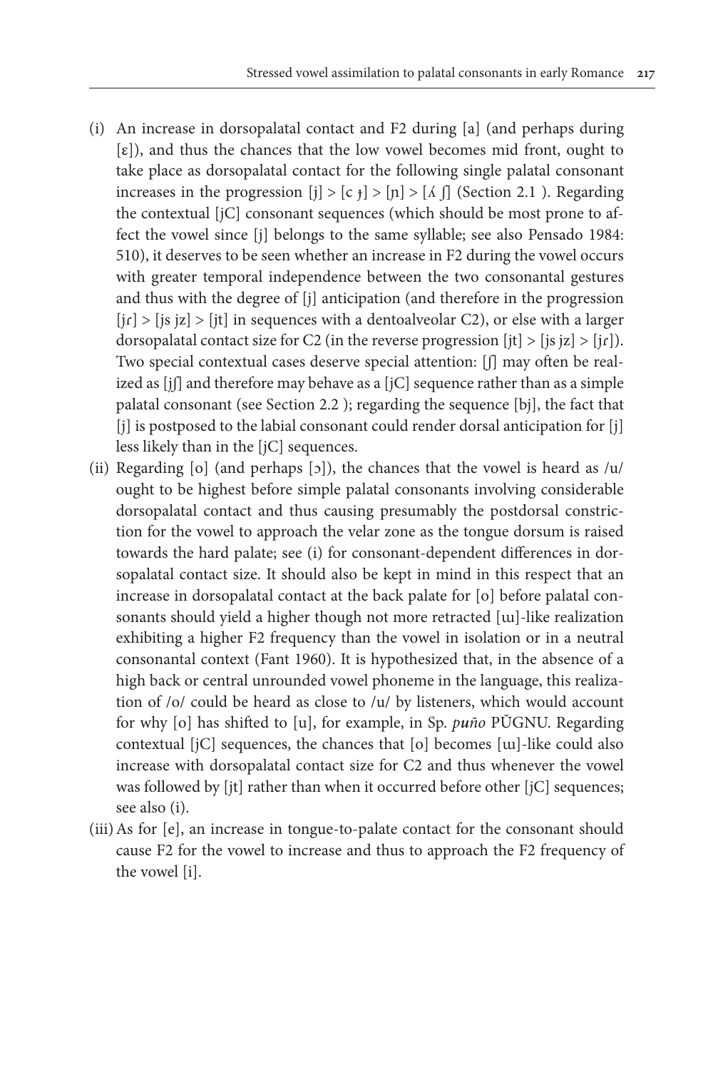(i) An increase in dorsopalatal contact and F2 during [a] (and perhaps during [ɛ]), and thus the chances that the low vowel becomes mid front, ought to take place as dorsopalatal contact for the following single palatal consonant increases in the progression [j] > [c ɟ] > [ɲ] > [ʎ ʃ] (Section 2.1 ). Regarding the contextual [jC] consonant sequences (which should be most prone to affect the vowel since [j] belongs to the same syllable; see also Pensado 1984: 510), it deserves to be seen whether an increase in F2 during the vowel occurs with greater temporal independence between the two consonantal gestures and thus with the degree of [j] anticipation (and therefore in the progression [jɾ] > [js jz] > [jt] in sequences with a dentoalveolar C2), or else with a larger dorsopalatal contact size for C2 (in the reverse progression [jt] > [js jz] > [jɾ]). Two special contextual cases deserve special attention: [ʃ] may often be realized as [jʃ] and therefore may behave as a [jC] sequence rather than as a simple palatal consonant (see Section 2.2 ); regarding the sequence [bj], the fact that [j] is postposed to the labial consonant could render dorsal anticipation for [j] less likely than in the [jC] sequences.

(ii) Regarding [o] (and perhaps [ɔ]), the chances that the vowel is heard as /u/ ought to be highest before simple palatal consonants involving considerable dorsopalatal contact and thus causing presumably the postdorsal constriction for the vowel to approach the velar zone as the tongue dorsum is raised towards the hard palate; see (i) for consonant-dependent differences in dorsopalatal contact size. It should also be kept in mind in this respect that an increase in dorsopalatal contact at the back palate for [o] before palatal consonants should yield a higher though not more retracted [ɯ]-like realization exhibiting a higher F2 frequency than the vowel in isolation or in a neutral consonantal context (Fant 1960). It is hypothesized that, in the absence of a high back or central unrounded vowel phoneme in the language, this realization of /o/ could be heard as close to /u/ by listeners, which would account for why [o] has shifted to [u], for example, in Sp. *puño* PŬGNU. Regarding contextual [jC] sequences, the chances that [o] becomes [ɯ]-like could also increase with dorsopalatal contact size for C2 and thus whenever the vowel was followed by [jt] rather than when it occurred before other [jC] sequences; see also (i).

(iii) As for [e], an increase in tongue-to-palate contact for the consonant should cause F2 for the vowel to increase and thus to approach the F2 frequency of the vowel [i].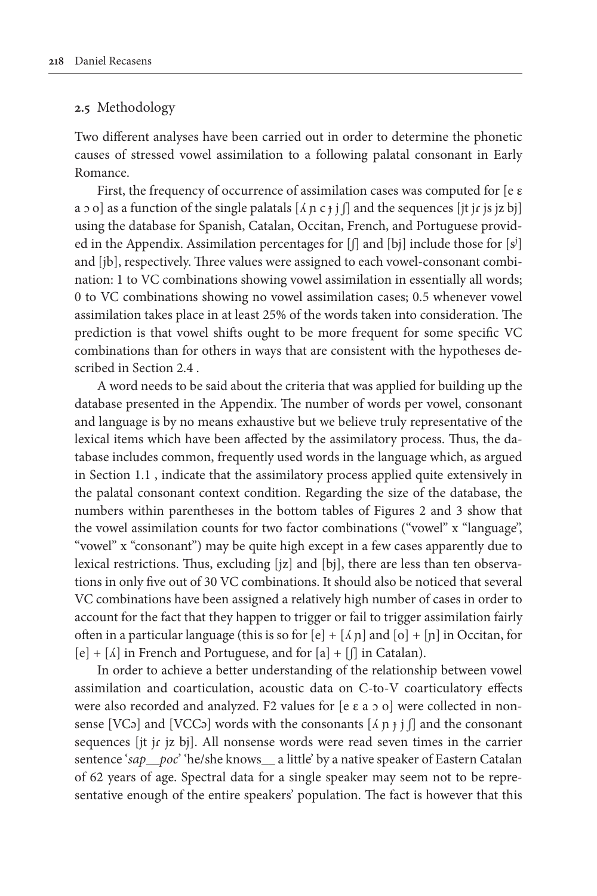## 2.5 Methodology

Two different analyses have been carried out in order to determine the phonetic causes of stressed vowel assimilation to a following palatal consonant in Early Romance.

First, the frequency of occurrence of assimilation cases was computed for [e ɛ a ɔ o] as a function of the single palatals [ʎ ɲ c ɟ j ʃ] and the sequences [jt jɾ js jz bj] using the database for Spanish, Catalan, Occitan, French, and Portuguese provided in the Appendix. Assimilation percentages for [ʃ] and [bj] include those for [s$^j$] and [jb], respectively. Three values were assigned to each vowel-consonant combination: 1 to VC combinations showing vowel assimilation in essentially all words; 0 to VC combinations showing no vowel assimilation cases; 0.5 whenever vowel assimilation takes place in at least 25% of the words taken into consideration. The prediction is that vowel shifts ought to be more frequent for some specific VC combinations than for others in ways that are consistent with the hypotheses described in Section 2.4 .

A word needs to be said about the criteria that was applied for building up the database presented in the Appendix. The number of words per vowel, consonant and language is by no means exhaustive but we believe truly representative of the lexical items which have been affected by the assimilatory process. Thus, the database includes common, frequently used words in the language which, as argued in Section 1.1 , indicate that the assimilatory process applied quite extensively in the palatal consonant context condition. Regarding the size of the database, the numbers within parentheses in the bottom tables of Figures 2 and 3 show that the vowel assimilation counts for two factor combinations ("vowel" x "language", "vowel" x "consonant") may be quite high except in a few cases apparently due to lexical restrictions. Thus, excluding [jz] and [bj], there are less than ten observations in only five out of 30 VC combinations. It should also be noticed that several VC combinations have been assigned a relatively high number of cases in order to account for the fact that they happen to trigger or fail to trigger assimilation fairly often in a particular language (this is so for [e] + [ʎ ɲ] and [o] + [ɲ] in Occitan, for [e] + [ʎ] in French and Portuguese, and for [a] + [ʃ] in Catalan).

In order to achieve a better understanding of the relationship between vowel assimilation and coarticulation, acoustic data on C-to-V coarticulatory effects were also recorded and analyzed. F2 values for [e ɛ a ɔ o] were collected in nonsense [VCə] and [VCCə] words with the consonants [ʎ ɲ ɟ j ʃ] and the consonant sequences [jt jɾ jz bj]. All nonsense words were read seven times in the carrier sentence '*sap__poc*' 'he/she knows__ a little' by a native speaker of Eastern Catalan of 62 years of age. Spectral data for a single speaker may seem not to be representative enough of the entire speakers' population. The fact is however that this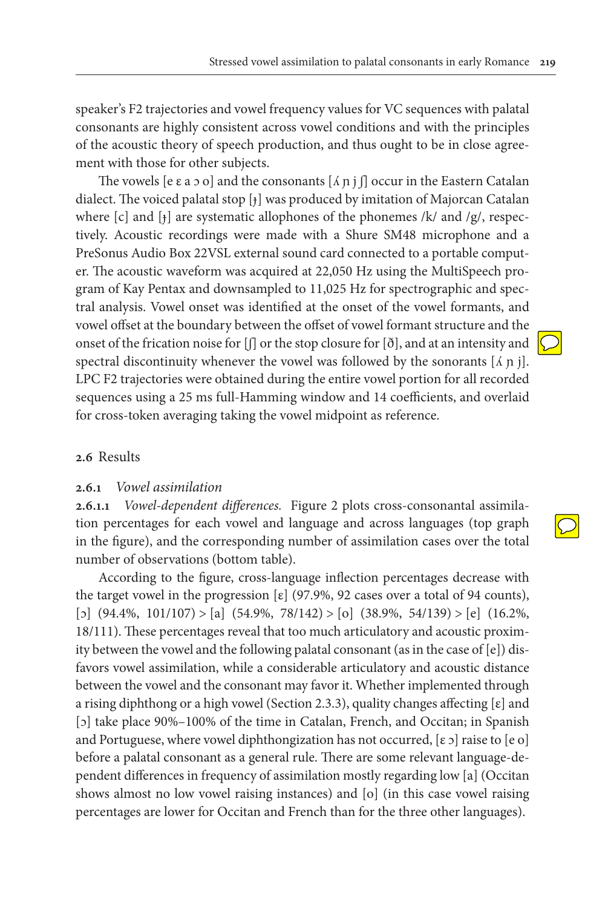speaker's F2 trajectories and vowel frequency values for VC sequences with palatal consonants are highly consistent across vowel conditions and with the principles of the acoustic theory of speech production, and thus ought to be in close agreement with those for other subjects.

The vowels [e ɛ a ɔ o] and the consonants [ʎ ɲ j ʃ] occur in the Eastern Catalan dialect. The voiced palatal stop [ɟ] was produced by imitation of Majorcan Catalan where [c] and [ɟ] are systematic allophones of the phonemes /k/ and /g/, respectively. Acoustic recordings were made with a Shure SM48 microphone and a PreSonus Audio Box 22VSL external sound card connected to a portable computer. The acoustic waveform was acquired at 22,050 Hz using the MultiSpeech program of Kay Pentax and downsampled to 11,025 Hz for spectrographic and spectral analysis. Vowel onset was identified at the onset of the vowel formants, and vowel offset at the boundary between the offset of vowel formant structure and the onset of the frication noise for [ʃ] or the stop closure for [ð], and at an intensity and spectral discontinuity whenever the vowel was followed by the sonorants [ʎ ɲ j]. LPC F2 trajectories were obtained during the entire vowel portion for all recorded sequences using a 25 ms full-Hamming window and 14 coefficients, and overlaid for cross-token averaging taking the vowel midpoint as reference.

## 2.6 Results

### 2.6.1 *Vowel assimilation*

**2.6.1.1** *Vowel-dependent differences.* Figure 2 plots cross-consonantal assimilation percentages for each vowel and language and across languages (top graph in the figure), and the corresponding number of assimilation cases over the total number of observations (bottom table).

According to the figure, cross-language inflection percentages decrease with the target vowel in the progression [ɛ] (97.9%, 92 cases over a total of 94 counts), [ɔ] (94.4%, 101/107) > [a] (54.9%, 78/142) > [o] (38.9%, 54/139) > [e] (16.2%, 18/111). These percentages reveal that too much articulatory and acoustic proximity between the vowel and the following palatal consonant (as in the case of [e]) disfavors vowel assimilation, while a considerable articulatory and acoustic distance between the vowel and the consonant may favor it. Whether implemented through a rising diphthong or a high vowel (Section 2.3.3), quality changes affecting [ɛ] and [ɔ] take place 90%–100% of the time in Catalan, French, and Occitan; in Spanish and Portuguese, where vowel diphthongization has not occurred, [ɛ ɔ] raise to [e o] before a palatal consonant as a general rule. There are some relevant language-dependent differences in frequency of assimilation mostly regarding low [a] (Occitan shows almost no low vowel raising instances) and [o] (in this case vowel raising percentages are lower for Occitan and French than for the three other languages).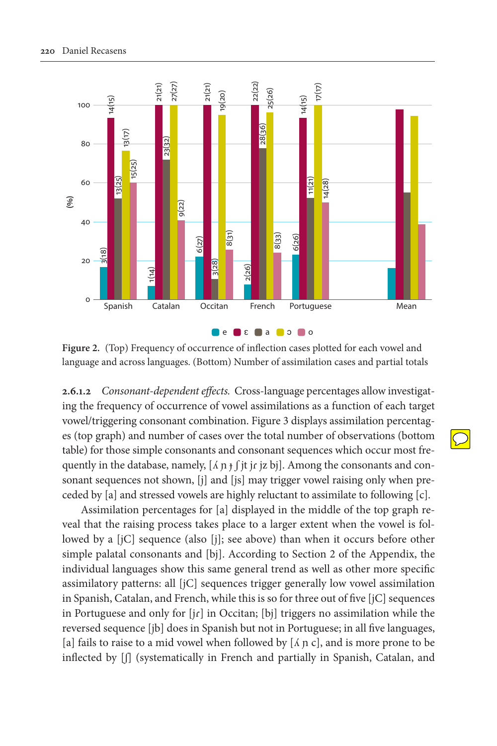**Figure 2.** (Top) Frequency of occurrence of inflection cases plotted for each vowel and language and across languages. (Bottom) Number of assimilation cases and partial totals

**2.6.1.2** *Consonant-dependent effects.* Cross-language percentages allow investigating the frequency of occurrence of vowel assimilations as a function of each target vowel/triggering consonant combination. Figure 3 displays assimilation percentages (top graph) and number of cases over the total number of observations (bottom table) for those simple consonants and consonant sequences which occur most frequently in the database, namely, [ʎ ɲ ɟ ʃ jt jɾ jz bj]. Among the consonants and consonant sequences not shown, [j] and [js] may trigger vowel raising only when preceded by [a] and stressed vowels are highly reluctant to assimilate to following [c].

Assimilation percentages for [a] displayed in the middle of the top graph reveal that the raising process takes place to a larger extent when the vowel is followed by a [jC] sequence (also [j]; see above) than when it occurs before other simple palatal consonants and [bj]. According to Section 2 of the Appendix, the individual languages show this same general trend as well as other more specific assimilatory patterns: all [jC] sequences trigger generally low vowel assimilation in Spanish, Catalan, and French, while this is so for three out of five [jC] sequences in Portuguese and only for [jɾ] in Occitan; [bj] triggers no assimilation while the reversed sequence [jb] does in Spanish but not in Portuguese; in all five languages, [a] fails to raise to a mid vowel when followed by [ʎ ɲ c], and is more prone to be inflected by [ʃ] (systematically in French and partially in Spanish, Catalan, and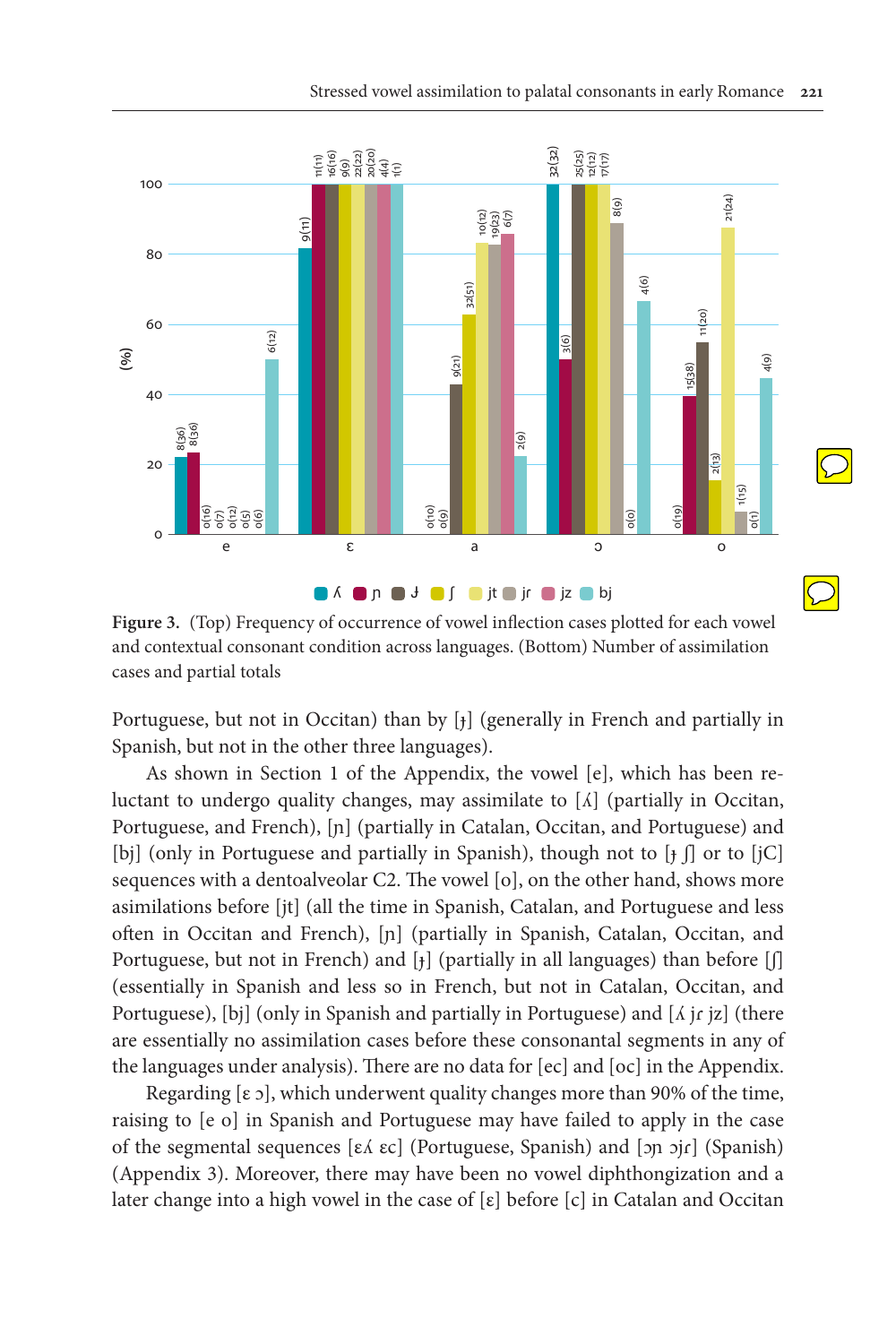Figure 3. (Top) Frequency of occurrence of vowel inflection cases plotted for each vowel and contextual consonant condition across languages. (Bottom) Number of assimilation cases and partial totals

Portuguese, but not in Occitan) than by [ɟ] (generally in French and partially in Spanish, but not in the other three languages).

As shown in Section 1 of the Appendix, the vowel [e], which has been reluctant to undergo quality changes, may assimilate to [ʎ] (partially in Occitan, Portuguese, and French), [ɲ] (partially in Catalan, Occitan, and Portuguese) and [bj] (only in Portuguese and partially in Spanish), though not to [ɟ ʃ] or to [jC] sequences with a dentoalveolar C2. The vowel [o], on the other hand, shows more asimilations before [jt] (all the time in Spanish, Catalan, and Portuguese and less often in Occitan and French), [ɲ] (partially in Spanish, Catalan, Occitan, and Portuguese, but not in French) and [ɟ] (partially in all languages) than before [ʃ] (essentially in Spanish and less so in French, but not in Catalan, Occitan, and Portuguese), [bj] (only in Spanish and partially in Portuguese) and [ʎ jɾ jz] (there are essentially no assimilation cases before these consonantal segments in any of the languages under analysis). There are no data for [ec] and [oc] in the Appendix.

Regarding [ɛ ɔ], which underwent quality changes more than 90% of the time, raising to [e o] in Spanish and Portuguese may have failed to apply in the case of the segmental sequences [ɛʎ ɛc] (Portuguese, Spanish) and [ɔɲ ɔjɾ] (Spanish) (Appendix 3). Moreover, there may have been no vowel diphthongization and a later change into a high vowel in the case of [ɛ] before [c] in Catalan and Occitan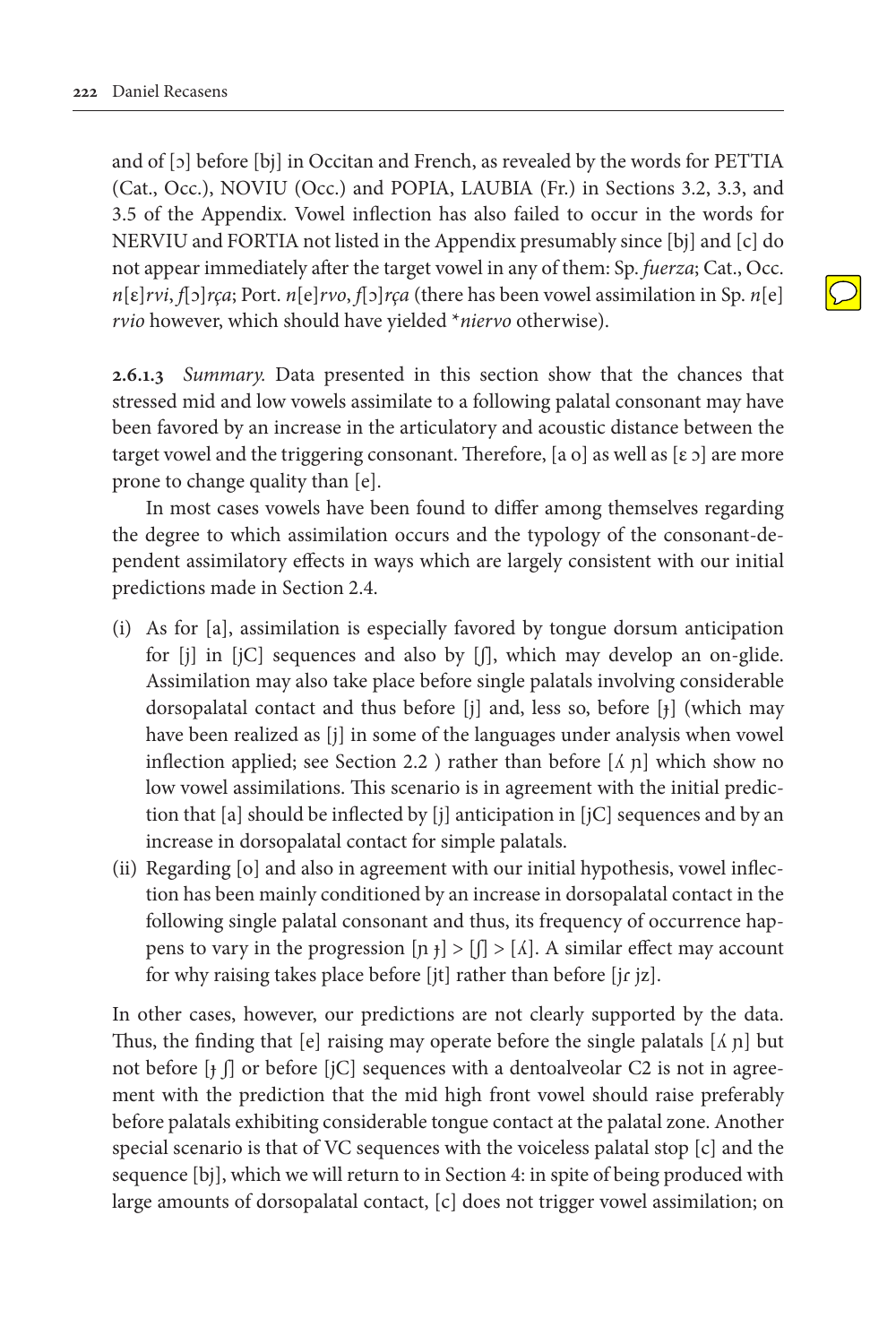and of [ɔ] before [bj] in Occitan and French, as revealed by the words for PETTIA (Cat., Occ.), NOVIU (Occ.) and POPIA, LAUBIA (Fr.) in Sections 3.2, 3.3, and 3.5 of the Appendix. Vowel inflection has also failed to occur in the words for NERVIU and FORTIA not listed in the Appendix presumably since [bj] and [c] do not appear immediately after the target vowel in any of them: Sp. *fuerza*; Cat., Occ. *n*[ɛ]*rvi*, *f*[ɔ]*rça*; Port. *n*[e]*rvo*, *f*[ɔ]*rça* (there has been vowel assimilation in Sp. *n*[e]*rvio* however, which should have yielded *\*niervo* otherwise).

**2.6.1.3** *Summary.* Data presented in this section show that the chances that stressed mid and low vowels assimilate to a following palatal consonant may have been favored by an increase in the articulatory and acoustic distance between the target vowel and the triggering consonant. Therefore, [a o] as well as [ɛ ɔ] are more prone to change quality than [e].

In most cases vowels have been found to differ among themselves regarding the degree to which assimilation occurs and the typology of the consonant-dependent assimilatory effects in ways which are largely consistent with our initial predictions made in Section 2.4.

(i) As for [a], assimilation is especially favored by tongue dorsum anticipation for [j] in [jC] sequences and also by [ʃ], which may develop an on-glide. Assimilation may also take place before single palatals involving considerable dorsopalatal contact and thus before [j] and, less so, before [ɟ] (which may have been realized as [j] in some of the languages under analysis when vowel inflection applied; see Section 2.2 ) rather than before [ʎ ɲ] which show no low vowel assimilations. This scenario is in agreement with the initial prediction that [a] should be inflected by [j] anticipation in [jC] sequences and by an increase in dorsopalatal contact for simple palatals.

(ii) Regarding [o] and also in agreement with our initial hypothesis, vowel inflection has been mainly conditioned by an increase in dorsopalatal contact in the following single palatal consonant and thus, its frequency of occurrence happens to vary in the progression [ɲ ɟ] > [ʃ] > [ʎ]. A similar effect may account for why raising takes place before [jt] rather than before [jɾ jz].

In other cases, however, our predictions are not clearly supported by the data. Thus, the finding that [e] raising may operate before the single palatals [ʎ ɲ] but not before [ɟ ʃ] or before [jC] sequences with a dentoalveolar C2 is not in agreement with the prediction that the mid high front vowel should raise preferably before palatals exhibiting considerable tongue contact at the palatal zone. Another special scenario is that of VC sequences with the voiceless palatal stop [c] and the sequence [bj], which we will return to in Section 4: in spite of being produced with large amounts of dorsopalatal contact, [c] does not trigger vowel assimilation; on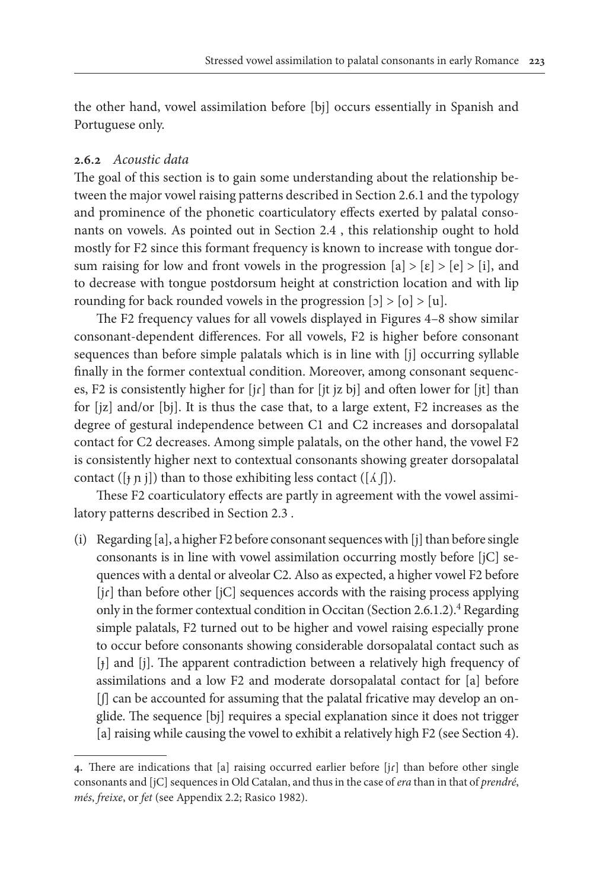the other hand, vowel assimilation before [bj] occurs essentially in Spanish and Portuguese only.

### 2.6.2 *Acoustic data*

The goal of this section is to gain some understanding about the relationship between the major vowel raising patterns described in Section 2.6.1 and the typology and prominence of the phonetic coarticulatory effects exerted by palatal consonants on vowels. As pointed out in Section 2.4 , this relationship ought to hold mostly for F2 since this formant frequency is known to increase with tongue dorsum raising for low and front vowels in the progression [a] > [ɛ] > [e] > [i], and to decrease with tongue postdorsum height at constriction location and with lip rounding for back rounded vowels in the progression [ɔ] > [o] > [u].

The F2 frequency values for all vowels displayed in Figures 4–8 show similar consonant-dependent differences. For all vowels, F2 is higher before consonant sequences than before simple palatals which is in line with [j] occurring syllable finally in the former contextual condition. Moreover, among consonant sequences, F2 is consistently higher for [jɾ] than for [jt jz bj] and often lower for [jt] than for [jz] and/or [bj]. It is thus the case that, to a large extent, F2 increases as the degree of gestural independence between C1 and C2 increases and dorsopalatal contact for C2 decreases. Among simple palatals, on the other hand, the vowel F2 is consistently higher next to contextual consonants showing greater dorsopalatal contact ([ɟ ɲ j]) than to those exhibiting less contact ([ʎ ʃ]).

These F2 coarticulatory effects are partly in agreement with the vowel assimilatory patterns described in Section 2.3 .

(i) Regarding [a], a higher F2 before consonant sequences with [j] than before single consonants is in line with vowel assimilation occurring mostly before [jC] sequences with a dental or alveolar C2. Also as expected, a higher vowel F2 before [jɾ] than before other [jC] sequences accords with the raising process applying only in the former contextual condition in Occitan (Section 2.6.1.2).[4] Regarding simple palatals, F2 turned out to be higher and vowel raising especially prone to occur before consonants showing considerable dorsopalatal contact such as [ɟ] and [j]. The apparent contradiction between a relatively high frequency of assimilations and a low F2 and moderate dorsopalatal contact for [a] before [ʃ] can be accounted for assuming that the palatal fricative may develop an onglide. The sequence [bj] requires a special explanation since it does not trigger [a] raising while causing the vowel to exhibit a relatively high F2 (see Section 4).

---

4. There are indications that [a] raising occurred earlier before [jɾ] than before other single consonants and [jC] sequences in Old Catalan, and thus in the case of *era* than in that of *prendré*, *més*, *freixe*, or *fet* (see Appendix 2.2; Rasico 1982).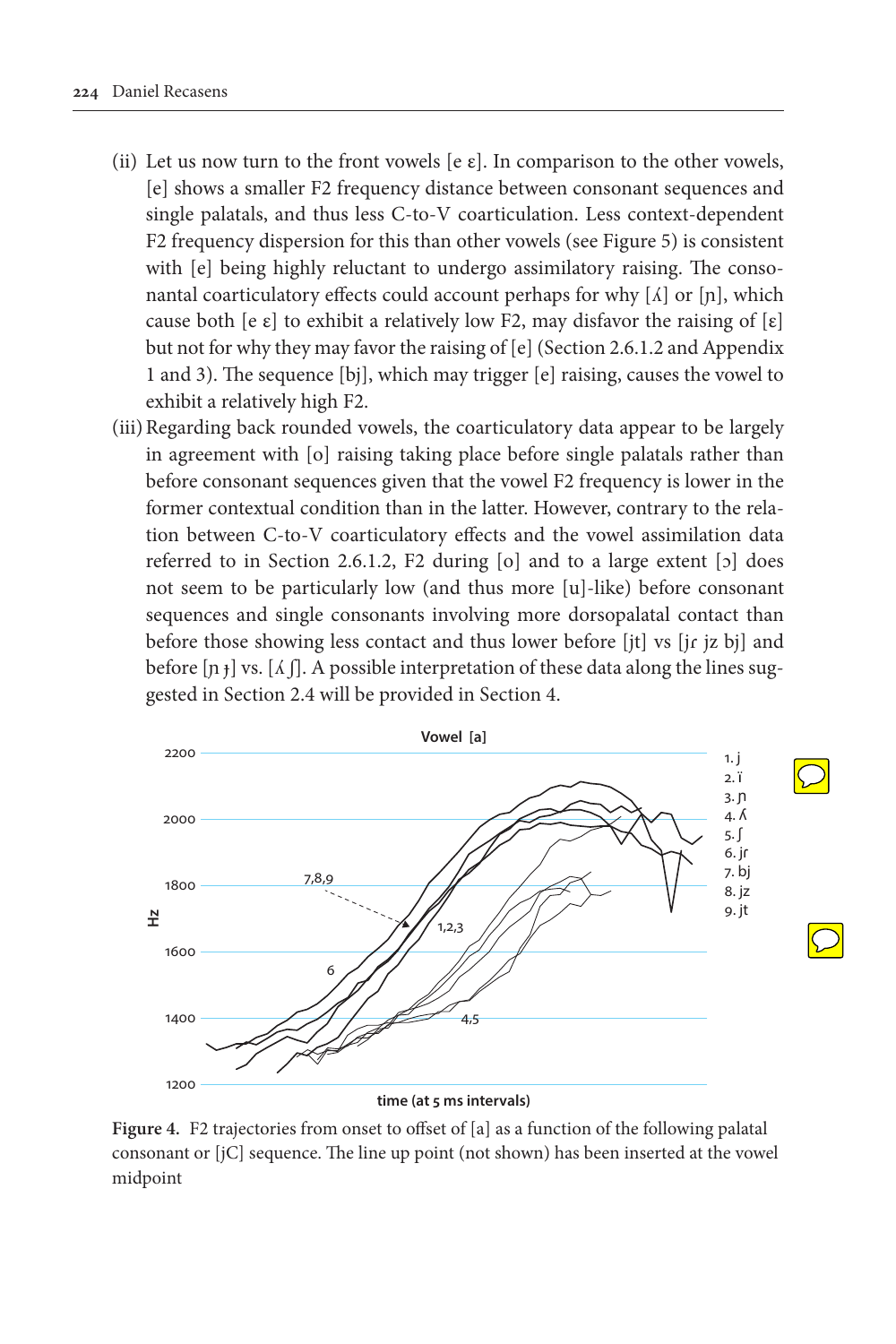(ii) Let us now turn to the front vowels [e ɛ]. In comparison to the other vowels, [e] shows a smaller F2 frequency distance between consonant sequences and single palatals, and thus less C-to-V coarticulation. Less context-dependent F2 frequency dispersion for this than other vowels (see Figure 5) is consistent with [e] being highly reluctant to undergo assimilatory raising. The consonantal coarticulatory effects could account perhaps for why [ʎ] or [ɲ], which cause both [e ɛ] to exhibit a relatively low F2, may disfavor the raising of [ɛ] but not for why they may favor the raising of [e] (Section 2.6.1.2 and Appendix 1 and 3). The sequence [bj], which may trigger [e] raising, causes the vowel to exhibit a relatively high F2.

(iii) Regarding back rounded vowels, the coarticulatory data appear to be largely in agreement with [o] raising taking place before single palatals rather than before consonant sequences given that the vowel F2 frequency is lower in the former contextual condition than in the latter. However, contrary to the relation between C-to-V coarticulatory effects and the vowel assimilation data referred to in Section 2.6.1.2, F2 during [o] and to a large extent [ɔ] does not seem to be particularly low (and thus more [u]-like) before consonant sequences and single consonants involving more dorsopalatal contact than before those showing less contact and thus lower before [jt] vs [jɾ jz bj] and before [ɲ ɟ] vs. [ʎ ʃ]. A possible interpretation of these data along the lines suggested in Section 2.4 will be provided in Section 4.

**Figure 4.** F2 trajectories from onset to offset of [a] as a function of the following palatal consonant or [jC] sequence. The line up point (not shown) has been inserted at the vowel midpoint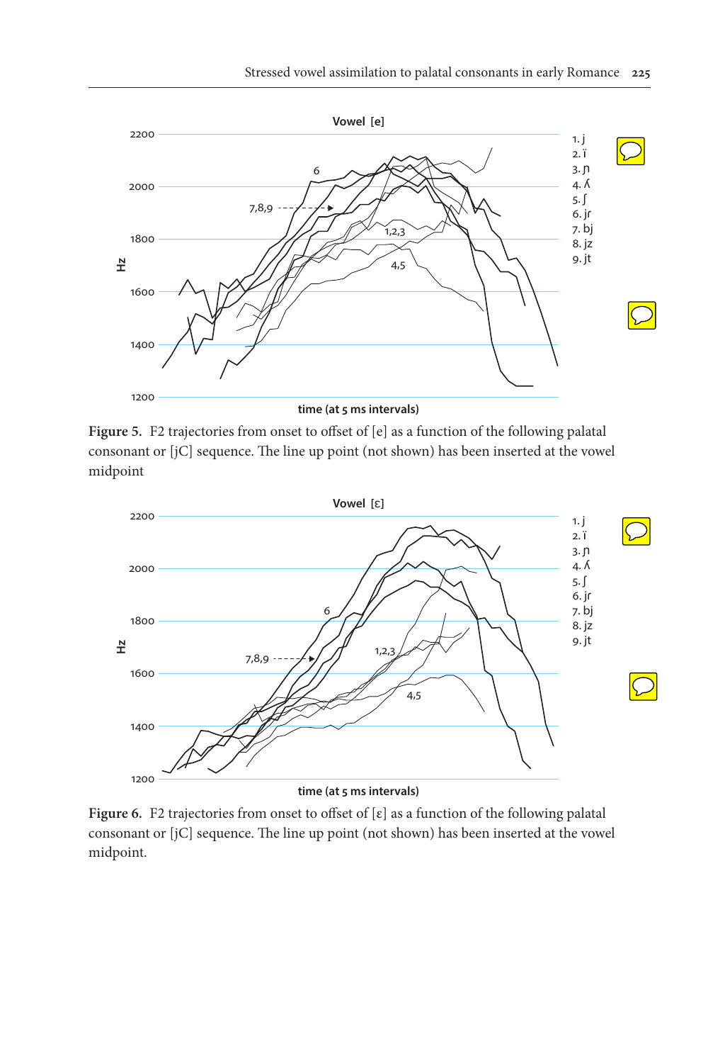**Figure 5.** F2 trajectories from onset to offset of [e] as a function of the following palatal consonant or [jC] sequence. The line up point (not shown) has been inserted at the vowel midpoint

**Figure 6.** F2 trajectories from onset to offset of [ɛ] as a function of the following palatal consonant or [jC] sequence. The line up point (not shown) has been inserted at the vowel midpoint.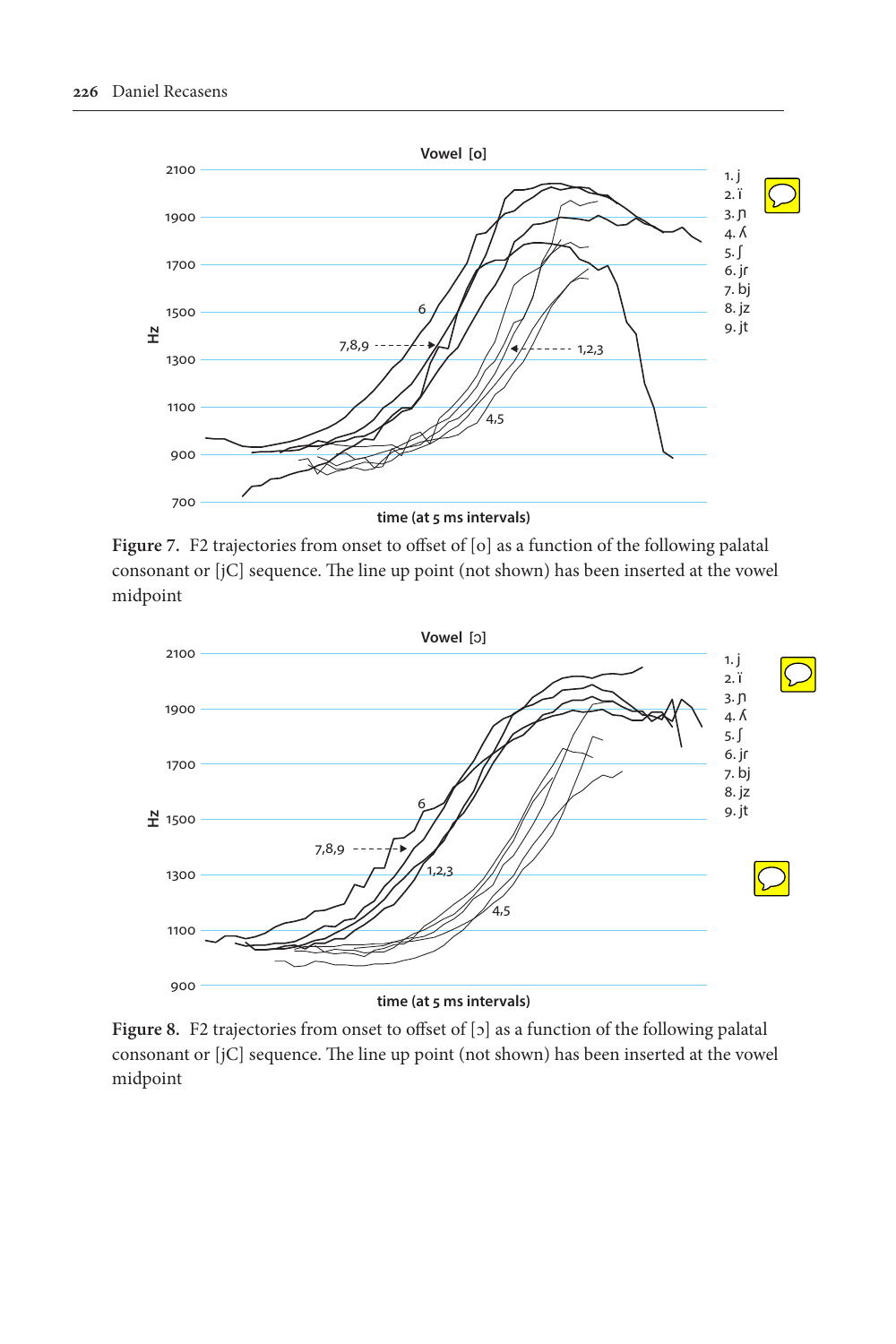**Figure 7.** F2 trajectories from onset to offset of [o] as a function of the following palatal consonant or [jC] sequence. The line up point (not shown) has been inserted at the vowel midpoint

**Figure 8.** F2 trajectories from onset to offset of [ɔ] as a function of the following palatal consonant or [jC] sequence. The line up point (not shown) has been inserted at the vowel midpoint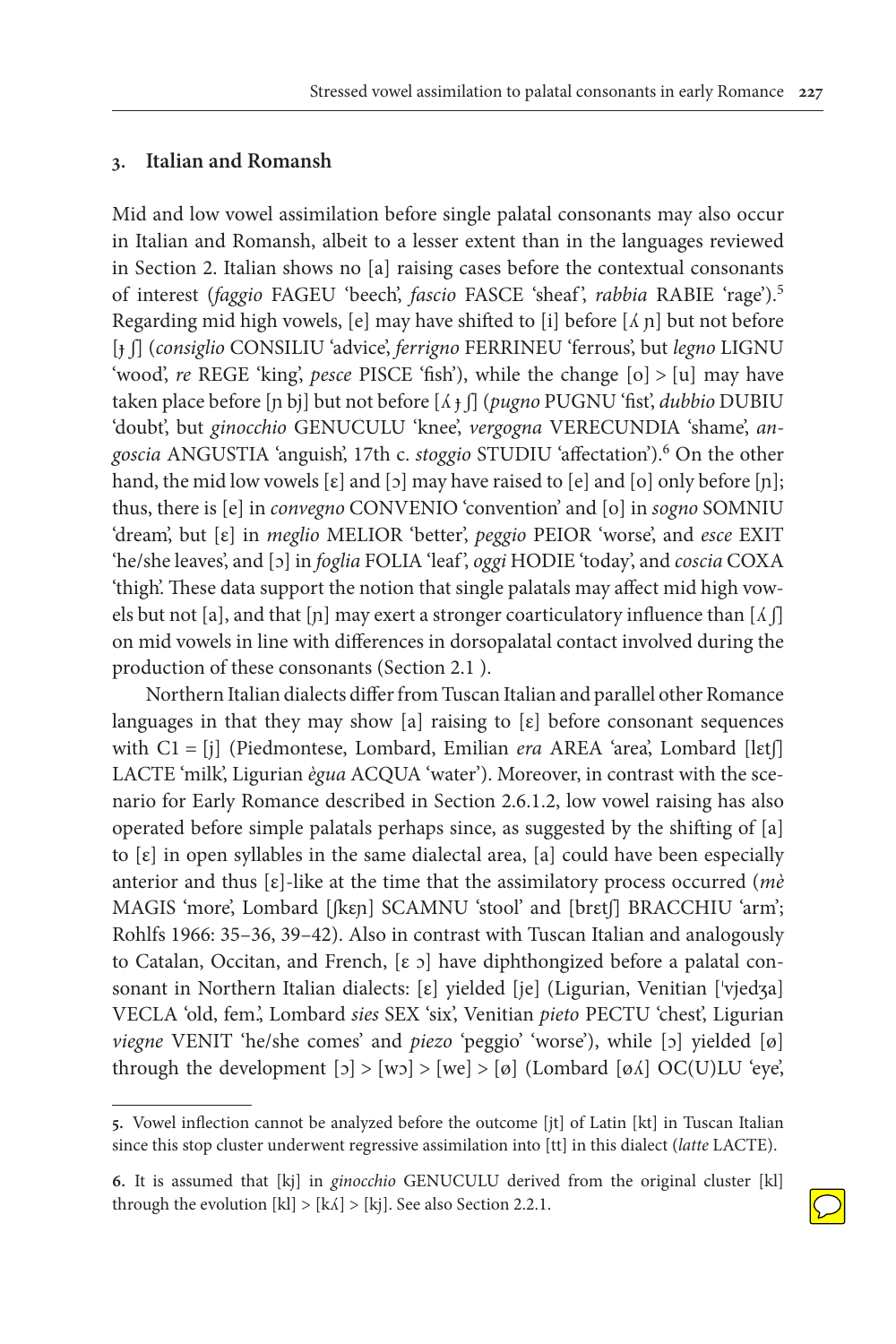## 3. Italian and Romansh

Mid and low vowel assimilation before single palatal consonants may also occur in Italian and Romansh, albeit to a lesser extent than in the languages reviewed in Section 2. Italian shows no [a] raising cases before the contextual consonants of interest (*faggio* FAGEU 'beech', *fascio* FASCE 'sheaf', *rabbia* RABIE 'rage').[5] Regarding mid high vowels, [e] may have shifted to [i] before [ʎ ɲ] but not before [ɟ ʃ] (*consiglio* CONSILIU 'advice', *ferrigno* FERRINEU 'ferrous', but *legno* LIGNU 'wood', *re* REGE 'king', *pesce* PISCE 'fish'), while the change [o] > [u] may have taken place before [ɲ bj] but not before [ʎ ɟ ʃ] (*pugno* PUGNU 'fist', *dubbio* DUBIU 'doubt', but *ginocchio* GENUCULU 'knee', *vergogna* VERECUNDIA 'shame', *angoscia* ANGUSTIA 'anguish', 17th c. *stoggio* STUDIU 'affectation').[6] On the other hand, the mid low vowels [ɛ] and [ɔ] may have raised to [e] and [o] only before [ɲ]; thus, there is [e] in *convegno* CONVENIO 'convention' and [o] in *sogno* SOMNIU 'dream', but [ɛ] in *meglio* MELIOR 'better', *peggio* PEIOR 'worse', and *esce* EXIT 'he/she leaves', and [ɔ] in *foglia* FOLIA 'leaf', *oggi* HODIE 'today', and *coscia* COXA 'thigh'. These data support the notion that single palatals may affect mid high vowels but not [a], and that [ɲ] may exert a stronger coarticulatory influence than [ʎ ʃ] on mid vowels in line with differences in dorsopalatal contact involved during the production of these consonants (Section 2.1 ).

Northern Italian dialects differ from Tuscan Italian and parallel other Romance languages in that they may show [a] raising to [ɛ] before consonant sequences with C1 = [j] (Piedmontese, Lombard, Emilian *era* AREA 'area', Lombard [lɛtʃ] LACTE 'milk', Ligurian *ègua* ACQUA 'water'). Moreover, in contrast with the scenario for Early Romance described in Section 2.6.1.2, low vowel raising has also operated before simple palatals perhaps since, as suggested by the shifting of [a] to [ɛ] in open syllables in the same dialectal area, [a] could have been especially anterior and thus [ɛ]-like at the time that the assimilatory process occurred (*mè* MAGIS 'more', Lombard [ʃkɛɲ] SCAMNU 'stool' and [brɛtʃ] BRACCHIU 'arm'; Rohlfs 1966: 35–36, 39–42). Also in contrast with Tuscan Italian and analogously to Catalan, Occitan, and French, [ɛ ɔ] have diphthongized before a palatal consonant in Northern Italian dialects: [ɛ] yielded [je] (Ligurian, Venitian ['vjedʒa] VECLA 'old, fem.', Lombard *sies* SEX 'six', Venitian *pieto* PECTU 'chest', Ligurian *viegne* VENIT 'he/she comes' and *piezo* 'peggio' 'worse'), while [ɔ] yielded [ø] through the development [ɔ] > [wɔ] > [we] > [ø] (Lombard [øʎ] OC(U)LU 'eye',

---

5. Vowel inflection cannot be analyzed before the outcome [jt] of Latin [kt] in Tuscan Italian since this stop cluster underwent regressive assimilation into [tt] in this dialect (*latte* LACTE).

6. It is assumed that [kj] in *ginocchio* GENUCULU derived from the original cluster [kl] through the evolution [kl] > [kʎ] > [kj]. See also Section 2.2.1.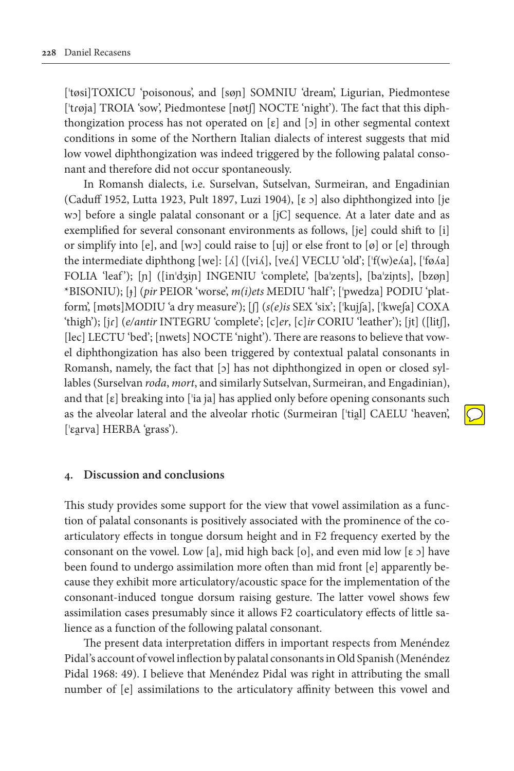[ˈtøsi]TOXICU 'poisonous', and [søɲ] SOMNIU 'dream', Ligurian, Piedmontese [ˈtɾøja] TROIA 'sow', Piedmontese [nøtʃ] NOCTE 'night'). The fact that this diphthongization process has not operated on [ɛ] and [ɔ] in other segmental context conditions in some of the Northern Italian dialects of interest suggests that mid low vowel diphthongization was indeed triggered by the following palatal consonant and therefore did not occur spontaneously.

In Romansh dialects, i.e. Surselvan, Sutselvan, Surmeiran, and Engadinian (Caduff 1952, Lutta 1923, Pult 1897, Luzi 1904), [ɛ ɔ] also diphthongized into [je wɔ] before a single palatal consonant or a [jC] sequence. At a later date and as exemplified for several consonant environments as follows, [je] could shift to [i] or simplify into [e], and [wɔ] could raise to [uj] or else front to [ø] or [e] through the intermediate diphthong [we]: [ʎ] ([viʎ], [veʎ] VECLU 'old'; [ˈf(w)eʎa], [ˈføʎa] FOLIA 'leaf'); [ɲ] ([inˈdʒiɲ] INGENIU 'complete', [baˈzeɲts], [baˈziɲts], [bzøɲ] *BISONIU); [ɟ] (*pir* PEIOR 'worse', *m(i)ets* MEDIU 'half'; [ˈpwedza] PODIU 'platform', [møts]MODIU 'a dry measure'); [ʃ] (*s(e)is* SEX 'six'; [ˈkujʃa], [ˈkweʃa] COXA 'thigh'); [jɾ] (*e/antir* INTEGRU 'complete'; [c]*er*, [c]*ir* CORIU 'leather'); [jt] ([litʃ], [lec] LECTU 'bed'; [nwets] NOCTE 'night'). There are reasons to believe that vowel diphthongization has also been triggered by contextual palatal consonants in Romansh, namely, the fact that [ɔ] has not diphthongized in open or closed syllables (Surselvan *roda*, *mort*, and similarly Sutselvan, Surmeiran, and Engadinian), and that [ɛ] breaking into [ˈia ja] has applied only before opening consonants such as the alveolar lateral and the alveolar rhotic (Surmeiran [ˈtia̯l] CAELU 'heaven', [ˈɛa̯rva] HERBA 'grass').

## 4. Discussion and conclusions

This study provides some support for the view that vowel assimilation as a function of palatal consonants is positively associated with the prominence of the coarticulatory effects in tongue dorsum height and in F2 frequency exerted by the consonant on the vowel. Low [a], mid high back [o], and even mid low [ɛ ɔ] have been found to undergo assimilation more often than mid front [e] apparently because they exhibit more articulatory/acoustic space for the implementation of the consonant-induced tongue dorsum raising gesture. The latter vowel shows few assimilation cases presumably since it allows F2 coarticulatory effects of little salience as a function of the following palatal consonant.

The present data interpretation differs in important respects from Menéndez Pidal's account of vowel inflection by palatal consonants in Old Spanish (Menéndez Pidal 1968: 49). I believe that Menéndez Pidal was right in attributing the small number of [e] assimilations to the articulatory affinity between this vowel and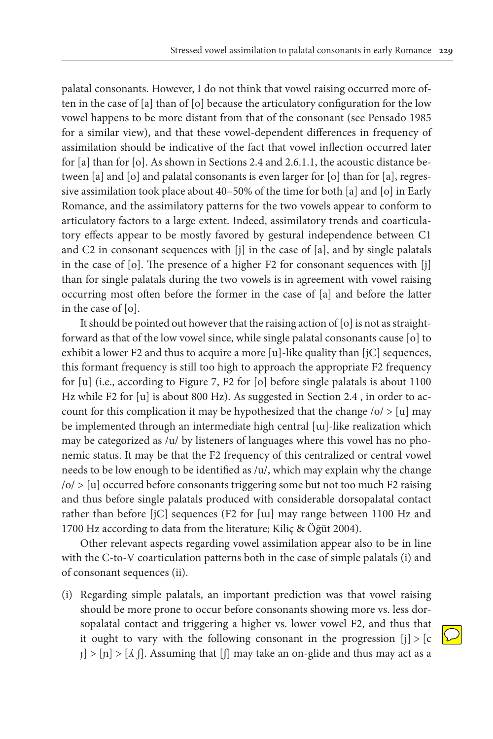palatal consonants. However, I do not think that vowel raising occurred more often in the case of [a] than of [o] because the articulatory configuration for the low vowel happens to be more distant from that of the consonant (see Pensado 1985 for a similar view), and that these vowel-dependent differences in frequency of assimilation should be indicative of the fact that vowel inflection occurred later for [a] than for [o]. As shown in Sections 2.4 and 2.6.1.1, the acoustic distance between [a] and [o] and palatal consonants is even larger for [o] than for [a], regressive assimilation took place about 40–50% of the time for both [a] and [o] in Early Romance, and the assimilatory patterns for the two vowels appear to conform to articulatory factors to a large extent. Indeed, assimilatory trends and coarticulatory effects appear to be mostly favored by gestural independence between C1 and C2 in consonant sequences with [j] in the case of [a], and by single palatals in the case of [o]. The presence of a higher F2 for consonant sequences with [j] than for single palatals during the two vowels is in agreement with vowel raising occurring most often before the former in the case of [a] and before the latter in the case of [o].

It should be pointed out however that the raising action of [o] is not as straightforward as that of the low vowel since, while single palatal consonants cause [o] to exhibit a lower F2 and thus to acquire a more [u]-like quality than [jC] sequences, this formant frequency is still too high to approach the appropriate F2 frequency for [u] (i.e., according to Figure 7, F2 for [o] before single palatals is about 1100 Hz while F2 for [u] is about 800 Hz). As suggested in Section 2.4 , in order to account for this complication it may be hypothesized that the change /o/ > [u] may be implemented through an intermediate high central [ɯ]-like realization which may be categorized as /u/ by listeners of languages where this vowel has no phonemic status. It may be that the F2 frequency of this centralized or central vowel needs to be low enough to be identified as /u/, which may explain why the change /o/ > [u] occurred before consonants triggering some but not too much F2 raising and thus before single palatals produced with considerable dorsopalatal contact rather than before [jC] sequences (F2 for [ɯ] may range between 1100 Hz and 1700 Hz according to data from the literature; Kiliç & Öğüt 2004).

Other relevant aspects regarding vowel assimilation appear also to be in line with the C-to-V coarticulation patterns both in the case of simple palatals (i) and of consonant sequences (ii).

(i) Regarding simple palatals, an important prediction was that vowel raising should be more prone to occur before consonants showing more vs. less dorsopalatal contact and triggering a higher vs. lower vowel F2, and thus that it ought to vary with the following consonant in the progression [j] > [c ɟ] > [ɲ] > [ʎ ʃ]. Assuming that [ʃ] may take an on-glide and thus may act as a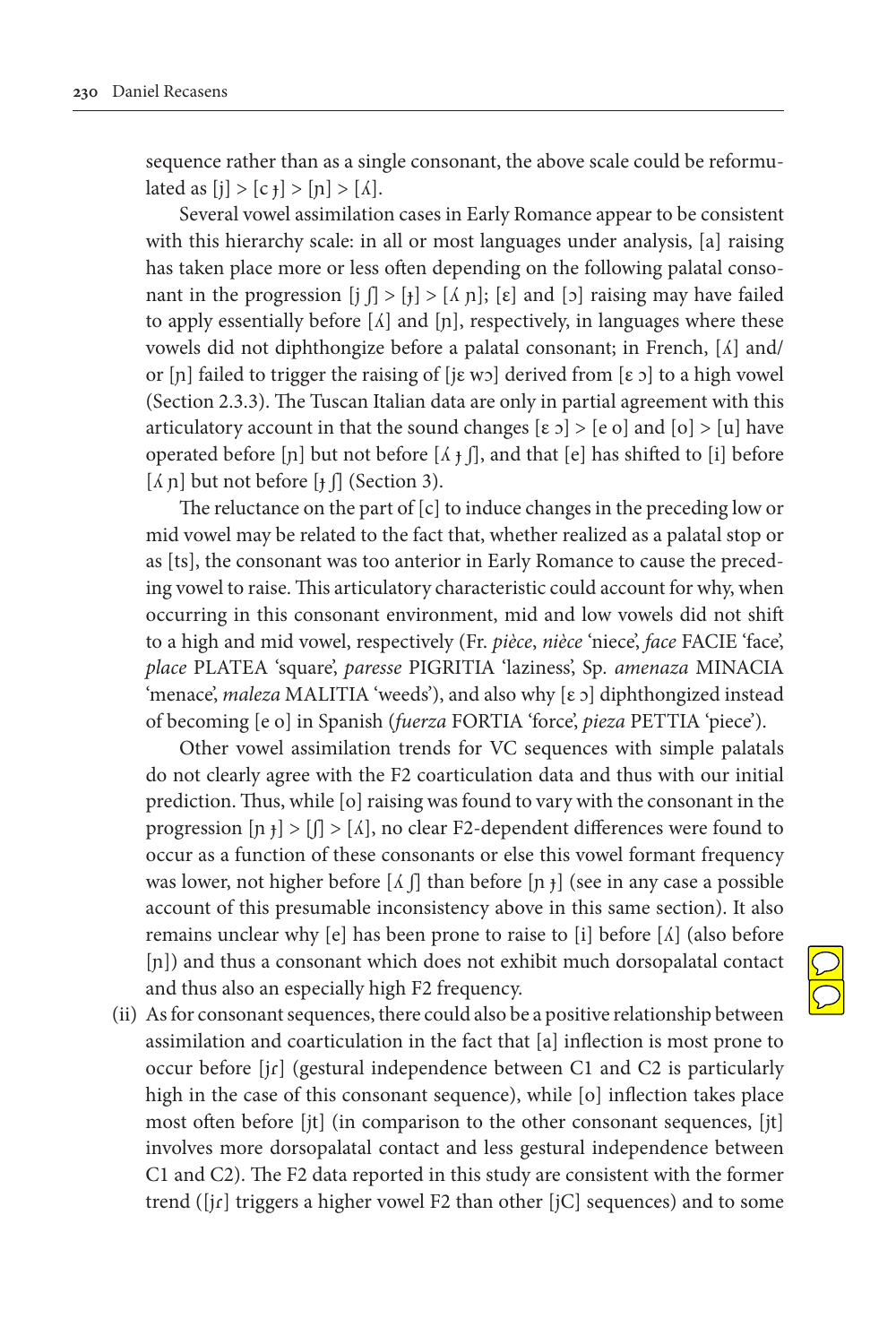sequence rather than as a single consonant, the above scale could be reformulated as [j] > [c ɟ] > [ɲ] > [ʎ].

Several vowel assimilation cases in Early Romance appear to be consistent with this hierarchy scale: in all or most languages under analysis, [a] raising has taken place more or less often depending on the following palatal consonant in the progression [j ʃ] > [ɟ] > [ʎ ɲ]; [ɛ] and [ɔ] raising may have failed to apply essentially before [ʎ] and [ɲ], respectively, in languages where these vowels did not diphthongize before a palatal consonant; in French, [ʎ] and/or [ɲ] failed to trigger the raising of [jɛ wɔ] derived from [ɛ ɔ] to a high vowel (Section 2.3.3). The Tuscan Italian data are only in partial agreement with this articulatory account in that the sound changes [ɛ ɔ] > [e o] and [o] > [u] have operated before [ɲ] but not before [ʎ ɟ ʃ], and that [e] has shifted to [i] before [ʎ ɲ] but not before [ɟ ʃ] (Section 3).

The reluctance on the part of [c] to induce changes in the preceding low or mid vowel may be related to the fact that, whether realized as a palatal stop or as [ts], the consonant was too anterior in Early Romance to cause the preceding vowel to raise. This articulatory characteristic could account for why, when occurring in this consonant environment, mid and low vowels did not shift to a high and mid vowel, respectively (Fr. *pièce*, *nièce* 'niece', *face* FACIE 'face', *place* PLATEA 'square', *paresse* PIGRITIA 'laziness', Sp. *amenaza* MINACIA 'menace', *maleza* MALITIA 'weeds'), and also why [ɛ ɔ] diphthongized instead of becoming [e o] in Spanish (*fuerza* FORTIA 'force', *pieza* PETTIA 'piece').

Other vowel assimilation trends for VC sequences with simple palatals do not clearly agree with the F2 coarticulation data and thus with our initial prediction. Thus, while [o] raising was found to vary with the consonant in the progression [ɲ ɟ] > [ʃ] > [ʎ], no clear F2-dependent differences were found to occur as a function of these consonants or else this vowel formant frequency was lower, not higher before [ʎ ʃ] than before [ɲ ɟ] (see in any case a possible account of this presumable inconsistency above in this same section). It also remains unclear why [e] has been prone to raise to [i] before [ʎ] (also before [ɲ]) and thus a consonant which does not exhibit much dorsopalatal contact and thus also an especially high F2 frequency.

(ii) As for consonant sequences, there could also be a positive relationship between assimilation and coarticulation in the fact that [a] inflection is most prone to occur before [jɾ] (gestural independence between C1 and C2 is particularly high in the case of this consonant sequence), while [o] inflection takes place most often before [jt] (in comparison to the other consonant sequences, [jt] involves more dorsopalatal contact and less gestural independence between C1 and C2). The F2 data reported in this study are consistent with the former trend ([jɾ] triggers a higher vowel F2 than other [jC] sequences) and to some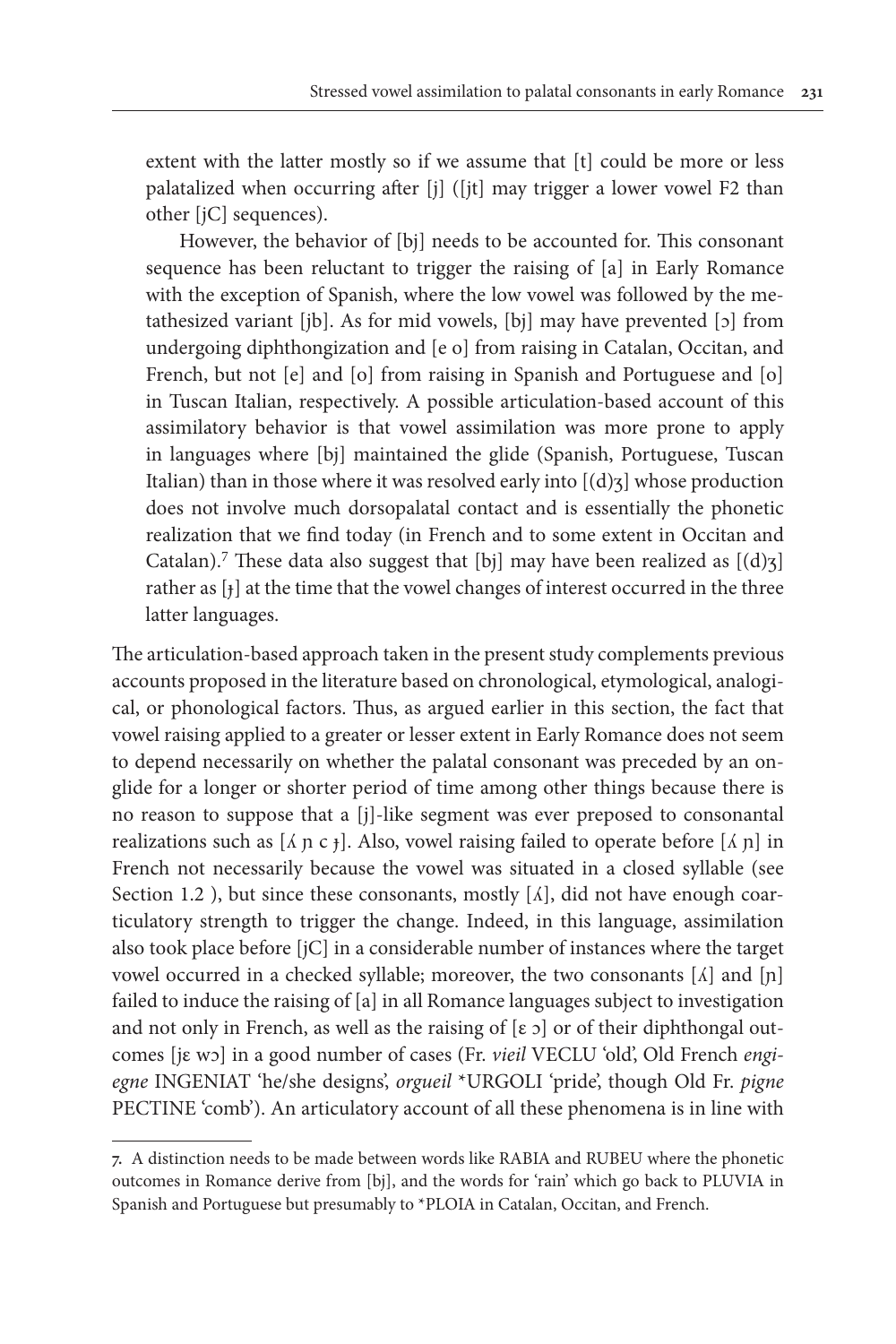extent with the latter mostly so if we assume that [t] could be more or less palatalized when occurring after [j] ([jt] may trigger a lower vowel F2 than other [jC] sequences).

However, the behavior of [bj] needs to be accounted for. This consonant sequence has been reluctant to trigger the raising of [a] in Early Romance with the exception of Spanish, where the low vowel was followed by the metathesized variant [jb]. As for mid vowels, [bj] may have prevented [ɔ] from undergoing diphthongization and [e o] from raising in Catalan, Occitan, and French, but not [e] and [o] from raising in Spanish and Portuguese and [o] in Tuscan Italian, respectively. A possible articulation-based account of this assimilatory behavior is that vowel assimilation was more prone to apply in languages where [bj] maintained the glide (Spanish, Portuguese, Tuscan Italian) than in those where it was resolved early into [(d)ʒ] whose production does not involve much dorsopalatal contact and is essentially the phonetic realization that we find today (in French and to some extent in Occitan and Catalan).[7] These data also suggest that [bj] may have been realized as [(d)ʒ] rather as [ɟ] at the time that the vowel changes of interest occurred in the three latter languages.

The articulation-based approach taken in the present study complements previous accounts proposed in the literature based on chronological, etymological, analogical, or phonological factors. Thus, as argued earlier in this section, the fact that vowel raising applied to a greater or lesser extent in Early Romance does not seem to depend necessarily on whether the palatal consonant was preceded by an onglide for a longer or shorter period of time among other things because there is no reason to suppose that a [j]-like segment was ever preposed to consonantal realizations such as [ʎ ɲ c ɟ]. Also, vowel raising failed to operate before [ʎ ɲ] in French not necessarily because the vowel was situated in a closed syllable (see Section 1.2 ), but since these consonants, mostly [ʎ], did not have enough coarticulatory strength to trigger the change. Indeed, in this language, assimilation also took place before [jC] in a considerable number of instances where the target vowel occurred in a checked syllable; moreover, the two consonants [ʎ] and [ɲ] failed to induce the raising of [a] in all Romance languages subject to investigation and not only in French, as well as the raising of [ɛ ɔ] or of their diphthongal outcomes [jɛ wɔ] in a good number of cases (Fr. *vieil* VECLU 'old', Old French *engiegne* INGENIAT 'he/she designs', *orgueil* *URGOLI 'pride', though Old Fr. *pigne* PECTINE 'comb'). An articulatory account of all these phenomena is in line with

7. A distinction needs to be made between words like RABIA and RUBEU where the phonetic outcomes in Romance derive from [bj], and the words for 'rain' which go back to PLUVIA in Spanish and Portuguese but presumably to *PLOIA in Catalan, Occitan, and French.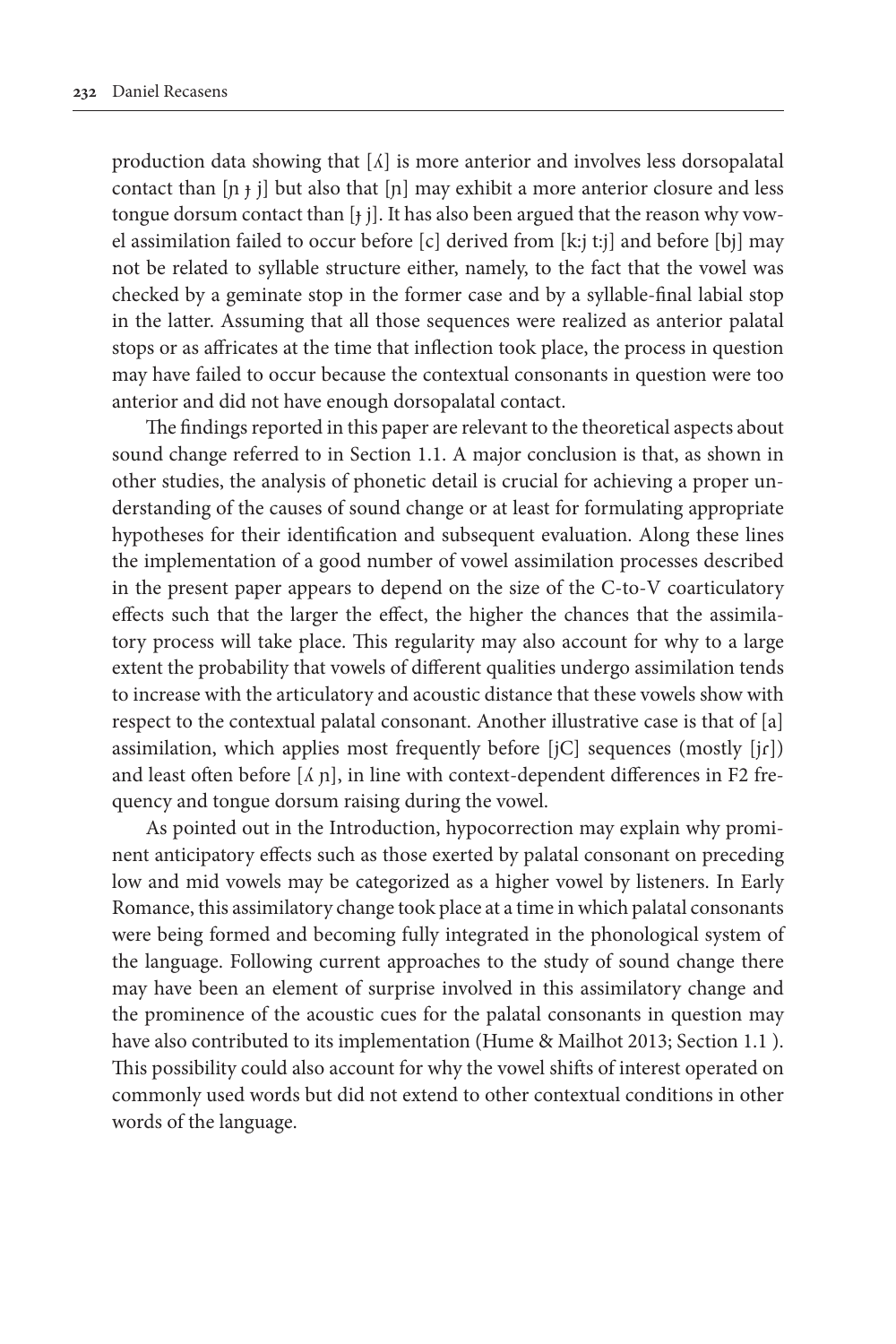production data showing that [ʎ] is more anterior and involves less dorsopalatal contact than [ɲ ɟ j] but also that [ɲ] may exhibit a more anterior closure and less tongue dorsum contact than [ɟ j]. It has also been argued that the reason why vowel assimilation failed to occur before [c] derived from [k:j t:j] and before [bj] may not be related to syllable structure either, namely, to the fact that the vowel was checked by a geminate stop in the former case and by a syllable-final labial stop in the latter. Assuming that all those sequences were realized as anterior palatal stops or as affricates at the time that inflection took place, the process in question may have failed to occur because the contextual consonants in question were too anterior and did not have enough dorsopalatal contact.

The findings reported in this paper are relevant to the theoretical aspects about sound change referred to in Section 1.1. A major conclusion is that, as shown in other studies, the analysis of phonetic detail is crucial for achieving a proper understanding of the causes of sound change or at least for formulating appropriate hypotheses for their identification and subsequent evaluation. Along these lines the implementation of a good number of vowel assimilation processes described in the present paper appears to depend on the size of the C-to-V coarticulatory effects such that the larger the effect, the higher the chances that the assimilatory process will take place. This regularity may also account for why to a large extent the probability that vowels of different qualities undergo assimilation tends to increase with the articulatory and acoustic distance that these vowels show with respect to the contextual palatal consonant. Another illustrative case is that of [a] assimilation, which applies most frequently before [jC] sequences (mostly [jɾ]) and least often before [ʎ ɲ], in line with context-dependent differences in F2 frequency and tongue dorsum raising during the vowel.

As pointed out in the Introduction, hypocorrection may explain why prominent anticipatory effects such as those exerted by palatal consonant on preceding low and mid vowels may be categorized as a higher vowel by listeners. In Early Romance, this assimilatory change took place at a time in which palatal consonants were being formed and becoming fully integrated in the phonological system of the language. Following current approaches to the study of sound change there may have been an element of surprise involved in this assimilatory change and the prominence of the acoustic cues for the palatal consonants in question may have also contributed to its implementation (Hume & Mailhot 2013; Section 1.1 ). This possibility could also account for why the vowel shifts of interest operated on commonly used words but did not extend to other contextual conditions in other words of the language.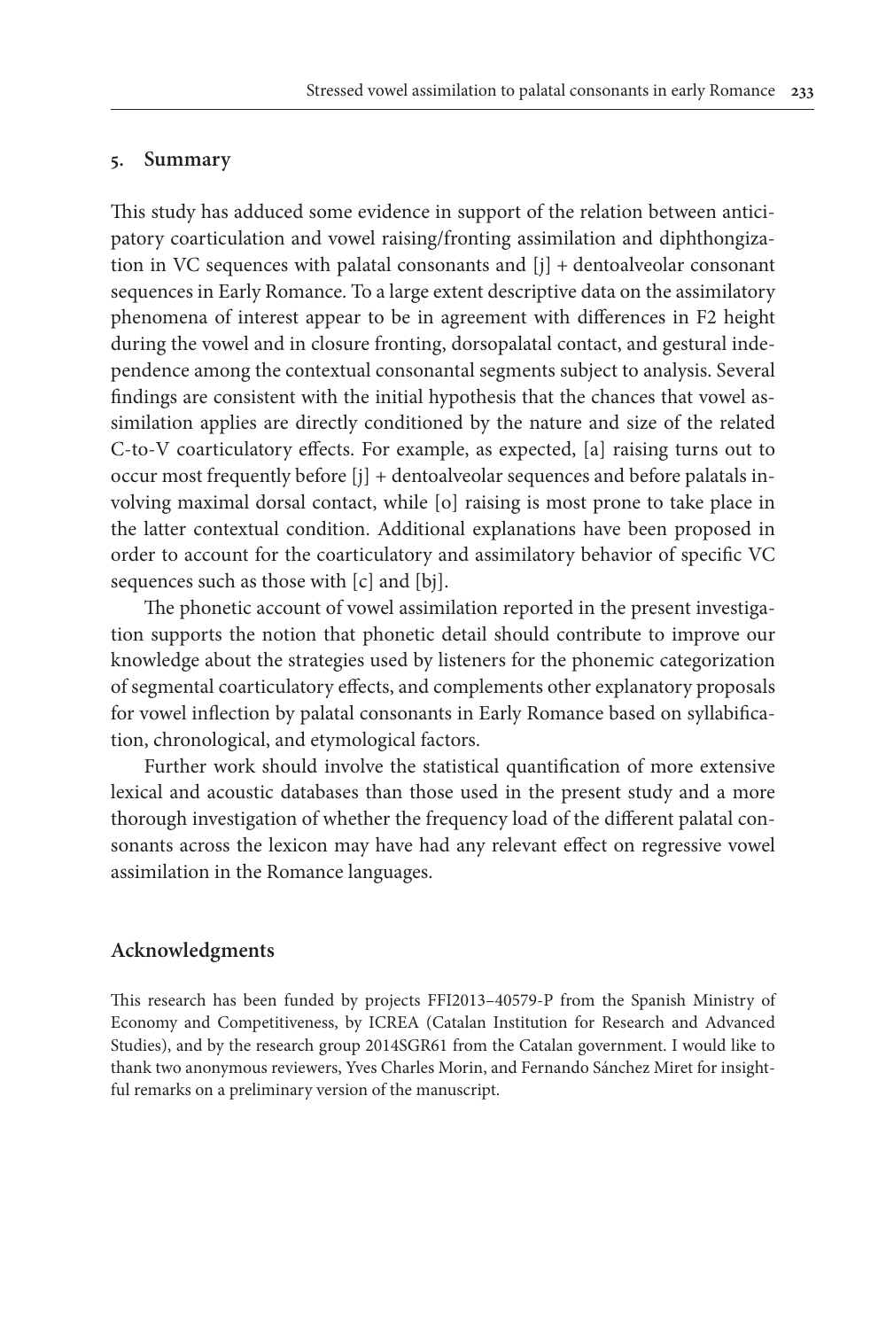## 5. Summary

This study has adduced some evidence in support of the relation between anticipatory coarticulation and vowel raising/fronting assimilation and diphthongization in VC sequences with palatal consonants and [j] + dentoalveolar consonant sequences in Early Romance. To a large extent descriptive data on the assimilatory phenomena of interest appear to be in agreement with differences in F2 height during the vowel and in closure fronting, dorsopalatal contact, and gestural independence among the contextual consonantal segments subject to analysis. Several findings are consistent with the initial hypothesis that the chances that vowel assimilation applies are directly conditioned by the nature and size of the related C-to-V coarticulatory effects. For example, as expected, [a] raising turns out to occur most frequently before [j] + dentoalveolar sequences and before palatals involving maximal dorsal contact, while [o] raising is most prone to take place in the latter contextual condition. Additional explanations have been proposed in order to account for the coarticulatory and assimilatory behavior of specific VC sequences such as those with [c] and [bj].

The phonetic account of vowel assimilation reported in the present investigation supports the notion that phonetic detail should contribute to improve our knowledge about the strategies used by listeners for the phonemic categorization of segmental coarticulatory effects, and complements other explanatory proposals for vowel inflection by palatal consonants in Early Romance based on syllabification, chronological, and etymological factors.

Further work should involve the statistical quantification of more extensive lexical and acoustic databases than those used in the present study and a more thorough investigation of whether the frequency load of the different palatal consonants across the lexicon may have had any relevant effect on regressive vowel assimilation in the Romance languages.

## Acknowledgments

This research has been funded by projects FFI2013–40579-P from the Spanish Ministry of Economy and Competitiveness, by ICREA (Catalan Institution for Research and Advanced Studies), and by the research group 2014SGR61 from the Catalan government. I would like to thank two anonymous reviewers, Yves Charles Morin, and Fernando Sánchez Miret for insightful remarks on a preliminary version of the manuscript.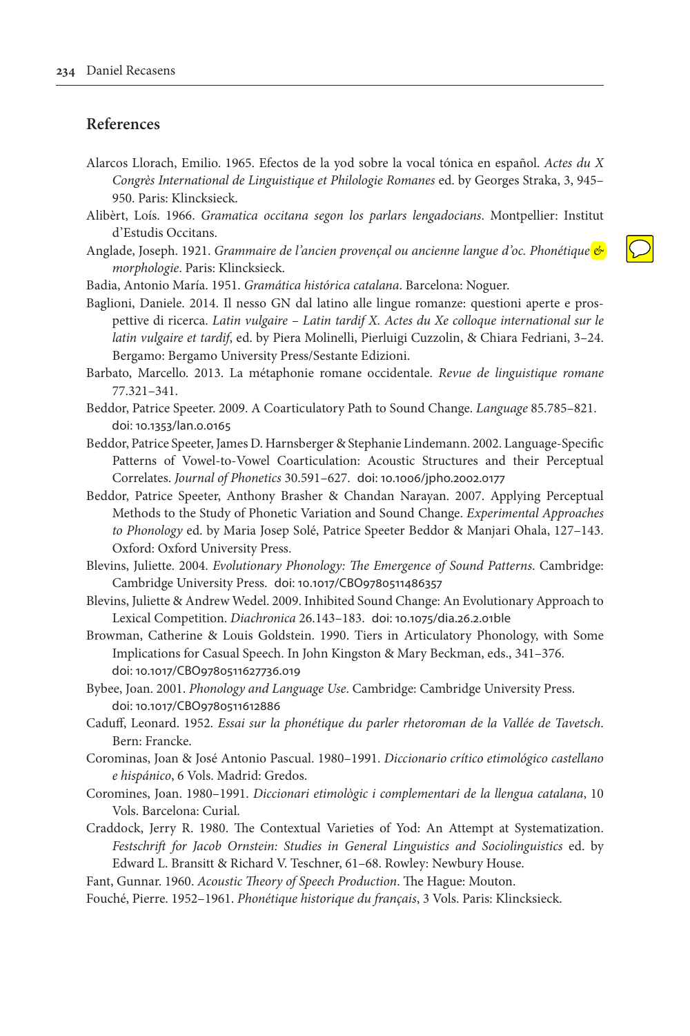## References

Alarcos Llorach, Emilio. 1965. Efectos de la yod sobre la vocal tónica en español. *Actes du X Congrès International de Linguistique et Philologie Romanes* ed. by Georges Straka, 3, 945–950. Paris: Klincksieck.

Alibèrt, Loís. 1966. *Gramatica occitana segon los parlars lengadocians*. Montpellier: Institut d'Estudis Occitans.

Anglade, Joseph. 1921. *Grammaire de l'ancien provençal ou ancienne langue d'oc. Phonétique & morphologie*. Paris: Klincksieck.

Badia, Antonio María. 1951. *Gramática histórica catalana*. Barcelona: Noguer.

Baglioni, Daniele. 2014. Il nesso GN dal latino alle lingue romanze: questioni aperte e prospettive di ricerca. *Latin vulgaire – Latin tardif X. Actes du Xe colloque international sur le latin vulgaire et tardif*, ed. by Piera Molinelli, Pierluigi Cuzzolin, & Chiara Fedriani, 3–24. Bergamo: Bergamo University Press/Sestante Edizioni.

Barbato, Marcello. 2013. La métaphonie romane occidentale. *Revue de linguistique romane* 77.321–341.

Beddor, Patrice Speeter. 2009. A Coarticulatory Path to Sound Change. *Language* 85.785–821. doi: 10.1353/lan.0.0165

Beddor, Patrice Speeter, James D. Harnsberger & Stephanie Lindemann. 2002. Language-Specific Patterns of Vowel-to-Vowel Coarticulation: Acoustic Structures and their Perceptual Correlates. *Journal of Phonetics* 30.591–627. doi: 10.1006/jpho.2002.0177

Beddor, Patrice Speeter, Anthony Brasher & Chandan Narayan. 2007. Applying Perceptual Methods to the Study of Phonetic Variation and Sound Change. *Experimental Approaches to Phonology* ed. by Maria Josep Solé, Patrice Speeter Beddor & Manjari Ohala, 127–143. Oxford: Oxford University Press.

Blevins, Juliette. 2004. *Evolutionary Phonology: The Emergence of Sound Patterns*. Cambridge: Cambridge University Press. doi: 10.1017/CBO9780511486357

Blevins, Juliette & Andrew Wedel. 2009. Inhibited Sound Change: An Evolutionary Approach to Lexical Competition. *Diachronica* 26.143–183. doi: 10.1075/dia.26.2.01ble

Browman, Catherine & Louis Goldstein. 1990. Tiers in Articulatory Phonology, with Some Implications for Casual Speech. In John Kingston & Mary Beckman, eds., 341–376. doi: 10.1017/CBO9780511627736.019

Bybee, Joan. 2001. *Phonology and Language Use*. Cambridge: Cambridge University Press. doi: 10.1017/CBO9780511612886

Caduff, Leonard. 1952. *Essai sur la phonétique du parler rhetoroman de la Vallée de Tavetsch*. Bern: Francke.

Corominas, Joan & José Antonio Pascual. 1980–1991. *Diccionario crítico etimológico castellano e hispánico*, 6 Vols. Madrid: Gredos.

Coromines, Joan. 1980–1991. *Diccionari etimològic i complementari de la llengua catalana*, 10 Vols. Barcelona: Curial.

Craddock, Jerry R. 1980. The Contextual Varieties of Yod: An Attempt at Systematization. *Festschrift for Jacob Ornstein: Studies in General Linguistics and Sociolinguistics* ed. by Edward L. Bransitt & Richard V. Teschner, 61–68. Rowley: Newbury House.

Fant, Gunnar. 1960. *Acoustic Theory of Speech Production*. The Hague: Mouton.

Fouché, Pierre. 1952–1961. *Phonétique historique du français*, 3 Vols. Paris: Klincksieck.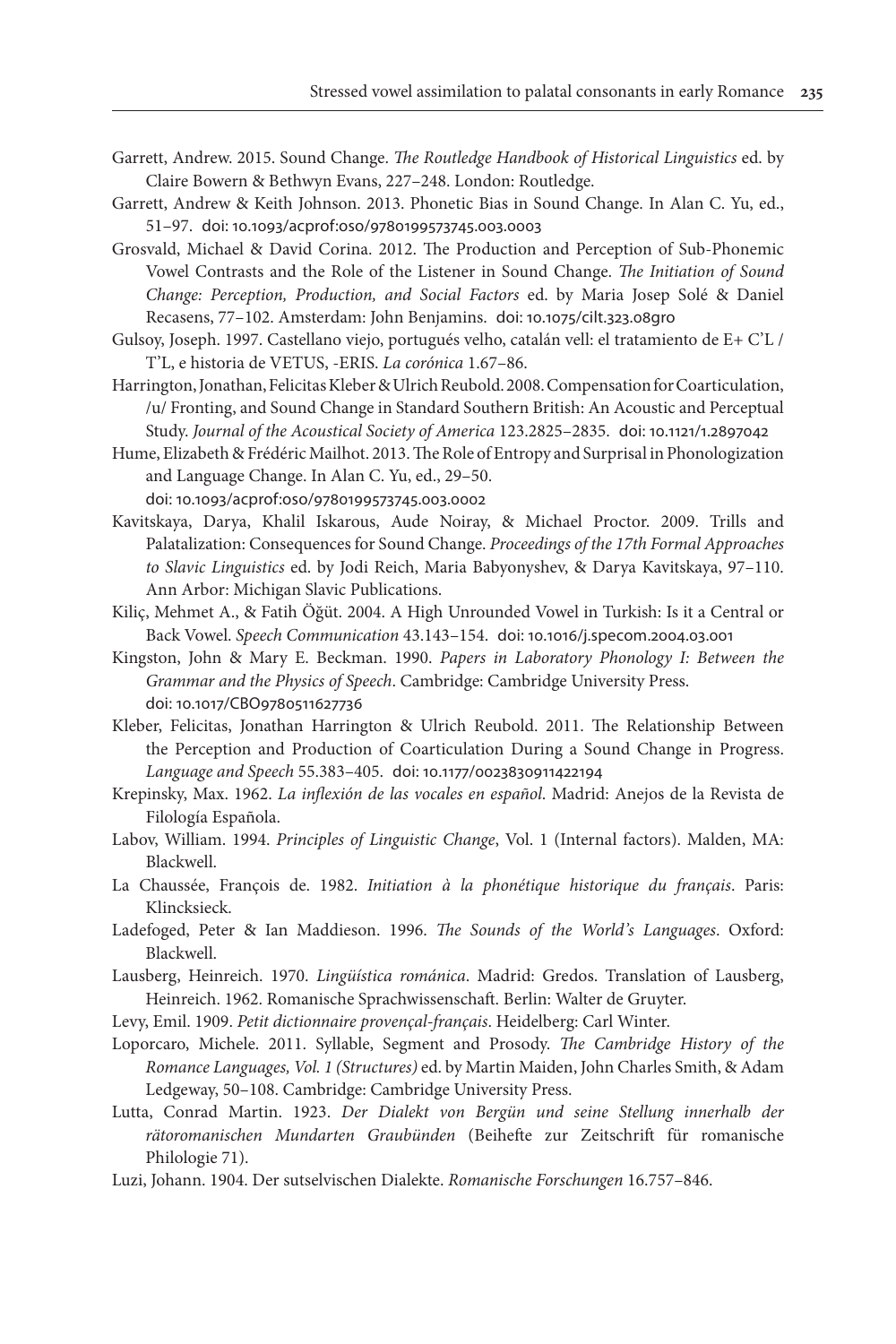Garrett, Andrew. 2015. Sound Change. *The Routledge Handbook of Historical Linguistics* ed. by Claire Bowern & Bethwyn Evans, 227–248. London: Routledge.

Garrett, Andrew & Keith Johnson. 2013. Phonetic Bias in Sound Change. In Alan C. Yu, ed., 51–97. doi: 10.1093/acprof:oso/9780199573745.003.0003

Grosvald, Michael & David Corina. 2012. The Production and Perception of Sub-Phonemic Vowel Contrasts and the Role of the Listener in Sound Change. *The Initiation of Sound Change: Perception, Production, and Social Factors* ed. by Maria Josep Solé & Daniel Recasens, 77–102. Amsterdam: John Benjamins. doi: 10.1075/cilt.323.08gro

Gulsoy, Joseph. 1997. Castellano viejo, portugués velho, catalán vell: el tratamiento de E+ C'L / T'L, e historia de VETUS, -ERIS. *La corónica* 1.67–86.

Harrington, Jonathan, Felicitas Kleber & Ulrich Reubold. 2008. Compensation for Coarticulation, /u/ Fronting, and Sound Change in Standard Southern British: An Acoustic and Perceptual Study. *Journal of the Acoustical Society of America* 123.2825–2835. doi: 10.1121/1.2897042

Hume, Elizabeth & Frédéric Mailhot. 2013. The Role of Entropy and Surprisal in Phonologization and Language Change. In Alan C. Yu, ed., 29–50. doi: 10.1093/acprof:oso/9780199573745.003.0002

Kavitskaya, Darya, Khalil Iskarous, Aude Noiray, & Michael Proctor. 2009. Trills and Palatalization: Consequences for Sound Change. *Proceedings of the 17th Formal Approaches to Slavic Linguistics* ed. by Jodi Reich, Maria Babyonyshev, & Darya Kavitskaya, 97–110. Ann Arbor: Michigan Slavic Publications.

Kiliç, Mehmet A., & Fatih Öğüt. 2004. A High Unrounded Vowel in Turkish: Is it a Central or Back Vowel. *Speech Communication* 43.143–154. doi: 10.1016/j.specom.2004.03.001

Kingston, John & Mary E. Beckman. 1990. *Papers in Laboratory Phonology I: Between the Grammar and the Physics of Speech*. Cambridge: Cambridge University Press. doi: 10.1017/CBO9780511627736

Kleber, Felicitas, Jonathan Harrington & Ulrich Reubold. 2011. The Relationship Between the Perception and Production of Coarticulation During a Sound Change in Progress. *Language and Speech* 55.383–405. doi: 10.1177/0023830911422194

Krepinsky, Max. 1962. *La inflexión de las vocales en español*. Madrid: Anejos de la Revista de Filología Española.

Labov, William. 1994. *Principles of Linguistic Change*, Vol. 1 (Internal factors). Malden, MA: Blackwell.

La Chaussée, François de. 1982. *Initiation à la phonétique historique du français*. Paris: Klincksieck.

Ladefoged, Peter & Ian Maddieson. 1996. *The Sounds of the World's Languages*. Oxford: Blackwell.

Lausberg, Heinreich. 1970. *Lingüística románica*. Madrid: Gredos. Translation of Lausberg, Heinreich. 1962. Romanische Sprachwissenschaft. Berlin: Walter de Gruyter.

Levy, Emil. 1909. *Petit dictionnaire provençal-français*. Heidelberg: Carl Winter.

Loporcaro, Michele. 2011. Syllable, Segment and Prosody. *The Cambridge History of the Romance Languages, Vol. 1 (Structures)* ed. by Martin Maiden, John Charles Smith, & Adam Ledgeway, 50–108. Cambridge: Cambridge University Press.

Lutta, Conrad Martin. 1923. *Der Dialekt von Bergün und seine Stellung innerhalb der rätoromanischen Mundarten Graubünden* (Beihefte zur Zeitschrift für romanische Philologie 71).

Luzi, Johann. 1904. Der sutselvischen Dialekte. *Romanische Forschungen* 16.757–846.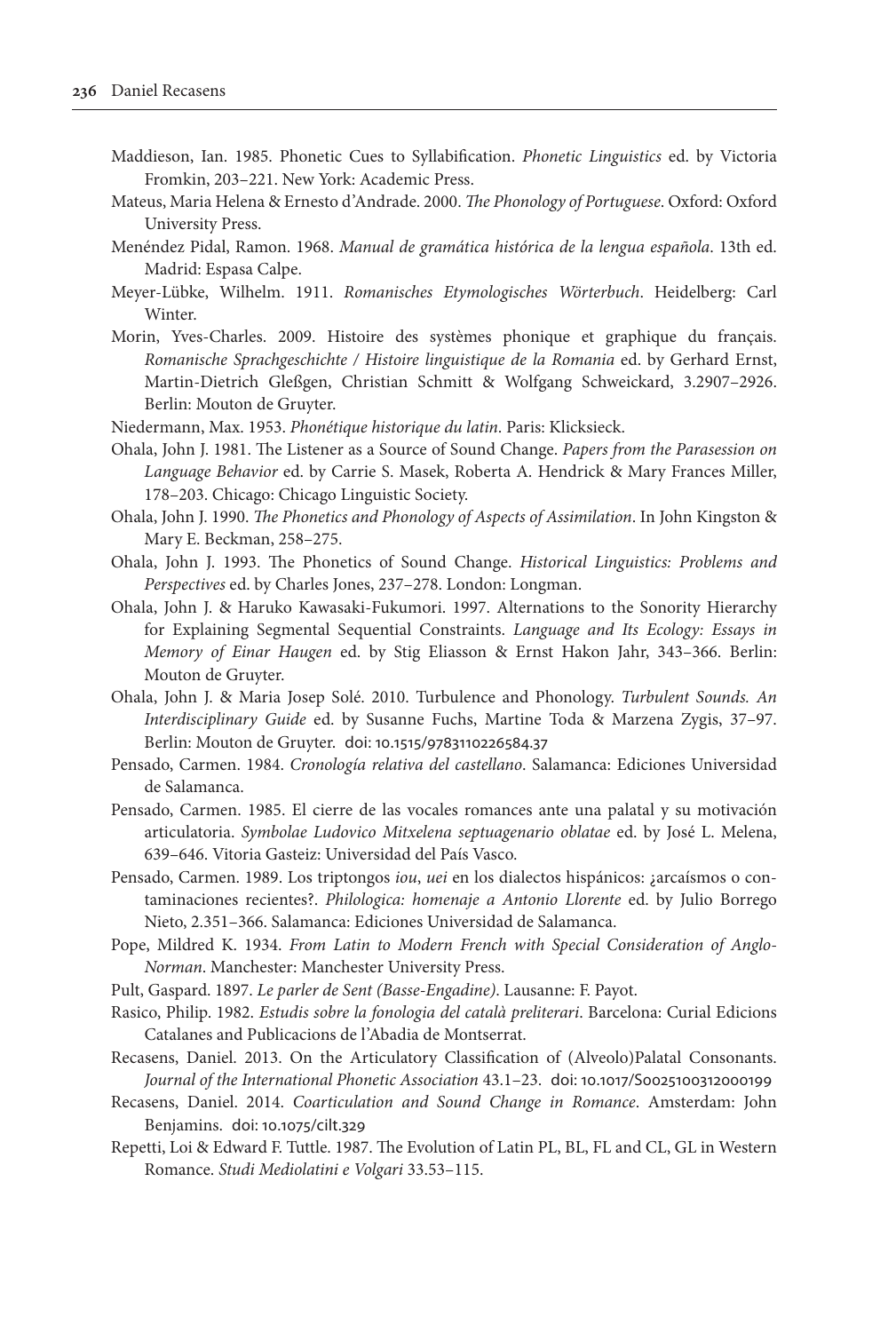Maddieson, Ian. 1985. Phonetic Cues to Syllabification. *Phonetic Linguistics* ed. by Victoria Fromkin, 203–221. New York: Academic Press.

Mateus, Maria Helena & Ernesto d'Andrade. 2000. *The Phonology of Portuguese*. Oxford: Oxford University Press.

Menéndez Pidal, Ramon. 1968. *Manual de gramática histórica de la lengua española*. 13th ed. Madrid: Espasa Calpe.

Meyer-Lübke, Wilhelm. 1911. *Romanisches Etymologisches Wörterbuch*. Heidelberg: Carl Winter.

Morin, Yves-Charles. 2009. Histoire des systèmes phonique et graphique du français. *Romanische Sprachgeschichte / Histoire linguistique de la Romania* ed. by Gerhard Ernst, Martin-Dietrich Gleßgen, Christian Schmitt & Wolfgang Schweickard, 3.2907–2926. Berlin: Mouton de Gruyter.

Niedermann, Max. 1953. *Phonétique historique du latin*. Paris: Klicksieck.

Ohala, John J. 1981. The Listener as a Source of Sound Change. *Papers from the Parasession on Language Behavior* ed. by Carrie S. Masek, Roberta A. Hendrick & Mary Frances Miller, 178–203. Chicago: Chicago Linguistic Society.

Ohala, John J. 1990. *The Phonetics and Phonology of Aspects of Assimilation*. In John Kingston & Mary E. Beckman, 258–275.

Ohala, John J. 1993. The Phonetics of Sound Change. *Historical Linguistics: Problems and Perspectives* ed. by Charles Jones, 237–278. London: Longman.

Ohala, John J. & Haruko Kawasaki-Fukumori. 1997. Alternations to the Sonority Hierarchy for Explaining Segmental Sequential Constraints. *Language and Its Ecology: Essays in Memory of Einar Haugen* ed. by Stig Eliasson & Ernst Hakon Jahr, 343–366. Berlin: Mouton de Gruyter.

Ohala, John J. & Maria Josep Solé. 2010. Turbulence and Phonology. *Turbulent Sounds. An Interdisciplinary Guide* ed. by Susanne Fuchs, Martine Toda & Marzena Zygis, 37–97. Berlin: Mouton de Gruyter. doi: 10.1515/9783110226584.37

Pensado, Carmen. 1984. *Cronología relativa del castellano*. Salamanca: Ediciones Universidad de Salamanca.

Pensado, Carmen. 1985. El cierre de las vocales romances ante una palatal y su motivación articulatoria. *Symbolae Ludovico Mitxelena septuagenario oblatae* ed. by José L. Melena, 639–646. Vitoria Gasteiz: Universidad del País Vasco.

Pensado, Carmen. 1989. Los triptongos *iou*, *uei* en los dialectos hispánicos: ¿arcaísmos o contaminaciones recientes?. *Philologica: homenaje a Antonio Llorente* ed. by Julio Borrego Nieto, 2.351–366. Salamanca: Ediciones Universidad de Salamanca.

Pope, Mildred K. 1934. *From Latin to Modern French with Special Consideration of Anglo-Norman*. Manchester: Manchester University Press.

Pult, Gaspard. 1897. *Le parler de Sent (Basse-Engadine)*. Lausanne: F. Payot.

Rasico, Philip. 1982. *Estudis sobre la fonologia del català preliterari*. Barcelona: Curial Edicions Catalanes and Publicacions de l'Abadia de Montserrat.

Recasens, Daniel. 2013. On the Articulatory Classification of (Alveolo)Palatal Consonants. *Journal of the International Phonetic Association* 43.1–23. doi: 10.1017/S0025100312000199

Recasens, Daniel. 2014. *Coarticulation and Sound Change in Romance*. Amsterdam: John Benjamins. doi: 10.1075/cilt.329

Repetti, Loi & Edward F. Tuttle. 1987. The Evolution of Latin PL, BL, FL and CL, GL in Western Romance. *Studi Mediolatini e Volgari* 33.53–115.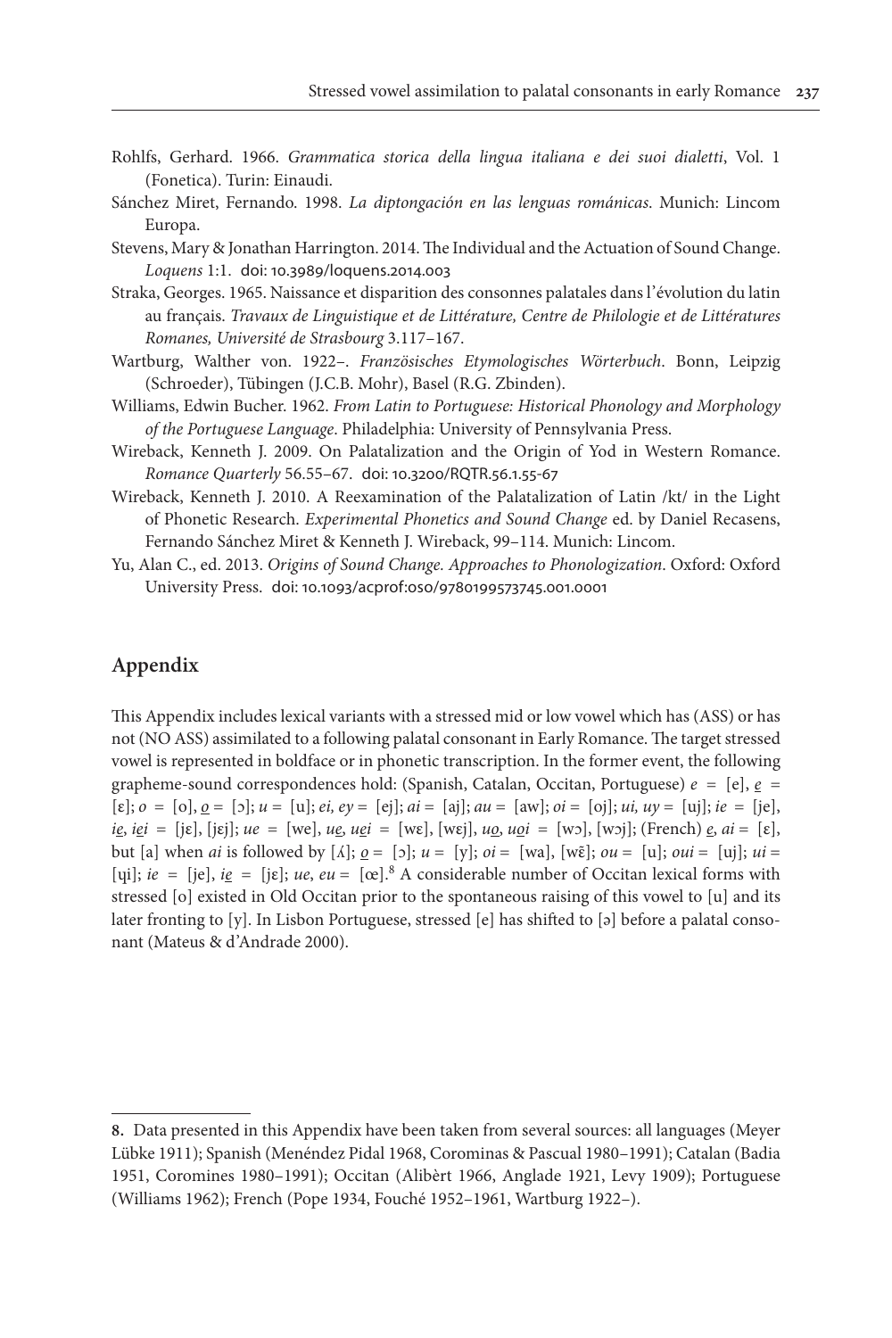Rohlfs, Gerhard. 1966. *Grammatica storica della lingua italiana e dei suoi dialetti*, Vol. 1 (Fonetica). Turin: Einaudi.

Sánchez Miret, Fernando. 1998. *La diptongación en las lenguas románicas*. Munich: Lincom Europa.

Stevens, Mary & Jonathan Harrington. 2014. The Individual and the Actuation of Sound Change. *Loquens* 1:1. doi: 10.3989/loquens.2014.003

Straka, Georges. 1965. Naissance et disparition des consonnes palatales dans l'évolution du latin au français. *Travaux de Linguistique et de Littérature, Centre de Philologie et de Littératures Romanes, Université de Strasbourg* 3.117–167.

Wartburg, Walther von. 1922–. *Französisches Etymologisches Wörterbuch*. Bonn, Leipzig (Schroeder), Tübingen (J.C.B. Mohr), Basel (R.G. Zbinden).

Williams, Edwin Bucher. 1962. *From Latin to Portuguese: Historical Phonology and Morphology of the Portuguese Language*. Philadelphia: University of Pennsylvania Press.

Wireback, Kenneth J. 2009. On Palatalization and the Origin of Yod in Western Romance. *Romance Quarterly* 56.55–67. doi: 10.3200/RQTR.56.1.55-67

Wireback, Kenneth J. 2010. A Reexamination of the Palatalization of Latin /kt/ in the Light of Phonetic Research. *Experimental Phonetics and Sound Change* ed. by Daniel Recasens, Fernando Sánchez Miret & Kenneth J. Wireback, 99–114. Munich: Lincom.

Yu, Alan C., ed. 2013. *Origins of Sound Change. Approaches to Phonologization*. Oxford: Oxford University Press. doi: 10.1093/acprof:oso/9780199573745.001.0001

## Appendix

This Appendix includes lexical variants with a stressed mid or low vowel which has (ASS) or has not (NO ASS) assimilated to a following palatal consonant in Early Romance. The target stressed vowel is represented in boldface or in phonetic transcription. In the former event, the following grapheme-sound correspondences hold: (Spanish, Catalan, Occitan, Portuguese) *e* = [e], *e̲* = [ɛ]; *o* = [o], *o̲* = [ɔ]; *u* = [u]; *ei, ey* = [ej]; *ai* = [aj]; *au* = [aw]; *oi* = [oj]; *ui, uy* = [uj]; *ie* = [je], *ie̲*, *ie̲i* = [jɛ], [jɛj]; *ue* = [we], *ue̲*, *ue̲i* = [wɛ], [wɛj], *uo̲*, *uo̲i* = [wɔ], [wɔj]; (French) *e̲*, *ai* = [ɛ], but [a] when *ai* is followed by [ʎ]; *o̲* = [ɔ]; *u* = [y]; *oi* = [wa], [wɛ̃]; *ou* = [u]; *oui* = [uj]; *ui* = [ɥi]; *ie* = [je], *ie̲* = [jɛ]; *ue*, *eu* = [œ].[8] A considerable number of Occitan lexical forms with stressed [o] existed in Old Occitan prior to the spontaneous raising of this vowel to [u] and its later fronting to [y]. In Lisbon Portuguese, stressed [e] has shifted to [ə] before a palatal consonant (Mateus & d'Andrade 2000).

---

8. Data presented in this Appendix have been taken from several sources: all languages (Meyer Lübke 1911); Spanish (Menéndez Pidal 1968, Corominas & Pascual 1980–1991); Catalan (Badia 1951, Coromines 1980–1991); Occitan (Alibèrt 1966, Anglade 1921, Levy 1909); Portuguese (Williams 1962); French (Pope 1934, Fouché 1952–1961, Wartburg 1922–).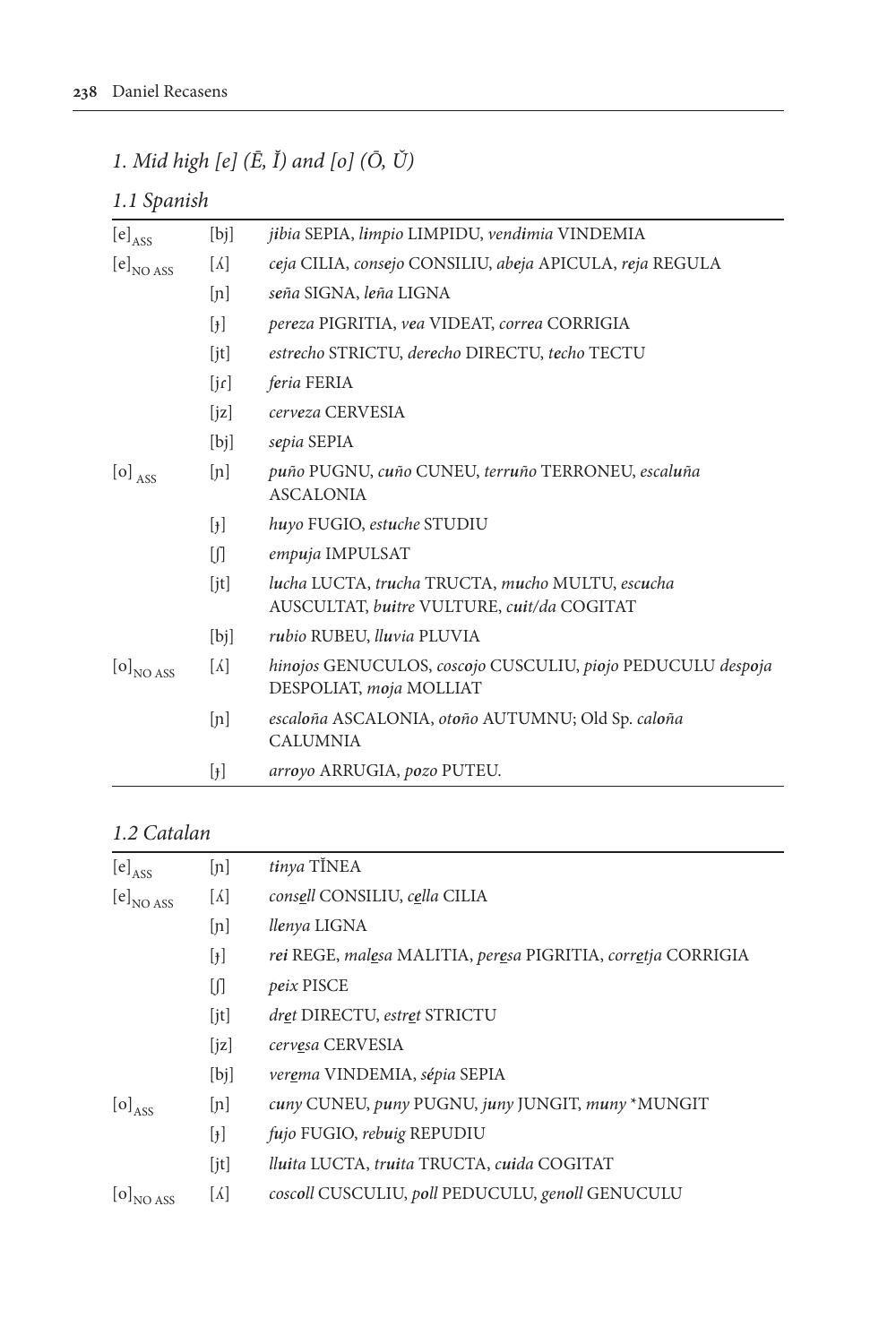## 1. Mid high [e] (Ē, Ĭ) and [o] (Ō, Ŭ)

### 1.1 Spanish

| | | |
|---|---|---|
| $[e]_{ASS}$ | [bj] | *jibia* SEPIA, *limpio* LIMPIDU, *vendimia* VINDEMIA |
| $[e]_{NO\ ASS}$ | [ʎ] | *ceja* CILIA, *consejo* CONSILIU, *abeja* APICULA, *reja* REGULA |
| | [ɲ] | *seña* SIGNA, *leña* LIGNA |
| | [ɟ] | *pereza* PIGRITIA, *vea* VIDEAT, *correa* CORRIGIA |
| | [jt] | *estrecho* STRICTU, *derecho* DIRECTU, *techo* TECTU |
| | [jɾ] | *feria* FERIA |
| | [jz] | *cerveza* CERVESIA |
| | [bj] | *sepia* SEPIA |
| $[o]_{ASS}$ | [ɲ] | *puño* PUGNU, *cuño* CUNEU, *terruño* TERRONEU, *escaluña* ASCALONIA |
| | [ɟ] | *huyo* FUGIO, *estuche* STUDIU |
| | [ʃ] | *empuja* IMPULSAT |
| | [jt] | *lucha* LUCTA, *trucha* TRUCTA, *mucho* MULTU, *escucha* AUSCULTAT, *buitre* VULTURE, *cuit/da* COGITAT |
| | [bj] | *rubio* RUBEU, *lluvia* PLUVIA |
| $[o]_{NO\ ASS}$ | [ʎ] | *hinojos* GENUCULOS, *coscojo* CUSCULIU, *piojo* PEDUCULU *despoja* DESPOLIAT, *moja* MOLLIAT |
| | [ɲ] | *escaloña* ASCALONIA, *otoño* AUTUMNU; Old Sp. *caloña* CALUMNIA |
| | [ɟ] | *arroyo* ARRUGIA, *pozo* PUTEU. |

### 1.2 Catalan

| | | |
|---|---|---|
| $[e]_{ASS}$ | [ɲ] | *tinya* TĬNEA |
| $[e]_{NO\ ASS}$ | [ʎ] | *consell* CONSILIU, *cella* CILIA |
| | [ɲ] | *llenya* LIGNA |
| | [ɟ] | *rei* REGE, *malesa* MALITIA, *peresa* PIGRITIA, *corretja* CORRIGIA |
| | [ʃ] | *peix* PISCE |
| | [jt] | *dret* DIRECTU, *estret* STRICTU |
| | [jz] | *cervesa* CERVESIA |
| | [bj] | *verema* VINDEMIA, *sépia* SEPIA |
| $[o]_{ASS}$ | [ɲ] | *cuny* CUNEU, *puny* PUGNU, *juny* JUNGIT, *muny* *MUNGIT |
| | [ɟ] | *fujo* FUGIO, *rebuig* REPUDIU |
| | [jt] | *lluita* LUCTA, *truita* TRUCTA, *cuida* COGITAT |
| $[o]_{NO\ ASS}$ | [ʎ] | *coscoll* CUSCULIU, *poll* PEDUCULU, *genoll* GENUCULU |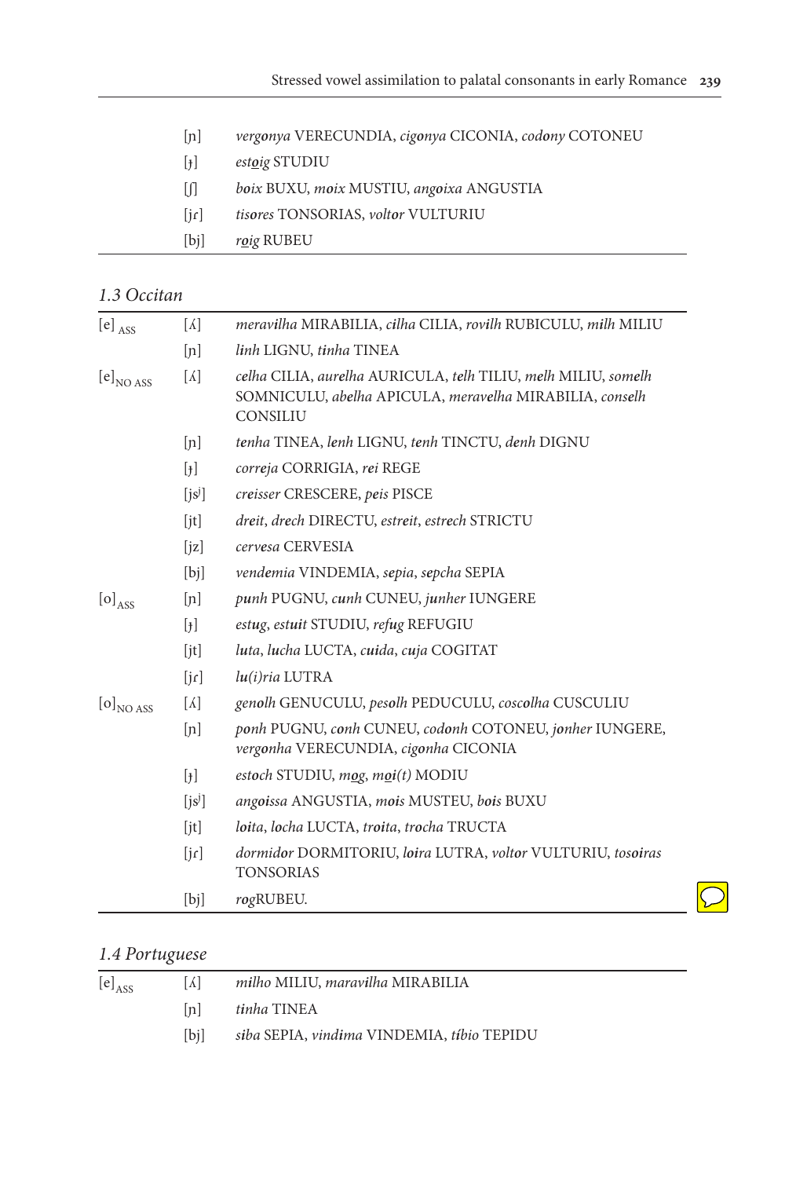| | | |
|---|---|---|
| | [ɲ] | *vergonya* VERECUNDIA, *cigonya* CICONIA, *codony* COTONEU |
| | [ɟ] | *estoig* STUDIU |
| | [ʃ] | *boix* BUXU, *moix* MUSTIU, *angoixa* ANGUSTIA |
| | [jɾ] | *tisores* TONSORIAS, *voltor* VULTURIU |
| | [bj] | *roig* RUBEU |

### 1.3 Occitan

| | | |
|---|---|---|
| $[e]_{ASS}$ | [ʎ] | *meravilha* MIRABILIA, *cilha* CILIA, *rovilh* RUBICULU, *milh* MILIU |
| | [ɲ] | *linh* LIGNU, *tinha* TINEA |
| $[e]_{NO\ ASS}$ | [ʎ] | *celha* CILIA, *aurelha* AURICULA, *telh* TILIU, *melh* MILIU, *somelh* SOMNICULU, *abelha* APICULA, *meravelha* MIRABILIA, *conselh* CONSILIU |
| | [ɲ] | *tenha* TINEA, *lenh* LIGNU, *tenh* TINCTU, *denh* DIGNU |
| | [ɟ] | *correja* CORRIGIA, *rei* REGE |
| | [jsʲ] | *creisser* CRESCERE, *peis* PISCE |
| | [jt] | *dreit*, *drech* DIRECTU, *estreit*, *estrech* STRICTU |
| | [jz] | *cervesa* CERVESIA |
| | [bj] | *vendemia* VINDEMIA, *sepia*, *sepcha* SEPIA |
| $[o]_{ASS}$ | [ɲ] | *punh* PUGNU, *cunh* CUNEU, *junher* IUNGERE |
| | [ɟ] | *estug*, *estuit* STUDIU, *refug* REFUGIU |
| | [jt] | *luta*, *lucha* LUCTA, *cuida*, *cuja* COGITAT |
| | [jɾ] | *lu(i)ria* LUTRA |
| $[o]_{NO\ ASS}$ | [ʎ] | *genolh* GENUCULU, *pesolh* PEDUCULU, *coscolha* CUSCULIU |
| | [ɲ] | *ponh* PUGNU, *conh* CUNEU, *codonh* COTONEU, *jonher* IUNGERE, *vergonha* VERECUNDIA, *cigonha* CICONIA |
| | [ɟ] | *estoch* STUDIU, *mog*, *moi(t)* MODIU |
| | [jsʲ] | *angoissa* ANGUSTIA, *mois* MUSTEU, *bois* BUXU |
| | [jt] | *loita*, *locha* LUCTA, *troita*, *trocha* TRUCTA |
| | [jɾ] | *dormidor* DORMITORIU, *loira* LUTRA, *voltor* VULTURIU, *tosoiras* TONSORIAS |
| | [bj] | *rog*RUBEU. |

### 1.4 Portuguese

| | | |
|---|---|---|
| $[e]_{ASS}$ | [ʎ] | *milho* MILIU, *maravilha* MIRABILIA |
| | [ɲ] | *tinha* TINEA |
| | [bj] | *siba* SEPIA, *vindima* VINDEMIA, *tíbio* TEPIDU |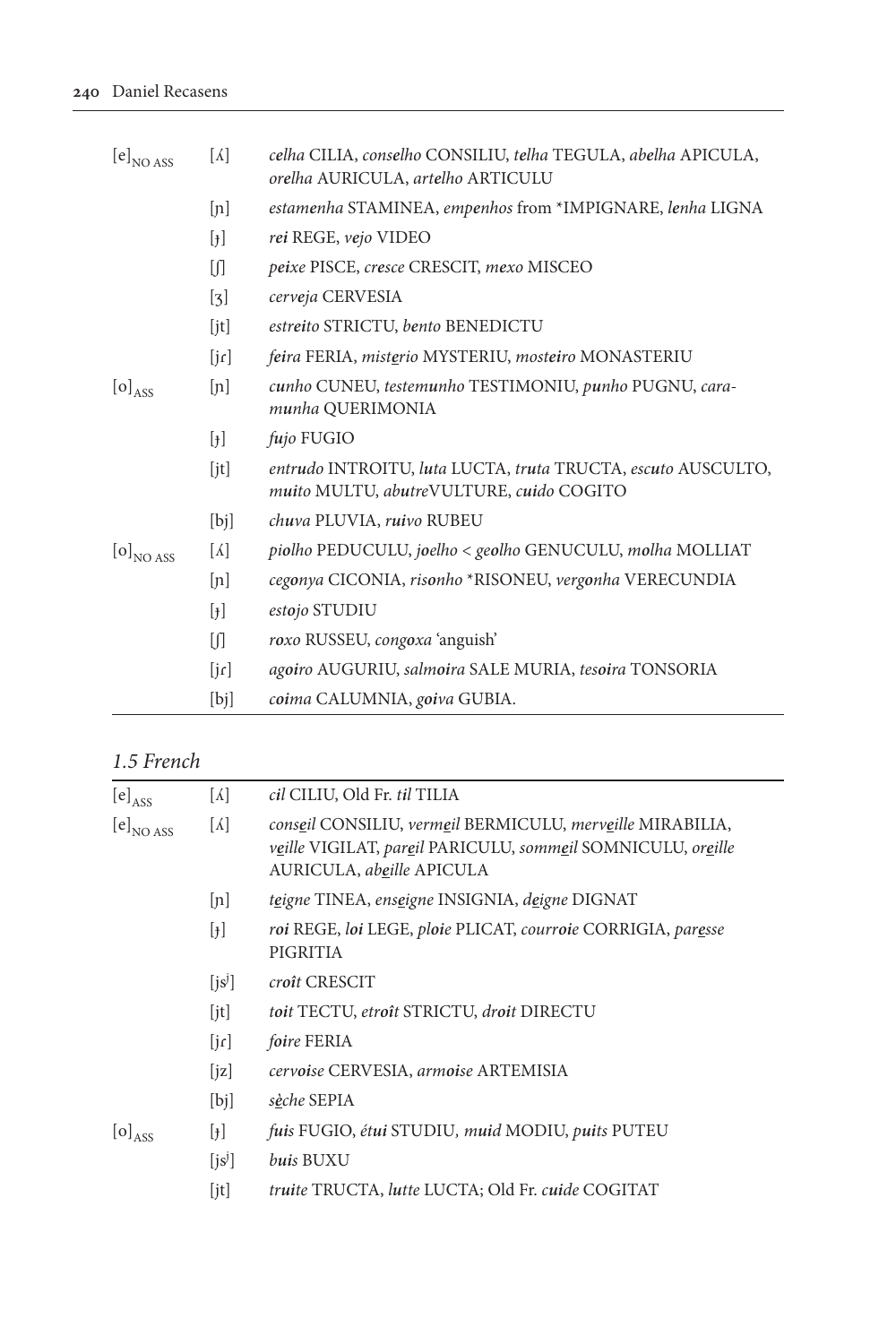| | | |
|---|---|---|
| $[e]_{\text{NO ASS}}$ | [ʎ] | *celha* CILIA, *conselho* CONSILIU, *telha* TEGULA, *abelha* APICULA, *orelha* AURICULA, *artelho* ARTICULU |
| | [ɲ] | *estamenha* STAMINEA, *empenhos* from *IMPIGNARE, *lenha* LIGNA |
| | [ɟ] | ***rei*** REGE, *vejo* VIDEO |
| | [ʃ] | *peixe* PISCE, *cresce* CRESCIT, *mexo* MISCEO |
| | [ʒ] | *cerveja* CERVESIA |
| | [jt] | *estreito* STRICTU, *bento* BENEDICTU |
| | [jɾ] | *feira* FERIA, *misterio* MYSTERIU, *mosteiro* MONASTERIU |
| $[o]_{\text{ASS}}$ | [ɲ] | *cunho* CUNEU, *testemunho* TESTIMONIU, *punho* PUGNU, *caramunha* QUERIMONIA |
| | [ɟ] | *fujo* FUGIO |
| | [jt] | *entrudo* INTROITU, *luta* LUCTA, *truta* TRUCTA, *escuto* AUSCULTO, *muito* MULTU, *abutre*VULTURE, *cuido* COGITO |
| | [bj] | *chuva* PLUVIA, *ruivo* RUBEU |
| $[o]_{\text{NO ASS}}$ | [ʎ] | *piolho* PEDUCULU, *joelho* < *geolho* GENUCULU, *molha* MOLLIAT |
| | [ɲ] | *cegonya* CICONIA, *risonho* *RISONEU, *vergonha* VERECUNDIA |
| | [ɟ] | *estojo* STUDIU |
| | [ʃ] | *roxo* RUSSEU, *congoxa* 'anguish' |
| | [jɾ] | *agoiro* AUGURIU, *salmoira* SALE MURIA, *tesoira* TONSORIA |
| | [bj] | *coima* CALUMNIA, *goiva* GUBIA. |

### *1.5 French*

| | | |
|---|---|---|
| $[e]_{\text{ASS}}$ | [ʎ] | *cil* CILIU, Old Fr. *til* TILIA |
| $[e]_{\text{NO ASS}}$ | [ʎ] | *conseil* CONSILIU, *vermeil* BERMICULU, *merveille* MIRABILIA, *veille* VIGILAT, *pareil* PARICULU, *sommeil* SOMNICULU, *oreille* AURICULA, *abeille* APICULA |
| | [ɲ] | *teigne* TINEA, *enseigne* INSIGNIA, *deigne* DIGNAT |
| | [ɟ] | ***roi*** REGE, ***loi*** LEGE, *ploie* PLICAT, *courroie* CORRIGIA, *paresse* PIGRITIA |
| | [js$^j$] | *croît* CRESCIT |
| | [jt] | *toit* TECTU, *etroît* STRICTU, *droit* DIRECTU |
| | [jɾ] | *foire* FERIA |
| | [jz] | *cervoise* CERVESIA, *armoise* ARTEMISIA |
| | [bj] | *sèche* SEPIA |
| $[o]_{\text{ASS}}$ | [ɟ] | *fuis* FUGIO, *étui* STUDIU, *muid* MODIU, *puits* PUTEU |
| | [js$^j$] | *buis* BUXU |
| | [jt] | *truite* TRUCTA, *lutte* LUCTA; Old Fr. *cuide* COGITAT |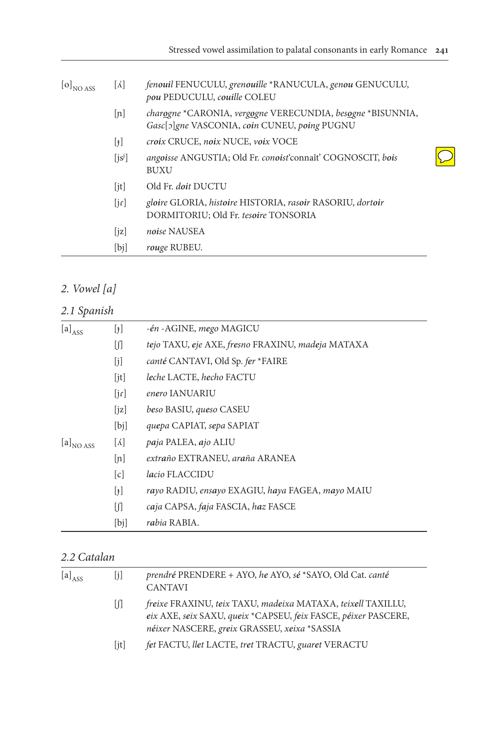| | | |
|---|---|---|
| $[\mathrm{o}]_{\mathrm{NO\ ASS}}$ | [ʎ] | *fen**ouil*** FENUCULU, *gren**ouille*** *RANUCULA, *gen**ou*** GENUCULU, ***pou*** PEDUCULU, ***couille*** COLEU |
| | [ɲ] | *char**o**gne* *CARONIA, *verg**o**gne* VERECUNDIA, *bes**o**gne* *BISUNNIA, *Gasc*[ɔ]*gne* VASCONIA, ***coin*** CUNEU, ***poing*** PUGNU |
| | [ɟ] | ***croix*** CRUCE, ***noix*** NUCE, ***voix*** VOCE |
| | [jsʲ] | *ang**oi**sse* ANGUSTIA; Old Fr. *con**oi**st*'connaît' COGNOSCIT, *b**oi**s* BUXU |
| | [jt] | Old Fr. *d**oi**t* DUCTU |
| | [jɾ] | *gl**oi**re* GLORIA, *hist**oi**re* HISTORIA, *ras**oi**r* RASORIU, *dort**oi**r* DORMITORIU; Old Fr. *tes**oi**re* TONSORIA |
| | [jz] | ***noi**se* NAUSEA |
| | [bj] | ***rou**ge* RUBEU. |

## 2. Vowel [a]

### 2.1 Spanish

| | | |
|---|---|---|
| $[\mathrm{a}]_{\mathrm{ASS}}$ | [ɟ] | *-én* -AGINE, ***me**go* MAGICU |
| | [ʃ] | ***te**jo* TAXU, ***e**je* AXE, ***fre**sno* FRAXINU, *mad**e**ja* MATAXA |
| | [j] | *cant**é*** CANTAVI, Old Sp. ***fer*** *FAIRE |
| | [jt] | ***le**che* LACTE, ***he**cho* FACTU |
| | [jɾ] | ***e**nero* IANUARIU |
| | [jz] | ***be**so* BASIU, ***que**so* CASEU |
| | [bj] | ***que**pa* CAPIAT, ***se**pa* SAPIAT |
| $[\mathrm{a}]_{\mathrm{NO\ ASS}}$ | [ʎ] | ***pa**ja* PALEA, ***a**jo* ALIU |
| | [ɲ] | *extr**a**ño* EXTRANEU, *ar**a**ña* ARANEA |
| | [c] | ***la**cio* FLACCIDU |
| | [ɟ] | ***ra**yo* RADIU, *ens**a**yo* EXAGIU, *h**a**ya* FAGEA, *m**a**yo* MAIU |
| | [ʃ] | ***ca**ja* CAPSA, ***fa**ja* FASCIA, ***ha**z* FASCE |
| | [bj] | ***ra**bia* RABIA. |

### 2.2 Catalan

| | | |
|---|---|---|
| $[\mathrm{a}]_{\mathrm{ASS}}$ | [j] | *prendr**é*** PRENDERE + AYO, ***he*** AYO, ***sé*** *SAYO, Old Cat. *cant**é*** CANTAVI |
| | [ʃ] | ***fre**ixe* FRAXINU, ***te**ix* TAXU, *mad**e**ixa* MATAXA, ***te**ixell* TAXILLU, ***e**ix* AXE, ***se**ix* SAXU, ***que**ix* *CAPSEU, ***fe**ix* FASCE, ***pé**ixer* PASCERE, ***né**ixer* NASCERE, ***gre**ix* GRASSEU, ***xe**ixa* *SASSIA |
| | [jt] | ***fet*** FACTU, ***llet*** LACTE, ***tret*** TRACTU, *guar**e**t* VERACTU |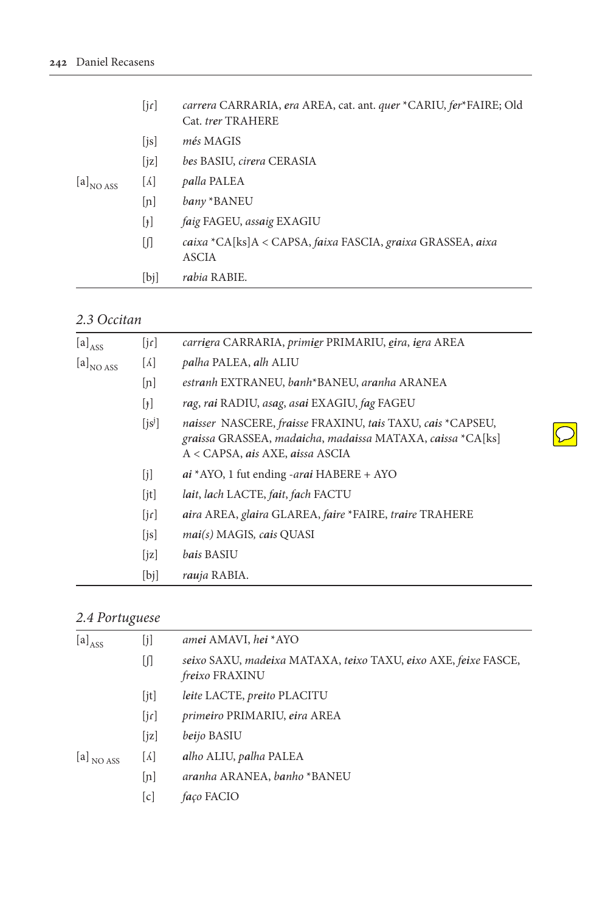| | | |
|---|---|---|
| | [jɾ] | *carrera* CARRARIA, ***e**ra* AREA, cat. ant. *quer* *CARIU, *fer**FAIRE; Old Cat. *trer* TRAHERE |
| | [js] | *més* MAGIS |
| | [jz] | *bes* BASIU, *cirera* CERASIA |
| $[a]_{NO\ ASS}$ | [ʎ] | *palla* PALEA |
| | [ɲ] | *bany* *BANEU |
| | [ɟ] | *faig* FAGEU, *assaig* EXAGIU |
| | [ʃ] | *caixa* *CA[ks]A < CAPSA, *faixa* FASCIA, *graixa* GRASSEA, *aixa* ASCIA |
| | [bj] | *rabia* RABIE. |

## 2.3 Occitan

| | | |
|---|---|---|
| $[a]_{ASS}$ | [jɾ] | *carri**e**ra* CARRARIA, *primi**e**r* PRIMARIU, ***e**ira*, ***i**era* AREA |
| $[a]_{NO\ ASS}$ | [ʎ] | *palha* PALEA, *alh* ALIU |
| | [ɲ] | *estranh* EXTRANEU, *banh**BANEU, *aranha* ARANEA |
| | [ɟ] | *rag*, ***rai*** RADIU, *asag*, *as**ai*** EXAGIU, *fag* FAGEU |
| | [jsʲ] | *naisser* NASCERE, *fraisse* FRAXINU, *tais* TAXU, *cais* *CAPSEU, *graissa* GRASSEA, *madaicha*, *madaissa* MATAXA, *caissa* *CA[ks] A < CAPSA, ***ais*** AXE, ***ai**ssa* ASCIA |
| | [j] | ***ai*** *AYO, 1 fut ending *-ar**ai*** HABERE + AYO |
| | [jt] | *lait*, *lach* LACTE, *fait*, *fach* FACTU |
| | [jɾ] | ***ai**ra* AREA, *gl**ai**ra* GLAREA, *f**ai**re* *FAIRE, *tr**ai**re* TRAHERE |
| | [js] | *mai(s)* MAGIS*,* *c**ai**s* QUASI |
| | [jz] | *b**ai**s* BASIU |
| | [bj] | *rauja* RABIA. |

## 2.4 Portuguese

| | | |
|---|---|---|
| $[a]_{ASS}$ | [j] | *amei* AMAVI, *hei* *AYO |
| | [ʃ] | *seixo* SAXU, *madeixa* MATAXA, *teixo* TAXU, *eixo* AXE, *feixe* FASCE, *freixo* FRAXINU |
| | [jt] | *leite* LACTE, *preito* PLACITU |
| | [jɾ] | *primeiro* PRIMARIU, *eira* AREA |
| | [jz] | *beijo* BASIU |
| $[a]_{NO\ ASS}$ | [ʎ] | *alho* ALIU, *palha* PALEA |
| | [ɲ] | *aranha* ARANEA, *banho* *BANEU |
| | [c] | *faço* FACIO |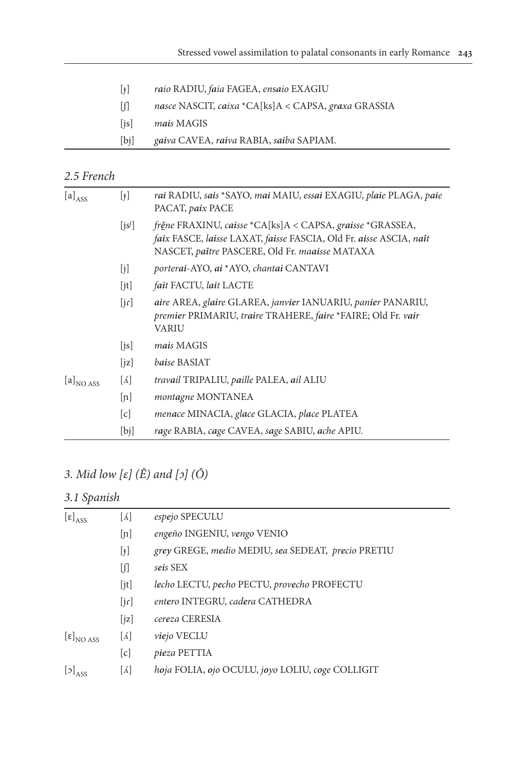| | | |
|---|---|---|
| | [ɟ] | *raio* RADIU, *faia* FAGEA, *ensaio* EXAGIU |
| | [ʃ] | *nasce* NASCIT, *caixa* *CA[ks]A < CAPSA, *graxa* GRASSIA |
| | [js] | *mais* MAGIS |
| | [bj] | *gaiva* CAVEA, *raiva* RABIA, *saiba* SAPIAM. |

## 2.5 French

| | | |
|---|---|---|
| $[a]_{ASS}$ | [ɟ] | *rai* RADIU, *sais* *SAYO, *mai* MAIU, *essai* EXAGIU, *plaie* PLAGA, *paie* PACAT, *paix* PACE |
| | [jsʲ] | *frêne* FRAXINU, *caisse* *CA[ks]A < CAPSA, *graisse* *GRASSEA, *faix* FASCE, *laisse* LAXAT, *faisse* FASCIA, Old Fr. *aisse* ASCIA, *naît* NASCET, *paître* PASCERE, Old Fr. *maaisse* MATAXA |
| | [j] | *porterai*-AYO, *ai* *AYO, *chantai* CANTAVI |
| | [jt] | *fait* FACTU, *lait* LACTE |
| | [jɾ] | *aire* AREA, *glaire* GLAREA, *janvier* IANUARIU, *panier* PANARIU, *premier* PRIMARIU, *traire* TRAHERE, *faire* *FAIRE; Old Fr. *vair* VARIU |
| | [js] | *mais* MAGIS |
| | [jz] | *baise* BASIAT |
| $[a]_{NO\ ASS}$ | [ʎ] | *travail* TRIPALIU, *paille* PALEA, *ail* ALIU |
| | [ɲ] | *montagne* MONTANEA |
| | [c] | *menace* MINACIA, *glace* GLACIA, *place* PLATEA |
| | [bj] | *rage* RABIA, *cage* CAVEA, *sage* SABIU, *ache* APIU. |

# 3. Mid low [ɛ] (Ĕ) and [ɔ] (Ŏ)

## 3.1 Spanish

| | | |
|---|---|---|
| $[ɛ]_{ASS}$ | [ʎ] | *espejo* SPECULU |
| | [ɲ] | *engeño* INGENIU, *vengo* VENIO |
| | [ɟ] | *grey* GREGE, *medio* MEDIU, *sea* SEDEAT, *precio* PRETIU |
| | [ʃ] | *seis* SEX |
| | [jt] | *lecho* LECTU, *pecho* PECTU, *provecho* PROFECTU |
| | [jɾ] | *entero* INTEGRU, *cadera* CATHEDRA |
| | [jz] | *cereza* CERESIA |
| $[ɛ]_{NO\ ASS}$ | [ʎ] | *viejo* VECLU |
| | [c] | *pieza* PETTIA |
| $[ɔ]_{ASS}$ | [ʎ] | *hoja* FOLIA, *ojo* OCULU, *joyo* LOLIU, *coge* COLLIGIT |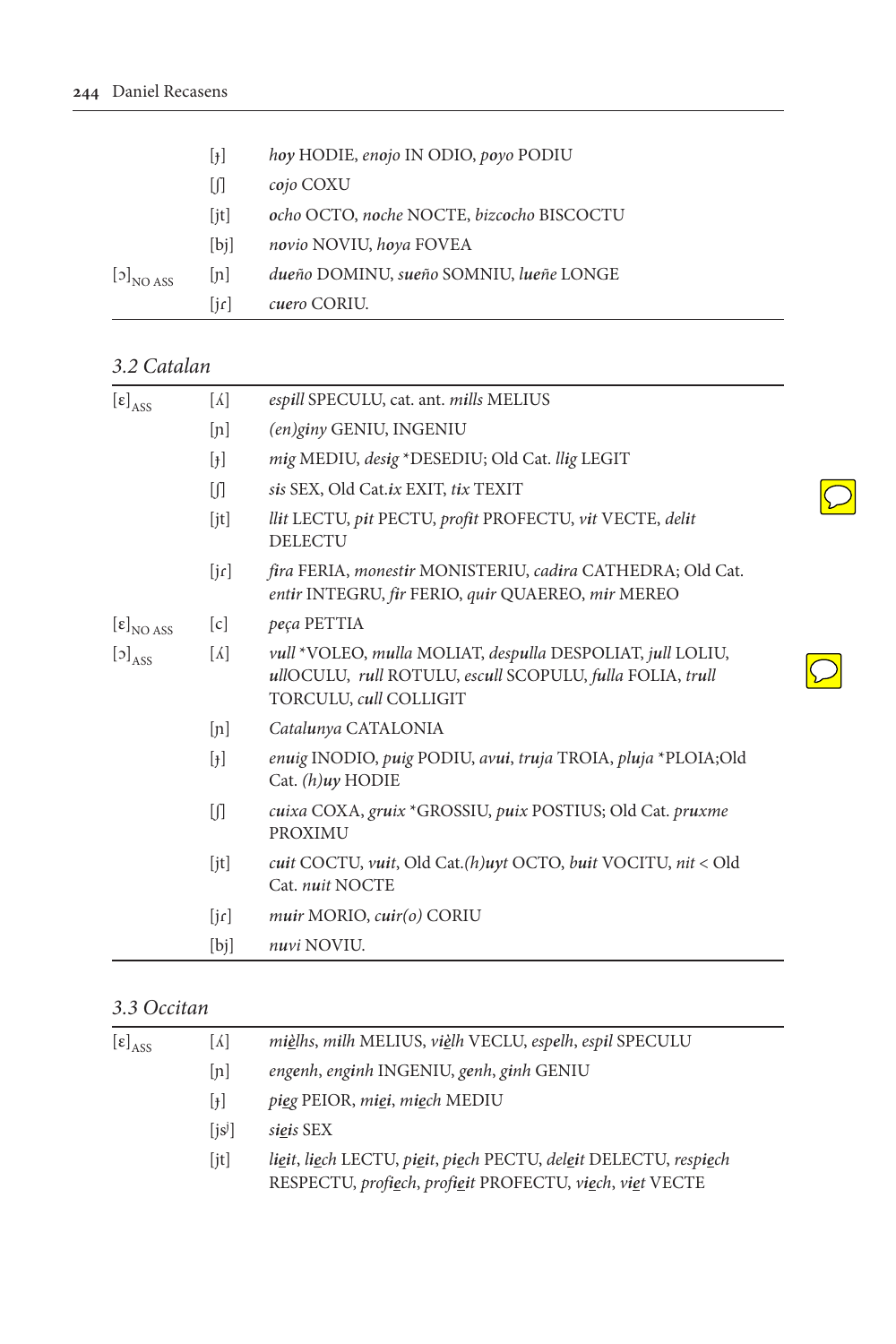| | | |
|---|---|---|
| | [ɟ] | *hoy* HODIE, *enojo* IN ODIO, *poyo* PODIU |
| | [ʃ] | *cojo* COXU |
| | [jt] | *ocho* OCTO, *noche* NOCTE, *bizcocho* BISCOCTU |
| | [bj] | *novio* NOVIU, *hoya* FOVEA |
| $[ɔ]_{NO\ ASS}$ | [ɲ] | *dueño* DOMINU, *sueño* SOMNIU, *lueñe* LONGE |
| | [jɾ] | *cuero* CORIU. |

### 3.2 Catalan

| | | |
|---|---|---|
| $[ɛ]_{ASS}$ | [ʎ] | *espill* SPECULU, cat. ant. *mills* MELIUS |
| | [ɲ] | *(en)giny* GENIU, INGENIU |
| | [ɟ] | *mig* MEDIU, *desig* *DESEDIU; Old Cat. *llig* LEGIT |
| | [ʃ] | *sis* SEX, Old Cat.*ix* EXIT, *tix* TEXIT |
| | [jt] | *llit* LECTU, *pit* PECTU, *profit* PROFECTU, *vit* VECTE, *delit* DELECTU |
| | [jɾ] | *fira* FERIA, *monestir* MONISTERIU, *cadira* CATHEDRA; Old Cat. *entir* INTEGRU, *fir* FERIO, *quir* QUAEREO, *mir* MEREO |
| $[ɛ]_{NO\ ASS}$ | [c] | *peça* PETTIA |
| $[ɔ]_{ASS}$ | [ʎ] | *vull* *VOLEO, *mulla* MOLIAT, *despulla* DESPOLIAT, *jull* LOLIU, *ull*OCULU, *rull* ROTULU, *escull* SCOPULU, *fulla* FOLIA, *trull* TORCULU, *cull* COLLIGIT |
| | [ɲ] | *Catalunya* CATALONIA |
| | [ɟ] | *enuig* INODIO, *puig* PODIU, *avui*, *truja* TROIA, *pluja* *PLOIA;Old Cat. *(h)uy* HODIE |
| | [ʃ] | *cuixa* COXA, *gruix* *GROSSIU, *puix* POSTIUS; Old Cat. *pruxme* PROXIMU |
| | [jt] | *cuit* COCTU, *vuit*, Old Cat.*(h)uyt* OCTO, *buit* VOCITU, *nit* < Old Cat. *nuit* NOCTE |
| | [jɾ] | *muir* MORIO, *cuir(o)* CORIU |
| | [bj] | *nuvi* NOVIU. |

### 3.3 Occitan

| | | |
|---|---|---|
| $[ɛ]_{ASS}$ | [ʎ] | *mièlhs*, *milh* MELIUS, *vièlh* VECLU, *espelh*, *espil* SPECULU |
| | [ɲ] | *engenh*, *enginh* INGENIU, *genh*, *ginh* GENIU |
| | [ɟ] | *pieg* PEIOR, *miei*, *miech* MEDIU |
| | [jsʲ] | *sieis* SEX |
| | [jt] | *lieit*, *liech* LECTU, *pieit*, *piech* PECTU, *deleit* DELECTU, *respiech* RESPECTU, *profiech*, *profieit* PROFECTU, *viech*, *viet* VECTE |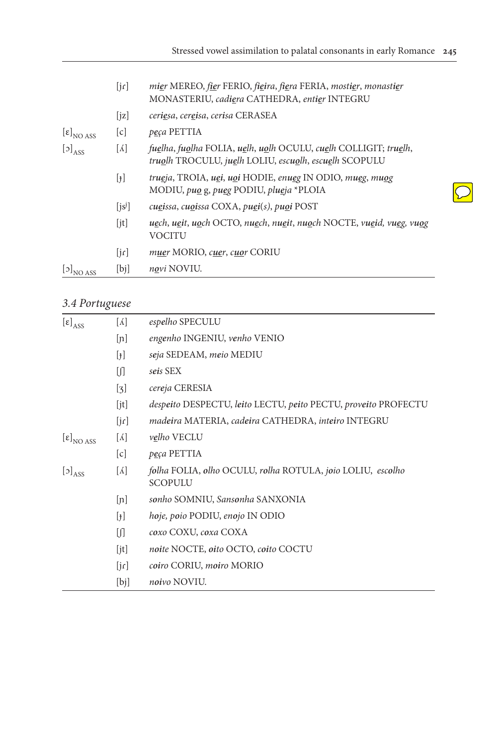| | | |
|---|---|---|
| | [jɾ] | *m<u>ie</u>r* MEREO, *<u>fie</u>r* FERIO, *<u>fie</u>ira*, *<u>fie</u>ra* FERIA, *most<u>ie</u>r*, *monast<u>ie</u>r* MONASTERIU, *cad<u>ie</u>ra* CATHEDRA, *ent<u>ie</u>r* INTEGRU |
| | [jz] | *cer<u>ie</u>sa*, *cer<u>e</u>isa*, *cerisa* CERASEA |
| [ɛ]$_{\text{NO ASS}}$ | [c] | *p<u>e</u>ça* PETTIA |
| [ɔ]$_{\text{ASS}}$ | [ʎ] | *f<u>ue</u>lha*, *f<u>uo</u>lha* FOLIA, *<u>ue</u>lh*, *<u>uo</u>lh* OCULU, *c<u>ue</u>lh* COLLIGIT; *tr<u>ue</u>lh*, *tr<u>uo</u>lh* TROCULU, *j<u>ue</u>lh* LOLIU, *esc<u>uo</u>lh*, *esc<u>ue</u>lh* SCOPULU |
| | [ɟ] | *tr<u>ue</u>ja*, TROIA, *<u>uei</u>*, *<u>uoi</u>* HODIE, *en<u>ue</u>g* IN ODIO, *m<u>ue</u>g*, *m<u>uo</u>g* MODIU, *p<u>uo</u>* g, *p<u>ue</u>g* PODIU, *pl<u>ue</u>ja* *PLOIA |
| | [jsʲ] | *c<u>ue</u>issa*, *c<u>uo</u>issa* COXA, *p<u>uei</u>(s)*, *p<u>uoi</u>* POST |
| | [jt] | *<u>ue</u>ch*, *<u>ue</u>it*, *<u>uo</u>ch* OCTO, *n<u>ue</u>ch*, *n<u>ue</u>it*, *n<u>uo</u>ch* NOCTE, *v<u>ue</u>id*, *v<u>ue</u>g*, *v<u>uo</u>g* VOCITU |
| | [jɾ] | *m<u>ue</u>r* MORIO, *c<u>ue</u>r*, *c<u>uo</u>r* CORIU |
| [ɔ]$_{\text{NO ASS}}$ | [bj] | *n<u>o</u>vi* NOVIU. |

### 3.4 Portuguese

| | | |
|---|---|---|
| [ɛ]$_{\text{ASS}}$ | [ʎ] | *espelho* SPECULU |
| | [ɲ] | *engenho* INGENIU, *venho* VENIO |
| | [ɟ] | *seja* SEDEAM, *meio* MEDIU |
| | [ʃ] | *seis* SEX |
| | [ʒ] | *cereja* CERESIA |
| | [jt] | *despeito* DESPECTU, *leito* LECTU, *peito* PECTU, *proveito* PROFECTU |
| | [jɾ] | *madeira* MATERIA, *cadeira* CATHEDRA, *inteiro* INTEGRU |
| [ɛ]$_{\text{NO ASS}}$ | [ʎ] | *v<u>e</u>lho* VECLU |
| | [c] | *p<u>e</u>ça* PETTIA |
| [ɔ]$_{\text{ASS}}$ | [ʎ] | *folha* FOLIA, *olho* OCULU, *rolha* ROTULA, *joio* LOLIU, *escolho* SCOPULU |
| | [ɲ] | *sonho* SOMNIU, *Sansonha* SANXONIA |
| | [ɟ] | *hoje*, *poio* PODIU, *enojo* IN ODIO |
| | [ʃ] | *coxo* COXU, *coxa* COXA |
| | [jt] | *noite* NOCTE, *oito* OCTO, *coito* COCTU |
| | [jɾ] | *coiro* CORIU, *moiro* MORIO |
| | [bj] | *noivo* NOVIU. |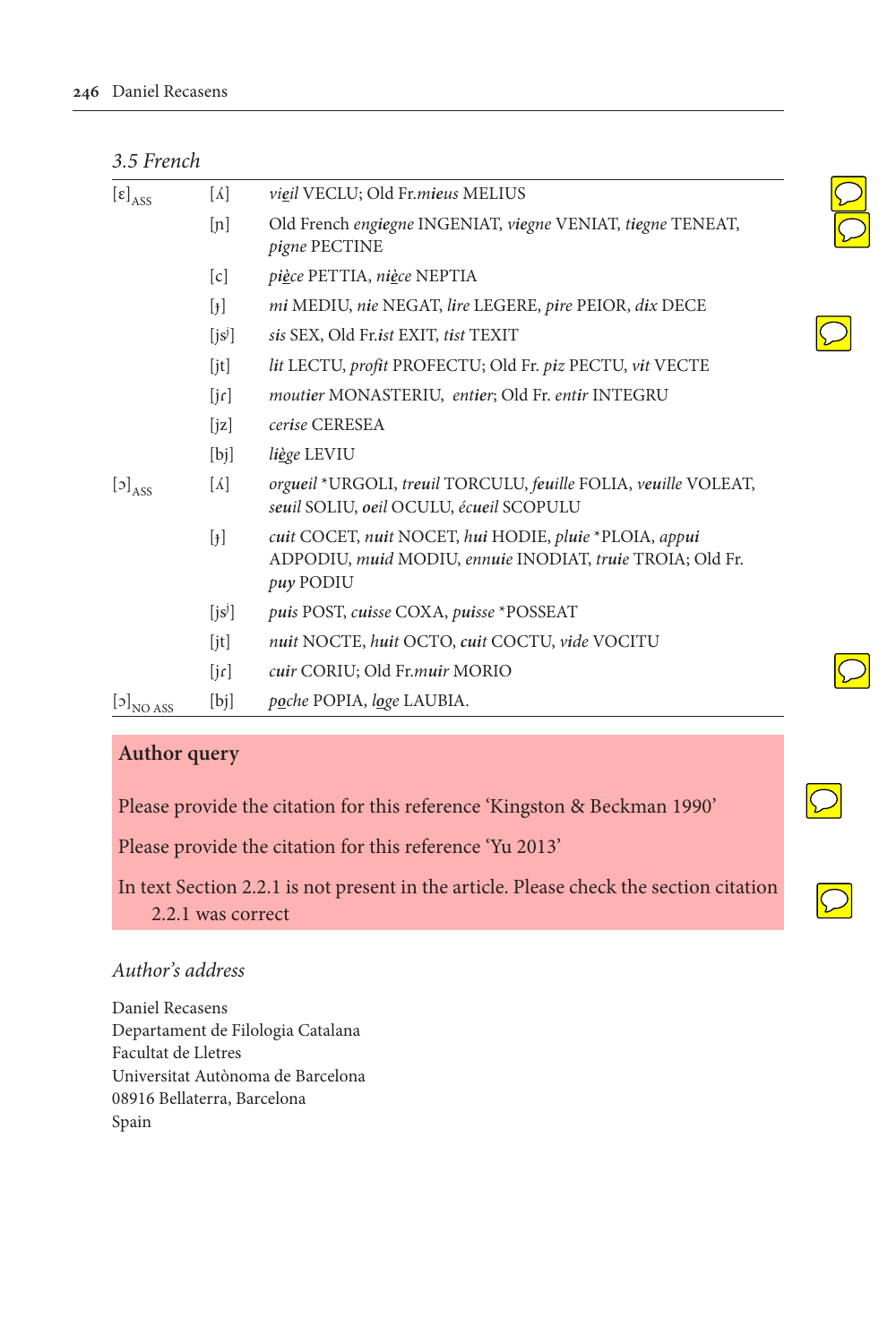### 3.5 French

| | | |
|---|---|---|
| [ɛ]$_{ASS}$ | [ʎ] | *vi<u>e</u>il* VECLU; Old Fr.*mieus* MELIUS |
| | [ɲ] | Old French *engiegne* INGENIAT, *viegne* VENIAT, *tiegne* TENEAT, *pigne* PECTINE |
| | [c] | *pi<u>è</u>ce* PETTIA, *ni<u>è</u>ce* NEPTIA |
| | [ɟ] | *mi* MEDIU, *nie* NEGAT, *lire* LEGERE, *pire* PEIOR, *dix* DECE |
| | [jsʲ] | *sis* SEX, Old Fr.*ist* EXIT, *tist* TEXIT |
| | [jt] | *lit* LECTU, *profit* PROFECTU; Old Fr. *piz* PECTU, *vit* VECTE |
| | [jɾ] | *moutier* MONASTERIU, *entier*; Old Fr. *entir* INTEGRU |
| | [jz] | *cerise* CERESEA |
| | [bj] | *li<u>è</u>ge* LEVIU |
| [ɔ]$_{ASS}$ | [ʎ] | *orgueil* *URGOLI, *treuil* TORCULU, *feuille* FOLIA, *veuille* VOLEAT, *seuil* SOLIU, *oeil* OCULU, *écueil* SCOPULU |
| | [ɟ] | *cuit* COCET, *nuit* NOCET, *hui* HODIE, *pluie* *PLOIA, *appui* ADPODIU, *muid* MODIU, *ennuie* INODIAT, *truie* TROIA; Old Fr. *puy* PODIU |
| | [jsʲ] | *puis* POST, *cuisse* COXA, *puisse* *POSSEAT |
| | [jt] | *nuit* NOCTE, *huit* OCTO, *cuit* COCTU, *vide* VOCITU |
| | [jɾ] | *cuir* CORIU; Old Fr.*muir* MORIO |
| [ɔ]$_{NO\ ASS}$ | [bj] | *p<u>o</u>che* POPIA, *l<u>o</u>ge* LAUBIA. |

**Author query**

Please provide the citation for this reference ‘Kingston & Beckman 1990’

Please provide the citation for this reference ‘Yu 2013’

In text Section 2.2.1 is not present in the article. Please check the section citation 2.2.1 was correct

*Author’s address*

Daniel Recasens
Departament de Filologia Catalana
Facultat de Lletres
Universitat Autònoma de Barcelona
08916 Bellaterra, Barcelona
Spain